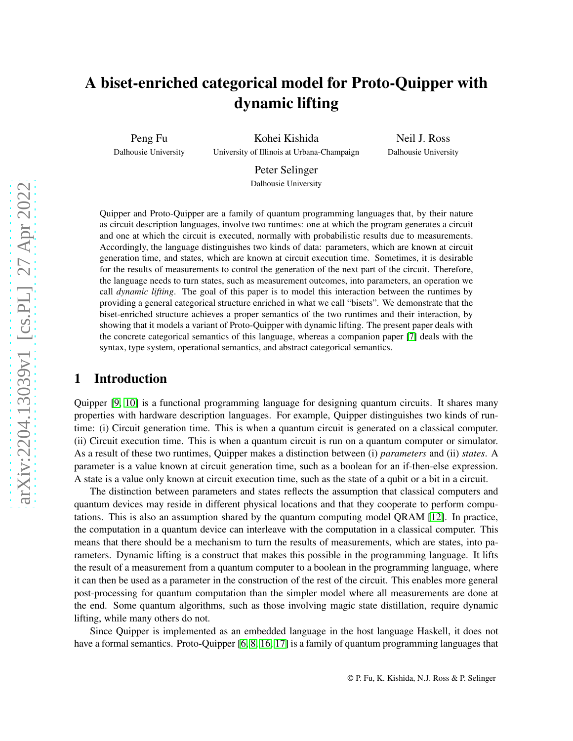# A biset-enriched categorical model for Proto-Quipper with dynamic lifting

Peng Fu
Dalhousie University

Kohei Kishida
University of Illinois at Urbana-Champaign

Neil J. Ross
Dalhousie University

Peter Selinger
Dalhousie University

Quipper and Proto-Quipper are a family of quantum programming languages that, by their nature as circuit description languages, involve two runtimes: one at which the program generates a circuit and one at which the circuit is executed, normally with probabilistic results due to measurements. Accordingly, the language distinguishes two kinds of data: parameters, which are known at circuit generation time, and states, which are known at circuit execution time. Sometimes, it is desirable for the results of measurements to control the generation of the next part of the circuit. Therefore, the language needs to turn states, such as measurement outcomes, into parameters, an operation we call *dynamic lifting*. The goal of this paper is to model this interaction between the runtimes by providing a general categorical structure enriched in what we call "bisets". We demonstrate that the biset-enriched structure achieves a proper semantics of the two runtimes and their interaction, by showing that it models a variant of Proto-Quipper with dynamic lifting. The present paper deals with the concrete categorical semantics of this language, whereas a companion paper [7] deals with the syntax, type system, operational semantics, and abstract categorical semantics.

## 1 Introduction

Quipper [9, 10] is a functional programming language for designing quantum circuits. It shares many properties with hardware description languages. For example, Quipper distinguishes two kinds of runtime: (i) Circuit generation time. This is when a quantum circuit is generated on a classical computer. (ii) Circuit execution time. This is when a quantum circuit is run on a quantum computer or simulator. As a result of these two runtimes, Quipper makes a distinction between (i) *parameters* and (ii) *states*. A parameter is a value known at circuit generation time, such as a boolean for an if-then-else expression. A state is a value only known at circuit execution time, such as the state of a qubit or a bit in a circuit.

The distinction between parameters and states reflects the assumption that classical computers and quantum devices may reside in different physical locations and that they cooperate to perform computations. This is also an assumption shared by the quantum computing model QRAM [12]. In practice, the computation in a quantum device can interleave with the computation in a classical computer. This means that there should be a mechanism to turn the results of measurements, which are states, into parameters. Dynamic lifting is a construct that makes this possible in the programming language. It lifts the result of a measurement from a quantum computer to a boolean in the programming language, where it can then be used as a parameter in the construction of the rest of the circuit. This enables more general post-processing for quantum computation than the simpler model where all measurements are done at the end. Some quantum algorithms, such as those involving magic state distillation, require dynamic lifting, while many others do not.

Since Quipper is implemented as an embedded language in the host language Haskell, it does not have a formal semantics. Proto-Quipper [6, 8, 16, 17] is a family of quantum programming languages that

© P. Fu, K. Kishida, N.J. Ross & P. Selinger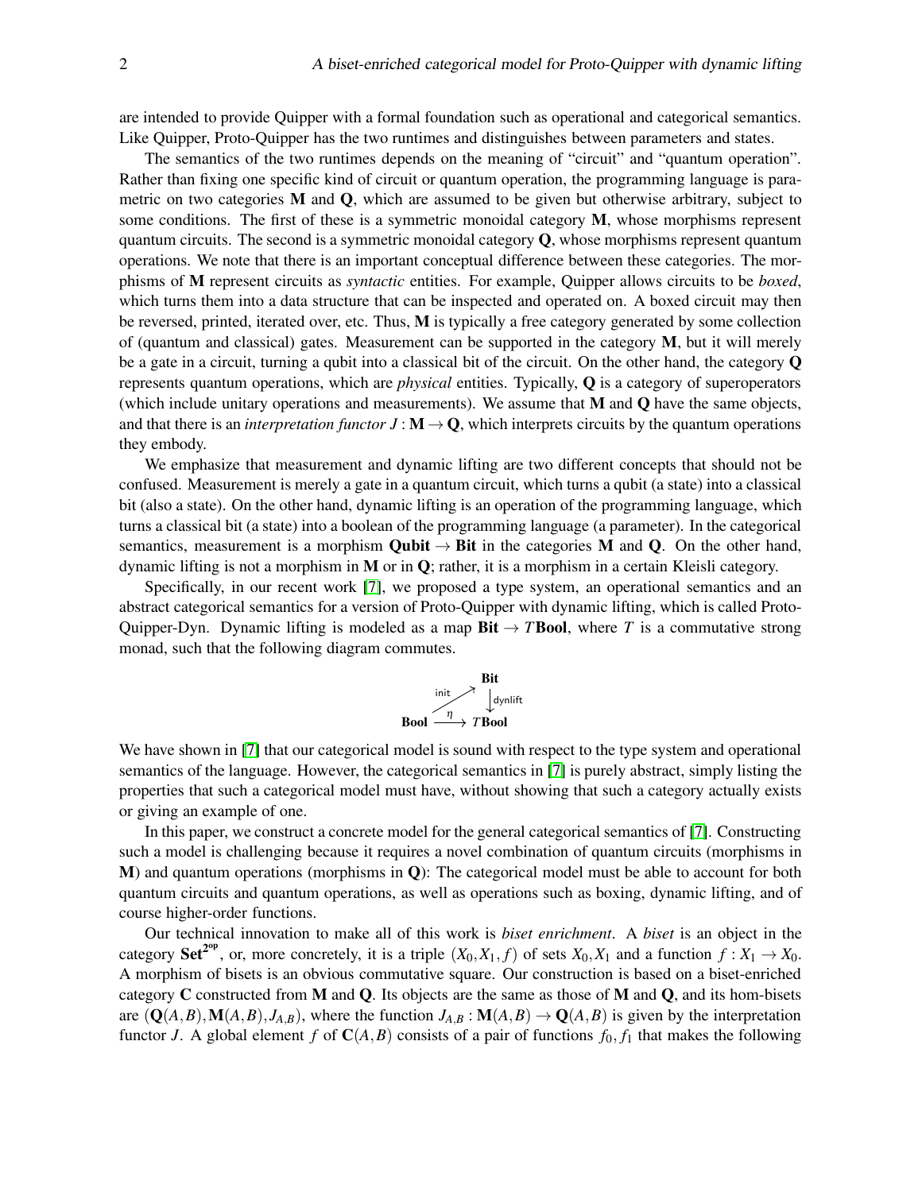are intended to provide Quipper with a formal foundation such as operational and categorical semantics. Like Quipper, Proto-Quipper has the two runtimes and distinguishes between parameters and states.

The semantics of the two runtimes depends on the meaning of "circuit" and "quantum operation". Rather than fixing one specific kind of circuit or quantum operation, the programming language is parametric on two categories $\mathbf{M}$ and $\mathbf{Q}$, which are assumed to be given but otherwise arbitrary, subject to some conditions. The first of these is a symmetric monoidal category $\mathbf{M}$, whose morphisms represent quantum circuits. The second is a symmetric monoidal category $\mathbf{Q}$, whose morphisms represent quantum operations. We note that there is an important conceptual difference between these categories. The morphisms of $\mathbf{M}$ represent circuits as *syntactic* entities. For example, Quipper allows circuits to be *boxed*, which turns them into a data structure that can be inspected and operated on. A boxed circuit may then be reversed, printed, iterated over, etc. Thus, $\mathbf{M}$ is typically a free category generated by some collection of (quantum and classical) gates. Measurement can be supported in the category $\mathbf{M}$, but it will merely be a gate in a circuit, turning a qubit into a classical bit of the circuit. On the other hand, the category $\mathbf{Q}$ represents quantum operations, which are *physical* entities. Typically, $\mathbf{Q}$ is a category of superoperators (which include unitary operations and measurements). We assume that $\mathbf{M}$ and $\mathbf{Q}$ have the same objects, and that there is an *interpretation functor* $J : \mathbf{M} \to \mathbf{Q}$, which interprets circuits by the quantum operations they embody.

We emphasize that measurement and dynamic lifting are two different concepts that should not be confused. Measurement is merely a gate in a quantum circuit, which turns a qubit (a state) into a classical bit (also a state). On the other hand, dynamic lifting is an operation of the programming language, which turns a classical bit (a state) into a boolean of the programming language (a parameter). In the categorical semantics, measurement is a morphism $\mathbf{Qubit} \to \mathbf{Bit}$ in the categories $\mathbf{M}$ and $\mathbf{Q}$. On the other hand, dynamic lifting is not a morphism in $\mathbf{M}$ or in $\mathbf{Q}$; rather, it is a morphism in a certain Kleisli category.

Specifically, in our recent work [7], we proposed a type system, an operational semantics and an abstract categorical semantics for a version of Proto-Quipper with dynamic lifting, which is called Proto-Quipper-Dyn. Dynamic lifting is modeled as a map $\mathbf{Bit} \to T\mathbf{Bool}$, where $T$ is a commutative strong monad, such that the following diagram commutes.

$$\begin{array}{ccc} & & \mathbf{Bit} \\ & {\scriptstyle \mathsf{init}} \nearrow & \downarrow {\scriptstyle \mathsf{dynlift}} \\ \mathbf{Bool} & \xrightarrow{\ \eta\ } & T\mathbf{Bool} \end{array}$$

We have shown in [7] that our categorical model is sound with respect to the type system and operational semantics of the language. However, the categorical semantics in [7] is purely abstract, simply listing the properties that such a categorical model must have, without showing that such a category actually exists or giving an example of one.

In this paper, we construct a concrete model for the general categorical semantics of [7]. Constructing such a model is challenging because it requires a novel combination of quantum circuits (morphisms in $\mathbf{M}$) and quantum operations (morphisms in $\mathbf{Q}$): The categorical model must be able to account for both quantum circuits and quantum operations, as well as operations such as boxing, dynamic lifting, and of course higher-order functions.

Our technical innovation to make all of this work is *biset enrichment*. A *biset* is an object in the category $\mathbf{Set}^{\mathbf{2}^{\mathrm{op}}}$, or, more concretely, it is a triple $(X_0, X_1, f)$ of sets $X_0, X_1$ and a function $f : X_1 \to X_0$. A morphism of bisets is an obvious commutative square. Our construction is based on a biset-enriched category $\mathbf{C}$ constructed from $\mathbf{M}$ and $\mathbf{Q}$. Its objects are the same as those of $\mathbf{M}$ and $\mathbf{Q}$, and its hom-bisets are $(\mathbf{Q}(A,B), \mathbf{M}(A,B), J_{A,B})$, where the function $J_{A,B} : \mathbf{M}(A,B) \to \mathbf{Q}(A,B)$ is given by the interpretation functor $J$. A global element $f$ of $\mathbf{C}(A,B)$ consists of a pair of functions $f_0, f_1$ that makes the following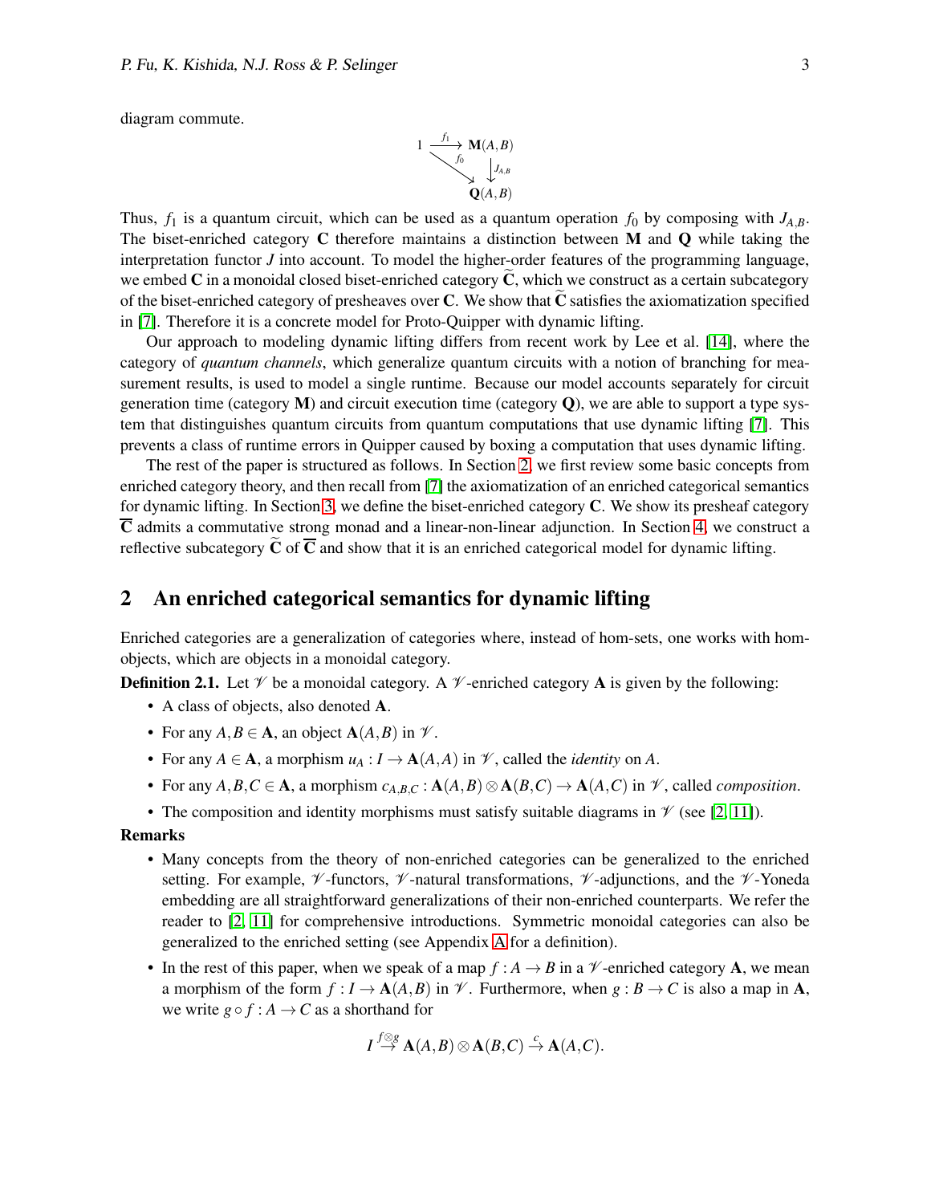diagram commute.

$$\begin{array}{ccc} 1 & \xrightarrow{f_1} & \mathbf{M}(A,B) \\ & \searrow^{f_0} & \downarrow J_{A,B} \\ & & \mathbf{Q}(A,B) \end{array}$$

Thus, $f_1$ is a quantum circuit, which can be used as a quantum operation $f_0$ by composing with $J_{A,B}$. The biset-enriched category $\mathbf{C}$ therefore maintains a distinction between $\mathbf{M}$ and $\mathbf{Q}$ while taking the interpretation functor $J$ into account. To model the higher-order features of the programming language, we embed $\mathbf{C}$ in a monoidal closed biset-enriched category $\widetilde{\mathbf{C}}$, which we construct as a certain subcategory of the biset-enriched category of presheaves over $\mathbf{C}$. We show that $\widetilde{\mathbf{C}}$ satisfies the axiomatization specified in [7]. Therefore it is a concrete model for Proto-Quipper with dynamic lifting.

Our approach to modeling dynamic lifting differs from recent work by Lee et al. [14], where the category of *quantum channels*, which generalize quantum circuits with a notion of branching for measurement results, is used to model a single runtime. Because our model accounts separately for circuit generation time (category $\mathbf{M}$) and circuit execution time (category $\mathbf{Q}$), we are able to support a type system that distinguishes quantum circuits from quantum computations that use dynamic lifting [7]. This prevents a class of runtime errors in Quipper caused by boxing a computation that uses dynamic lifting.

The rest of the paper is structured as follows. In Section 2, we first review some basic concepts from enriched category theory, and then recall from [7] the axiomatization of an enriched categorical semantics for dynamic lifting. In Section 3, we define the biset-enriched category $\mathbf{C}$. We show its presheaf category $\overline{\mathbf{C}}$ admits a commutative strong monad and a linear-non-linear adjunction. In Section 4, we construct a reflective subcategory $\widetilde{\mathbf{C}}$ of $\overline{\mathbf{C}}$ and show that it is an enriched categorical model for dynamic lifting.

## 2 An enriched categorical semantics for dynamic lifting

Enriched categories are a generalization of categories where, instead of hom-sets, one works with hom-objects, which are objects in a monoidal category.

**Definition 2.1.** Let $\mathscr{V}$ be a monoidal category. A $\mathscr{V}$-enriched category $\mathbf{A}$ is given by the following:

- A class of objects, also denoted $\mathbf{A}$.
- For any $A,B \in \mathbf{A}$, an object $\mathbf{A}(A,B)$ in $\mathscr{V}$.
- For any $A \in \mathbf{A}$, a morphism $u_A : I \to \mathbf{A}(A,A)$ in $\mathscr{V}$, called the *identity* on $A$.
- For any $A,B,C \in \mathbf{A}$, a morphism $c_{A,B,C} : \mathbf{A}(A,B) \otimes \mathbf{A}(B,C) \to \mathbf{A}(A,C)$ in $\mathscr{V}$, called *composition*.
- The composition and identity morphisms must satisfy suitable diagrams in $\mathscr{V}$ (see [2, 11]).

**Remarks**

- Many concepts from the theory of non-enriched categories can be generalized to the enriched setting. For example, $\mathscr{V}$-functors, $\mathscr{V}$-natural transformations, $\mathscr{V}$-adjunctions, and the $\mathscr{V}$-Yoneda embedding are all straightforward generalizations of their non-enriched counterparts. We refer the reader to [2, 11] for comprehensive introductions. Symmetric monoidal categories can also be generalized to the enriched setting (see Appendix A for a definition).
- In the rest of this paper, when we speak of a map $f : A \to B$ in a $\mathscr{V}$-enriched category $\mathbf{A}$, we mean a morphism of the form $f : I \to \mathbf{A}(A,B)$ in $\mathscr{V}$. Furthermore, when $g : B \to C$ is also a map in $\mathbf{A}$, we write $g \circ f : A \to C$ as a shorthand for

$$I \overset{f \otimes g}{\to} \mathbf{A}(A,B) \otimes \mathbf{A}(B,C) \overset{c}{\to} \mathbf{A}(A,C).$$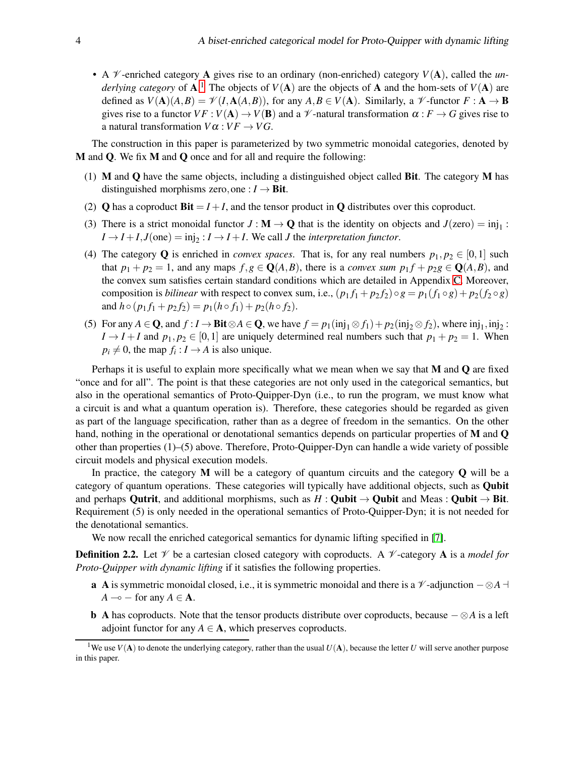- A $\mathscr{V}$-enriched category $\mathbf{A}$ gives rise to an ordinary (non-enriched) category $V(\mathbf{A})$, called the *underlying category* of $\mathbf{A}$.[1] The objects of $V(\mathbf{A})$ are the objects of $\mathbf{A}$ and the hom-sets of $V(\mathbf{A})$ are defined as $V(\mathbf{A})(A,B) = \mathscr{V}(I, \mathbf{A}(A,B))$, for any $A,B \in V(\mathbf{A})$. Similarly, a $\mathscr{V}$-functor $F : \mathbf{A} \to \mathbf{B}$ gives rise to a functor $VF : V(\mathbf{A}) \to V(\mathbf{B})$ and a $\mathscr{V}$-natural transformation $\alpha : F \to G$ gives rise to a natural transformation $V\alpha : VF \to VG$.

The construction in this paper is parameterized by two symmetric monoidal categories, denoted by $\mathbf{M}$ and $\mathbf{Q}$. We fix $\mathbf{M}$ and $\mathbf{Q}$ once and for all and require the following:

(1) $\mathbf{M}$ and $\mathbf{Q}$ have the same objects, including a distinguished object called $\mathbf{Bit}$. The category $\mathbf{M}$ has distinguished morphisms $\mathrm{zero}, \mathrm{one} : I \to \mathbf{Bit}$.

(2) $\mathbf{Q}$ has a coproduct $\mathbf{Bit} = I + I$, and the tensor product in $\mathbf{Q}$ distributes over this coproduct.

(3) There is a strict monoidal functor $J : \mathbf{M} \to \mathbf{Q}$ that is the identity on objects and $J(\mathrm{zero}) = \mathrm{inj}_1 : I \to I + I, J(\mathrm{one}) = \mathrm{inj}_2 : I \to I + I$. We call $J$ the *interpretation functor*.

(4) The category $\mathbf{Q}$ is enriched in *convex spaces*. That is, for any real numbers $p_1, p_2 \in [0,1]$ such that $p_1 + p_2 = 1$, and any maps $f, g \in \mathbf{Q}(A,B)$, there is a *convex sum* $p_1 f + p_2 g \in \mathbf{Q}(A,B)$, and the convex sum satisfies certain standard conditions which are detailed in Appendix C. Moreover, composition is *bilinear* with respect to convex sum, i.e., $(p_1 f_1 + p_2 f_2) \circ g = p_1(f_1 \circ g) + p_2(f_2 \circ g)$ and $h \circ (p_1 f_1 + p_2 f_2) = p_1(h \circ f_1) + p_2(h \circ f_2)$.

(5) For any $A \in \mathbf{Q}$, and $f : I \to \mathbf{Bit} \otimes A \in \mathbf{Q}$, we have $f = p_1(\mathrm{inj}_1 \otimes f_1) + p_2(\mathrm{inj}_2 \otimes f_2)$, where $\mathrm{inj}_1, \mathrm{inj}_2 : I \to I + I$ and $p_1, p_2 \in [0,1]$ are uniquely determined real numbers such that $p_1 + p_2 = 1$. When $p_i \neq 0$, the map $f_i : I \to A$ is also unique.

Perhaps it is useful to explain more specifically what we mean when we say that $\mathbf{M}$ and $\mathbf{Q}$ are fixed "once and for all". The point is that these categories are not only used in the categorical semantics, but also in the operational semantics of Proto-Quipper-Dyn (i.e., to run the program, we must know what a circuit is and what a quantum operation is). Therefore, these categories should be regarded as given as part of the language specification, rather than as a degree of freedom in the semantics. On the other hand, nothing in the operational or denotational semantics depends on particular properties of $\mathbf{M}$ and $\mathbf{Q}$ other than properties (1)–(5) above. Therefore, Proto-Quipper-Dyn can handle a wide variety of possible circuit models and physical execution models.

In practice, the category $\mathbf{M}$ will be a category of quantum circuits and the category $\mathbf{Q}$ will be a category of quantum operations. These categories will typically have additional objects, such as $\mathbf{Qubit}$ and perhaps $\mathbf{Qutrit}$, and additional morphisms, such as $H : \mathbf{Qubit} \to \mathbf{Qubit}$ and $\mathrm{Meas} : \mathbf{Qubit} \to \mathbf{Bit}$. Requirement (5) is only needed in the operational semantics of Proto-Quipper-Dyn; it is not needed for the denotational semantics.

We now recall the enriched categorical semantics for dynamic lifting specified in [7].

**Definition 2.2.** Let $\mathscr{V}$ be a cartesian closed category with coproducts. A $\mathscr{V}$-category $\mathbf{A}$ is a *model for Proto-Quipper with dynamic lifting* if it satisfies the following properties.

**a** $\mathbf{A}$ is symmetric monoidal closed, i.e., it is symmetric monoidal and there is a $\mathscr{V}$-adjunction $- \otimes A \dashv A \multimap -$ for any $A \in \mathbf{A}$.

**b** $\mathbf{A}$ has coproducts. Note that the tensor products distribute over coproducts, because $- \otimes A$ is a left adjoint functor for any $A \in \mathbf{A}$, which preserves coproducts.

[1] We use $V(\mathbf{A})$ to denote the underlying category, rather than the usual $U(\mathbf{A})$, because the letter $U$ will serve another purpose in this paper.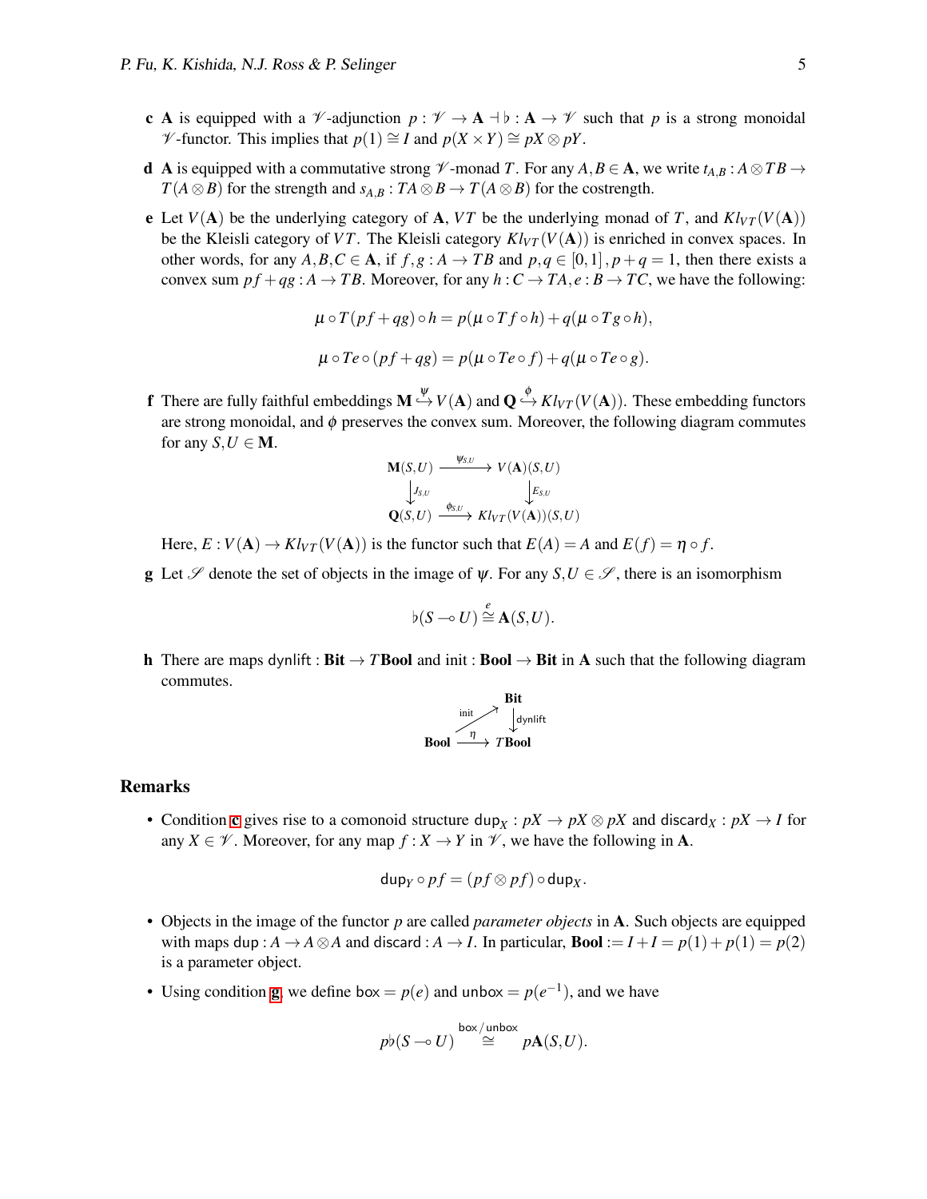- **c** $\mathbf{A}$ is equipped with a $\mathscr{V}$-adjunction $p : \mathscr{V} \to \mathbf{A} \dashv \flat : \mathbf{A} \to \mathscr{V}$ such that $p$ is a strong monoidal $\mathscr{V}$-functor. This implies that $p(1) \cong I$ and $p(X \times Y) \cong pX \otimes pY$.

- **d** $\mathbf{A}$ is equipped with a commutative strong $\mathscr{V}$-monad $T$. For any $A, B \in \mathbf{A}$, we write $t_{A,B} : A \otimes TB \to T(A \otimes B)$ for the strength and $s_{A,B} : TA \otimes B \to T(A \otimes B)$ for the costrength.

- **e** Let $V(\mathbf{A})$ be the underlying category of $\mathbf{A}$, $VT$ be the underlying monad of $T$, and $Kl_{VT}(V(\mathbf{A}))$ be the Kleisli category of $VT$. The Kleisli category $Kl_{VT}(V(\mathbf{A}))$ is enriched in convex spaces. In other words, for any $A, B, C \in \mathbf{A}$, if $f, g : A \to TB$ and $p, q \in [0,1]$, $p + q = 1$, then there exists a convex sum $pf + qg : A \to TB$. Moreover, for any $h : C \to TA, e : B \to TC$, we have the following:

$$\mu \circ T(pf + qg) \circ h = p(\mu \circ Tf \circ h) + q(\mu \circ Tg \circ h),$$

$$\mu \circ Te \circ (pf + qg) = p(\mu \circ Te \circ f) + q(\mu \circ Te \circ g).$$

- **f** There are fully faithful embeddings $\mathbf{M} \overset{\psi}{\hookrightarrow} V(\mathbf{A})$ and $\mathbf{Q} \overset{\phi}{\hookrightarrow} Kl_{VT}(V(\mathbf{A}))$. These embedding functors are strong monoidal, and $\phi$ preserves the convex sum. Moreover, the following diagram commutes for any $S, U \in \mathbf{M}$.

$$\begin{array}{ccc} \mathbf{M}(S,U) & \xrightarrow{\psi_{S,U}} & V(\mathbf{A})(S,U) \\ \downarrow J_{S,U} & & \downarrow E_{S,U} \\ \mathbf{Q}(S,U) & \xrightarrow{\phi_{S,U}} & Kl_{VT}(V(\mathbf{A}))(S,U) \end{array}$$

  Here, $E : V(\mathbf{A}) \to Kl_{VT}(V(\mathbf{A}))$ is the functor such that $E(A) = A$ and $E(f) = \eta \circ f$.

- **g** Let $\mathscr{S}$ denote the set of objects in the image of $\psi$. For any $S, U \in \mathscr{S}$, there is an isomorphism

$$\flat(S \multimap U) \overset{e}{\cong} \mathbf{A}(S,U).$$

- **h** There are maps $\mathsf{dynlift} : \mathbf{Bit} \to T\mathbf{Bool}$ and $\mathsf{init} : \mathbf{Bool} \to \mathbf{Bit}$ in $\mathbf{A}$ such that the following diagram commutes.

$$\begin{array}{ccc} & & \mathbf{Bit} \\ & \overset{\mathsf{init}}{\nearrow} & \downarrow \mathsf{dynlift} \\ \mathbf{Bool} & \xrightarrow{\eta} & T\mathbf{Bool} \end{array}$$

## Remarks

- Condition **c** gives rise to a comonoid structure $\mathsf{dup}_X : pX \to pX \otimes pX$ and $\mathsf{discard}_X : pX \to I$ for any $X \in \mathscr{V}$. Moreover, for any map $f : X \to Y$ in $\mathscr{V}$, we have the following in $\mathbf{A}$.

$$\mathsf{dup}_Y \circ pf = (pf \otimes pf) \circ \mathsf{dup}_X.$$

- Objects in the image of the functor $p$ are called *parameter objects* in $\mathbf{A}$. Such objects are equipped with maps $\mathsf{dup} : A \to A \otimes A$ and $\mathsf{discard} : A \to I$. In particular, $\mathbf{Bool} := I + I = p(1) + p(1) = p(2)$ is a parameter object.

- Using condition **g**, we define $\mathsf{box} = p(e)$ and $\mathsf{unbox} = p(e^{-1})$, and we have

$$p\flat(S \multimap U) \overset{\mathsf{box}/\mathsf{unbox}}{\cong} p\mathbf{A}(S,U).$$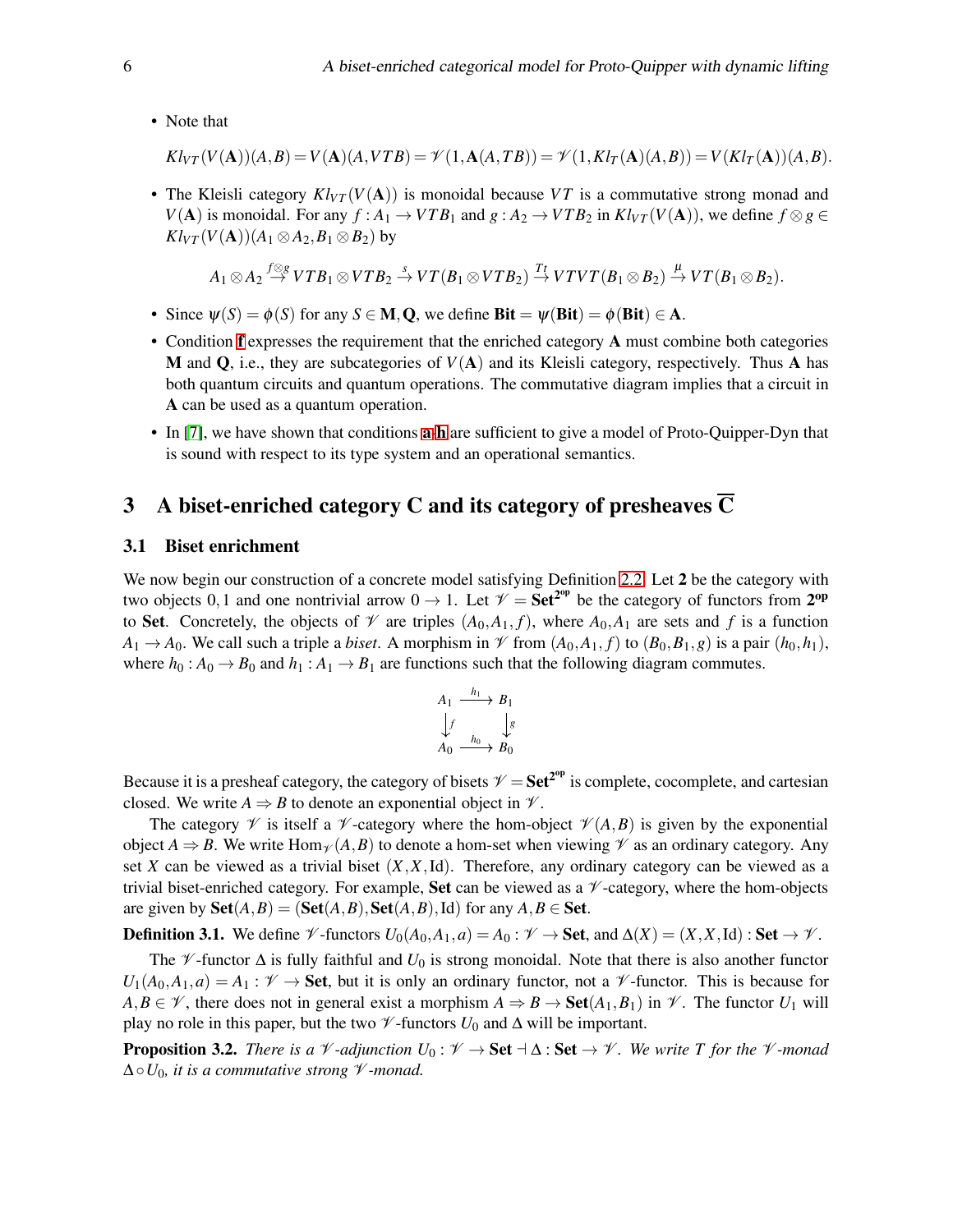- Note that

  $Kl_{VT}(V(\mathbf{A}))(A,B) = V(\mathbf{A})(A,VTB) = \mathscr{V}(1,\mathbf{A}(A,TB)) = \mathscr{V}(1,Kl_T(\mathbf{A})(A,B)) = V(Kl_T(\mathbf{A}))(A,B).$

- The Kleisli category $Kl_{VT}(V(\mathbf{A}))$ is monoidal because $VT$ is a commutative strong monad and $V(\mathbf{A})$ is monoidal. For any $f : A_1 \to VTB_1$ and $g : A_2 \to VTB_2$ in $Kl_{VT}(V(\mathbf{A}))$, we define $f \otimes g \in Kl_{VT}(V(\mathbf{A}))(A_1 \otimes A_2, B_1 \otimes B_2)$ by

  $$A_1 \otimes A_2 \xrightarrow{f \otimes g} VTB_1 \otimes VTB_2 \xrightarrow{s} VT(B_1 \otimes VTB_2) \xrightarrow{Tt} VTVT(B_1 \otimes B_2) \xrightarrow{\mu} VT(B_1 \otimes B_2).$$

- Since $\psi(S) = \phi(S)$ for any $S \in \mathbf{M}, \mathbf{Q}$, we define $\mathbf{Bit} = \psi(\mathbf{Bit}) = \phi(\mathbf{Bit}) \in \mathbf{A}$.
- Condition f expresses the requirement that the enriched category $\mathbf{A}$ must combine both categories $\mathbf{M}$ and $\mathbf{Q}$, i.e., they are subcategories of $V(\mathbf{A})$ and its Kleisli category, respectively. Thus $\mathbf{A}$ has both quantum circuits and quantum operations. The commutative diagram implies that a circuit in $\mathbf{A}$ can be used as a quantum operation.
- In [7], we have shown that conditions a-h are sufficient to give a model of Proto-Quipper-Dyn that is sound with respect to its type system and an operational semantics.

## 3 A biset-enriched category C and its category of presheaves $\overline{\mathbf{C}}$

### 3.1 Biset enrichment

We now begin our construction of a concrete model satisfying Definition 2.2. Let $\mathbf{2}$ be the category with two objects $0,1$ and one nontrivial arrow $0 \to 1$. Let $\mathscr{V} = \mathbf{Set}^{\mathbf{2^{op}}}$ be the category of functors from $\mathbf{2^{op}}$ to $\mathbf{Set}$. Concretely, the objects of $\mathscr{V}$ are triples $(A_0, A_1, f)$, where $A_0, A_1$ are sets and $f$ is a function $A_1 \to A_0$. We call such a triple a *biset*. A morphism in $\mathscr{V}$ from $(A_0, A_1, f)$ to $(B_0, B_1, g)$ is a pair $(h_0, h_1)$, where $h_0 : A_0 \to B_0$ and $h_1 : A_1 \to B_1$ are functions such that the following diagram commutes.

$$\begin{array}{ccc} A_1 & \xrightarrow{h_1} & B_1 \\ \downarrow f & & \downarrow g \\ A_0 & \xrightarrow{h_0} & B_0 \end{array}$$

Because it is a presheaf category, the category of bisets $\mathscr{V} = \mathbf{Set}^{\mathbf{2^{op}}}$ is complete, cocomplete, and cartesian closed. We write $A \Rightarrow B$ to denote an exponential object in $\mathscr{V}$.

The category $\mathscr{V}$ is itself a $\mathscr{V}$-category where the hom-object $\mathscr{V}(A,B)$ is given by the exponential object $A \Rightarrow B$. We write $\mathrm{Hom}_{\mathscr{V}}(A,B)$ to denote a hom-set when viewing $\mathscr{V}$ as an ordinary category. Any set $X$ can be viewed as a trivial biset $(X, X, \mathrm{Id})$. Therefore, any ordinary category can be viewed as a trivial biset-enriched category. For example, $\mathbf{Set}$ can be viewed as a $\mathscr{V}$-category, where the hom-objects are given by $\mathbf{Set}(A,B) = (\mathbf{Set}(A,B), \mathbf{Set}(A,B), \mathrm{Id})$ for any $A, B \in \mathbf{Set}$.

**Definition 3.1.** We define $\mathscr{V}$-functors $U_0(A_0, A_1, a) = A_0 : \mathscr{V} \to \mathbf{Set}$, and $\Delta(X) = (X, X, \mathrm{Id}) : \mathbf{Set} \to \mathscr{V}$.

The $\mathscr{V}$-functor $\Delta$ is fully faithful and $U_0$ is strong monoidal. Note that there is also another functor $U_1(A_0, A_1, a) = A_1 : \mathscr{V} \to \mathbf{Set}$, but it is only an ordinary functor, not a $\mathscr{V}$-functor. This is because for $A, B \in \mathscr{V}$, there does not in general exist a morphism $A \Rightarrow B \to \mathbf{Set}(A_1, B_1)$ in $\mathscr{V}$. The functor $U_1$ will play no role in this paper, but the two $\mathscr{V}$-functors $U_0$ and $\Delta$ will be important.

**Proposition 3.2.** *There is a $\mathscr{V}$-adjunction $U_0 : \mathscr{V} \to \mathbf{Set} \dashv \Delta : \mathbf{Set} \to \mathscr{V}$. We write $T$ for the $\mathscr{V}$-monad $\Delta \circ U_0$, it is a commutative strong $\mathscr{V}$-monad.*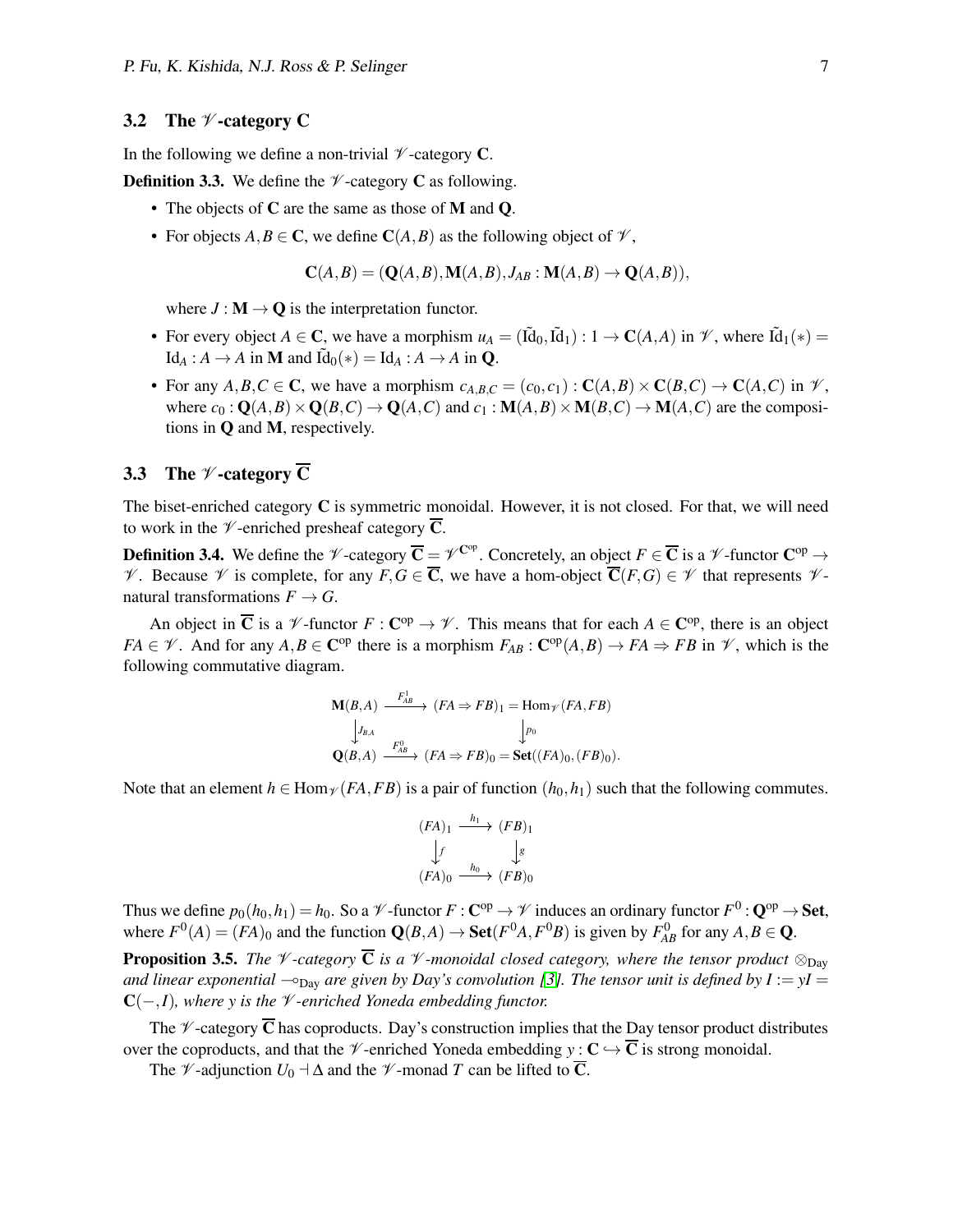### 3.2 The $\mathscr{V}$-category $\mathbf{C}$

In the following we define a non-trivial $\mathscr{V}$-category $\mathbf{C}$.

**Definition 3.3.** We define the $\mathscr{V}$-category $\mathbf{C}$ as following.

- The objects of $\mathbf{C}$ are the same as those of $\mathbf{M}$ and $\mathbf{Q}$.
- For objects $A, B \in \mathbf{C}$, we define $\mathbf{C}(A,B)$ as the following object of $\mathscr{V}$,

$$\mathbf{C}(A,B) = (\mathbf{Q}(A,B), \mathbf{M}(A,B), J_{AB} : \mathbf{M}(A,B) \to \mathbf{Q}(A,B)),$$

  where $J : \mathbf{M} \to \mathbf{Q}$ is the interpretation functor.
- For every object $A \in \mathbf{C}$, we have a morphism $u_A = (\tilde{\mathrm{Id}}_0, \tilde{\mathrm{Id}}_1) : 1 \to \mathbf{C}(A,A)$ in $\mathscr{V}$, where $\tilde{\mathrm{Id}}_1(*) = \mathrm{Id}_A : A \to A$ in $\mathbf{M}$ and $\tilde{\mathrm{Id}}_0(*) = \mathrm{Id}_A : A \to A$ in $\mathbf{Q}$.
- For any $A, B, C \in \mathbf{C}$, we have a morphism $c_{A,B,C} = (c_0, c_1) : \mathbf{C}(A,B) \times \mathbf{C}(B,C) \to \mathbf{C}(A,C)$ in $\mathscr{V}$, where $c_0 : \mathbf{Q}(A,B) \times \mathbf{Q}(B,C) \to \mathbf{Q}(A,C)$ and $c_1 : \mathbf{M}(A,B) \times \mathbf{M}(B,C) \to \mathbf{M}(A,C)$ are the compositions in $\mathbf{Q}$ and $\mathbf{M}$, respectively.

### 3.3 The $\mathscr{V}$-category $\overline{\mathbf{C}}$

The biset-enriched category $\mathbf{C}$ is symmetric monoidal. However, it is not closed. For that, we will need to work in the $\mathscr{V}$-enriched presheaf category $\overline{\mathbf{C}}$.

**Definition 3.4.** We define the $\mathscr{V}$-category $\overline{\mathbf{C}} = \mathscr{V}^{\mathbf{C}^{\mathrm{op}}}$. Concretely, an object $F \in \overline{\mathbf{C}}$ is a $\mathscr{V}$-functor $\mathbf{C}^{\mathrm{op}} \to \mathscr{V}$. Because $\mathscr{V}$ is complete, for any $F, G \in \overline{\mathbf{C}}$, we have a hom-object $\overline{\mathbf{C}}(F,G) \in \mathscr{V}$ that represents $\mathscr{V}$-natural transformations $F \to G$.

An object in $\overline{\mathbf{C}}$ is a $\mathscr{V}$-functor $F : \mathbf{C}^{\mathrm{op}} \to \mathscr{V}$. This means that for each $A \in \mathbf{C}^{\mathrm{op}}$, there is an object $FA \in \mathscr{V}$. And for any $A, B \in \mathbf{C}^{\mathrm{op}}$ there is a morphism $F_{AB} : \mathbf{C}^{\mathrm{op}}(A,B) \to FA \Rightarrow FB$ in $\mathscr{V}$, which is the following commutative diagram.

$$\begin{array}{ccc}
\mathbf{M}(B,A) & \xrightarrow{F^1_{AB}} & (FA \Rightarrow FB)_1 = \mathrm{Hom}_{\mathscr{V}}(FA, FB) \\
\downarrow{\scriptstyle J_{B,A}} & & \downarrow{\scriptstyle p_0} \\
\mathbf{Q}(B,A) & \xrightarrow{F^0_{AB}} & (FA \Rightarrow FB)_0 = \mathbf{Set}((FA)_0, (FB)_0).
\end{array}$$

Note that an element $h \in \mathrm{Hom}_{\mathscr{V}}(FA, FB)$ is a pair of function $(h_0, h_1)$ such that the following commutes.

$$\begin{array}{ccc}
(FA)_1 & \xrightarrow{h_1} & (FB)_1 \\
\downarrow{\scriptstyle f} & & \downarrow{\scriptstyle g} \\
(FA)_0 & \xrightarrow{h_0} & (FB)_0
\end{array}$$

Thus we define $p_0(h_0, h_1) = h_0$. So a $\mathscr{V}$-functor $F : \mathbf{C}^{\mathrm{op}} \to \mathscr{V}$ induces an ordinary functor $F^0 : \mathbf{Q}^{\mathrm{op}} \to \mathbf{Set}$, where $F^0(A) = (FA)_0$ and the function $\mathbf{Q}(B,A) \to \mathbf{Set}(F^0 A, F^0 B)$ is given by $F^0_{AB}$ for any $A, B \in \mathbf{Q}$.

**Proposition 3.5.** *The $\mathscr{V}$-category $\overline{\mathbf{C}}$ is a $\mathscr{V}$-monoidal closed category, where the tensor product $\otimes_{\mathrm{Day}}$ and linear exponential $\multimap_{\mathrm{Day}}$ are given by Day's convolution [3]. The tensor unit is defined by $I := yI = \mathbf{C}(-, I)$, where $y$ is the $\mathscr{V}$-enriched Yoneda embedding functor.*

The $\mathscr{V}$-category $\overline{\mathbf{C}}$ has coproducts. Day's construction implies that the Day tensor product distributes over the coproducts, and that the $\mathscr{V}$-enriched Yoneda embedding $y : \mathbf{C} \hookrightarrow \overline{\mathbf{C}}$ is strong monoidal.

The $\mathscr{V}$-adjunction $U_0 \dashv \Delta$ and the $\mathscr{V}$-monad $T$ can be lifted to $\overline{\mathbf{C}}$.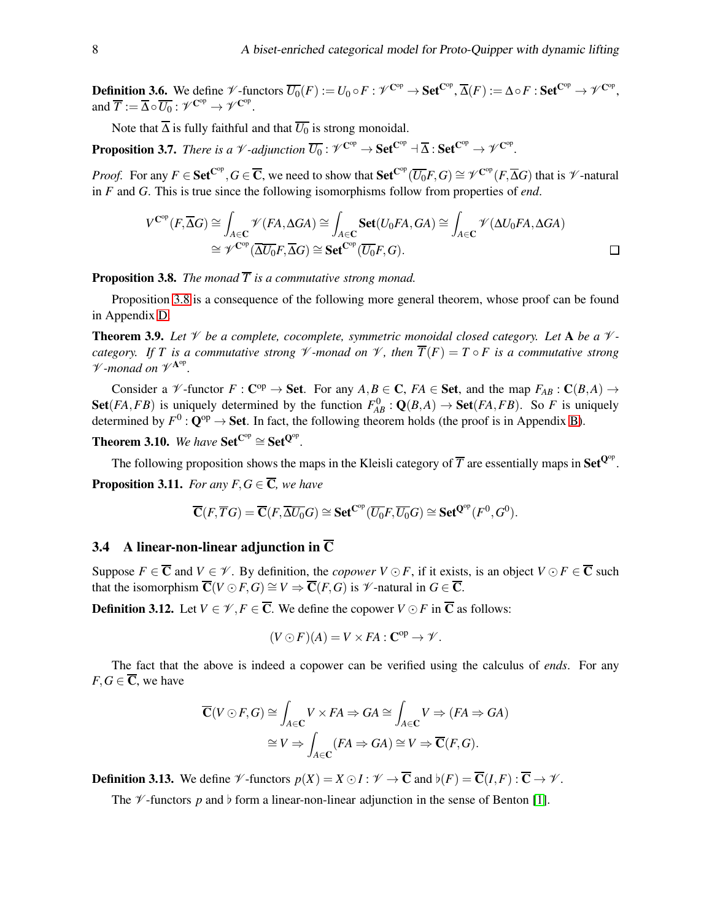**Definition 3.6.** We define $\mathscr{V}$-functors $\overline{U_0}(F) := U_0 \circ F : \mathscr{V}^{\mathbf{C}^{\text{op}}} \to \mathbf{Set}^{\mathbf{C}^{\text{op}}}$, $\overline{\Delta}(F) := \Delta \circ F : \mathbf{Set}^{\mathbf{C}^{\text{op}}} \to \mathscr{V}^{\mathbf{C}^{\text{op}}}$, and $\overline{T} := \overline{\Delta} \circ \overline{U_0} : \mathscr{V}^{\mathbf{C}^{\text{op}}} \to \mathscr{V}^{\mathbf{C}^{\text{op}}}$.

Note that $\overline{\Delta}$ is fully faithful and that $\overline{U_0}$ is strong monoidal.

**Proposition 3.7.** *There is a $\mathscr{V}$-adjunction $\overline{U_0} : \mathscr{V}^{\mathbf{C}^{\text{op}}} \to \mathbf{Set}^{\mathbf{C}^{\text{op}}} \dashv \overline{\Delta} : \mathbf{Set}^{\mathbf{C}^{\text{op}}} \to \mathscr{V}^{\mathbf{C}^{\text{op}}}$.*

*Proof.* For any $F \in \mathbf{Set}^{\mathbf{C}^{\text{op}}}, G \in \overline{\mathbf{C}}$, we need to show that $\mathbf{Set}^{\mathbf{C}^{\text{op}}}(\overline{U_0}F, G) \cong \mathscr{V}^{\mathbf{C}^{\text{op}}}(F, \overline{\Delta}G)$ that is $\mathscr{V}$-natural in $F$ and $G$. This is true since the following isomorphisms follow from properties of *end*.

$$
\begin{aligned}
V^{\mathbf{C}^{\text{op}}}(F, \overline{\Delta}G) &\cong \int_{A \in \mathbf{C}} \mathscr{V}(FA, \Delta GA) \cong \int_{A \in \mathbf{C}} \mathbf{Set}(U_0 FA, GA) \cong \int_{A \in \mathbf{C}} \mathscr{V}(\Delta U_0 FA, \Delta GA) \\
&\cong \mathscr{V}^{\mathbf{C}^{\text{op}}}(\overline{\Delta U_0}F, \overline{\Delta}G) \cong \mathbf{Set}^{\mathbf{C}^{\text{op}}}(\overline{U_0}F, G).
\end{aligned}
$$

$\square$

**Proposition 3.8.** *The monad $\overline{T}$ is a commutative strong monad.*

Proposition 3.8 is a consequence of the following more general theorem, whose proof can be found in Appendix D.

**Theorem 3.9.** *Let $\mathscr{V}$ be a complete, cocomplete, symmetric monoidal closed category. Let $\mathbf{A}$ be a $\mathscr{V}$-category. If $T$ is a commutative strong $\mathscr{V}$-monad on $\mathscr{V}$, then $\overline{T}(F) = T \circ F$ is a commutative strong $\mathscr{V}$-monad on $\mathscr{V}^{\mathbf{A}^{\text{op}}}$.*

Consider a $\mathscr{V}$-functor $F : \mathbf{C}^{\text{op}} \to \mathbf{Set}$. For any $A, B \in \mathbf{C}$, $FA \in \mathbf{Set}$, and the map $F_{AB} : \mathbf{C}(B, A) \to \mathbf{Set}(FA, FB)$ is uniquely determined by the function $F^0_{AB} : \mathbf{Q}(B, A) \to \mathbf{Set}(FA, FB)$. So $F$ is uniquely determined by $F^0 : \mathbf{Q}^{\text{op}} \to \mathbf{Set}$. In fact, the following theorem holds (the proof is in Appendix B).

**Theorem 3.10.** *We have $\mathbf{Set}^{\mathbf{C}^{\text{op}}} \cong \mathbf{Set}^{\mathbf{Q}^{\text{op}}}$.*

The following proposition shows the maps in the Kleisli category of $\overline{T}$ are essentially maps in $\mathbf{Set}^{\mathbf{Q}^{\text{op}}}$.

**Proposition 3.11.** *For any $F, G \in \overline{\mathbf{C}}$, we have*

$$
\overline{\mathbf{C}}(F, \overline{T}G) = \overline{\mathbf{C}}(F, \overline{\Delta U_0}G) \cong \mathbf{Set}^{\mathbf{C}^{\text{op}}}(\overline{U_0}F, \overline{U_0}G) \cong \mathbf{Set}^{\mathbf{Q}^{\text{op}}}(F^0, G^0).
$$

### 3.4 A linear-non-linear adjunction in $\overline{\mathbf{C}}$

Suppose $F \in \overline{\mathbf{C}}$ and $V \in \mathscr{V}$. By definition, the *copower* $V \odot F$, if it exists, is an object $V \odot F \in \overline{\mathbf{C}}$ such that the isomorphism $\overline{\mathbf{C}}(V \odot F, G) \cong V \Rightarrow \overline{\mathbf{C}}(F, G)$ is $\mathscr{V}$-natural in $G \in \overline{\mathbf{C}}$.

**Definition 3.12.** Let $V \in \mathscr{V}, F \in \overline{\mathbf{C}}$. We define the copower $V \odot F$ in $\overline{\mathbf{C}}$ as follows:

$$
(V \odot F)(A) = V \times FA : \mathbf{C}^{\text{op}} \to \mathscr{V}.
$$

The fact that the above is indeed a copower can be verified using the calculus of *ends*. For any $F, G \in \overline{\mathbf{C}}$, we have

$$
\begin{aligned}
\overline{\mathbf{C}}(V \odot F, G) &\cong \int_{A \in \mathbf{C}} V \times FA \Rightarrow GA \cong \int_{A \in \mathbf{C}} V \Rightarrow (FA \Rightarrow GA) \\
&\cong V \Rightarrow \int_{A \in \mathbf{C}} (FA \Rightarrow GA) \cong V \Rightarrow \overline{\mathbf{C}}(F, G).
\end{aligned}
$$

**Definition 3.13.** We define $\mathscr{V}$-functors $p(X) = X \odot I : \mathscr{V} \to \overline{\mathbf{C}}$ and $\flat(F) = \overline{\mathbf{C}}(I, F) : \overline{\mathbf{C}} \to \mathscr{V}$.

The $\mathscr{V}$-functors $p$ and $\flat$ form a linear-non-linear adjunction in the sense of Benton [1].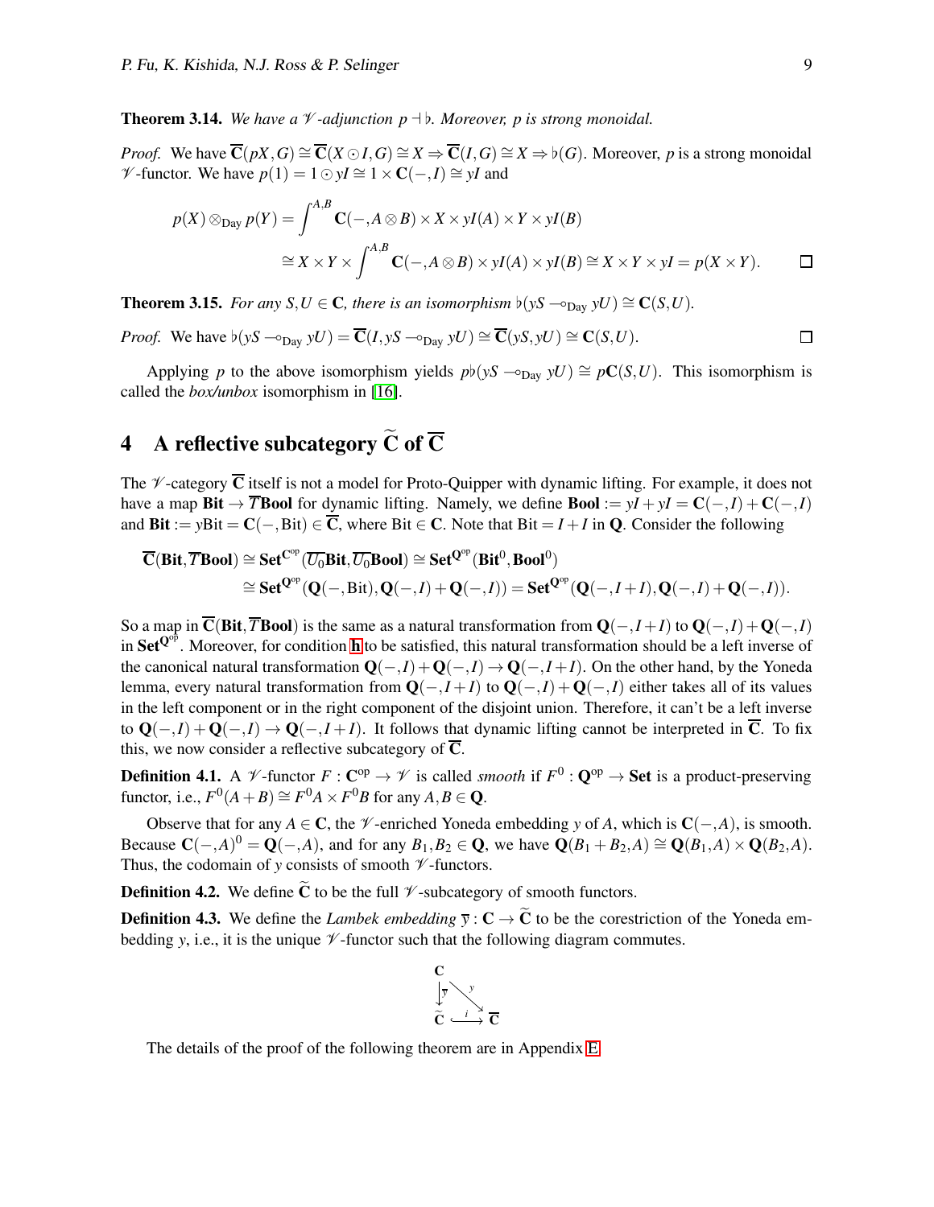**Theorem 3.14.** *We have a $\mathscr{V}$-adjunction $p \dashv \flat$. Moreover, $p$ is strong monoidal.*

*Proof.* We have $\overline{\mathbf{C}}(pX,G) \cong \overline{\mathbf{C}}(X \odot I, G) \cong X \Rightarrow \overline{\mathbf{C}}(I,G) \cong X \Rightarrow \flat(G)$. Moreover, $p$ is a strong monoidal $\mathscr{V}$-functor. We have $p(1) = 1 \odot yI \cong 1 \times \mathbf{C}(-,I) \cong yI$ and

$$
\begin{aligned}
p(X) \otimes_{\mathrm{Day}} p(Y) &= \int^{A,B} \mathbf{C}(-,A \otimes B) \times X \times yI(A) \times Y \times yI(B) \\
&\cong X \times Y \times \int^{A,B} \mathbf{C}(-,A \otimes B) \times yI(A) \times yI(B) \cong X \times Y \times yI = p(X \times Y).
\end{aligned}
$$

□

**Theorem 3.15.** *For any $S,U \in \mathbf{C}$, there is an isomorphism $\flat(yS \multimap_{\mathrm{Day}} yU) \cong \mathbf{C}(S,U)$.*

*Proof.* We have $\flat(yS \multimap_{\mathrm{Day}} yU) = \overline{\mathbf{C}}(I, yS \multimap_{\mathrm{Day}} yU) \cong \overline{\mathbf{C}}(yS,yU) \cong \mathbf{C}(S,U)$. □

Applying $p$ to the above isomorphism yields $p\flat(yS \multimap_{\mathrm{Day}} yU) \cong p\mathbf{C}(S,U)$. This isomorphism is called the *box/unbox* isomorphism in [16].

# 4 A reflective subcategory $\widetilde{\mathbf{C}}$ of $\overline{\mathbf{C}}$

The $\mathscr{V}$-category $\overline{\mathbf{C}}$ itself is not a model for Proto-Quipper with dynamic lifting. For example, it does not have a map $\mathbf{Bit} \to \overline{T}\mathbf{Bool}$ for dynamic lifting. Namely, we define $\mathbf{Bool} := yI + yI = \mathbf{C}(-,I) + \mathbf{C}(-,I)$ and $\mathbf{Bit} := y\mathrm{Bit} = \mathbf{C}(-,\mathrm{Bit}) \in \overline{\mathbf{C}}$, where $\mathrm{Bit} \in \mathbf{C}$. Note that $\mathrm{Bit} = I + I$ in $\mathbf{Q}$. Consider the following

$$
\begin{aligned}
\overline{\mathbf{C}}(\mathbf{Bit}, \overline{T}\mathbf{Bool}) &\cong \mathbf{Set}^{\mathbf{C}^{\mathrm{op}}}(\overline{U_0}\mathbf{Bit}, \overline{U_0}\mathbf{Bool}) \cong \mathbf{Set}^{\mathbf{Q}^{\mathrm{op}}}(\mathbf{Bit}^0, \mathbf{Bool}^0) \\
&\cong \mathbf{Set}^{\mathbf{Q}^{\mathrm{op}}}(\mathbf{Q}(-,\mathrm{Bit}), \mathbf{Q}(-,I) + \mathbf{Q}(-,I)) = \mathbf{Set}^{\mathbf{Q}^{\mathrm{op}}}(\mathbf{Q}(-,I+I), \mathbf{Q}(-,I) + \mathbf{Q}(-,I)).
\end{aligned}
$$

So a map in $\overline{\mathbf{C}}(\mathbf{Bit}, \overline{T}\mathbf{Bool})$ is the same as a natural transformation from $\mathbf{Q}(-,I+I)$ to $\mathbf{Q}(-,I) + \mathbf{Q}(-,I)$ in $\mathbf{Set}^{\mathbf{Q}^{\mathrm{op}}}$. Moreover, for condition **h** to be satisfied, this natural transformation should be a left inverse of the canonical natural transformation $\mathbf{Q}(-,I) + \mathbf{Q}(-,I) \to \mathbf{Q}(-,I+I)$. On the other hand, by the Yoneda lemma, every natural transformation from $\mathbf{Q}(-,I+I)$ to $\mathbf{Q}(-,I) + \mathbf{Q}(-,I)$ either takes all of its values in the left component or in the right component of the disjoint union. Therefore, it can't be a left inverse to $\mathbf{Q}(-,I) + \mathbf{Q}(-,I) \to \mathbf{Q}(-,I+I)$. It follows that dynamic lifting cannot be interpreted in $\overline{\mathbf{C}}$. To fix this, we now consider a reflective subcategory of $\overline{\mathbf{C}}$.

**Definition 4.1.** A $\mathscr{V}$-functor $F : \mathbf{C}^{\mathrm{op}} \to \mathscr{V}$ is called *smooth* if $F^0 : \mathbf{Q}^{\mathrm{op}} \to \mathbf{Set}$ is a product-preserving functor, i.e., $F^0(A+B) \cong F^0A \times F^0B$ for any $A,B \in \mathbf{Q}$.

Observe that for any $A \in \mathbf{C}$, the $\mathscr{V}$-enriched Yoneda embedding $y$ of $A$, which is $\mathbf{C}(-,A)$, is smooth. Because $\mathbf{C}(-,A)^0 = \mathbf{Q}(-,A)$, and for any $B_1,B_2 \in \mathbf{Q}$, we have $\mathbf{Q}(B_1+B_2,A) \cong \mathbf{Q}(B_1,A) \times \mathbf{Q}(B_2,A)$. Thus, the codomain of $y$ consists of smooth $\mathscr{V}$-functors.

**Definition 4.2.** We define $\widetilde{\mathbf{C}}$ to be the full $\mathscr{V}$-subcategory of smooth functors.

**Definition 4.3.** We define the *Lambek embedding* $\overline{y} : \mathbf{C} \to \widetilde{\mathbf{C}}$ to be the corestriction of the Yoneda embedding $y$, i.e., it is the unique $\mathscr{V}$-functor such that the following diagram commutes.

$$
\begin{array}{ccc}
\mathbf{C} & & \\
\downarrow{\scriptstyle \overline{y}} & \searrow^{y} & \\
\widetilde{\mathbf{C}} & \xrightarrow{\ i\ } & \overline{\mathbf{C}}
\end{array}
$$

The details of the proof of the following theorem are in Appendix E.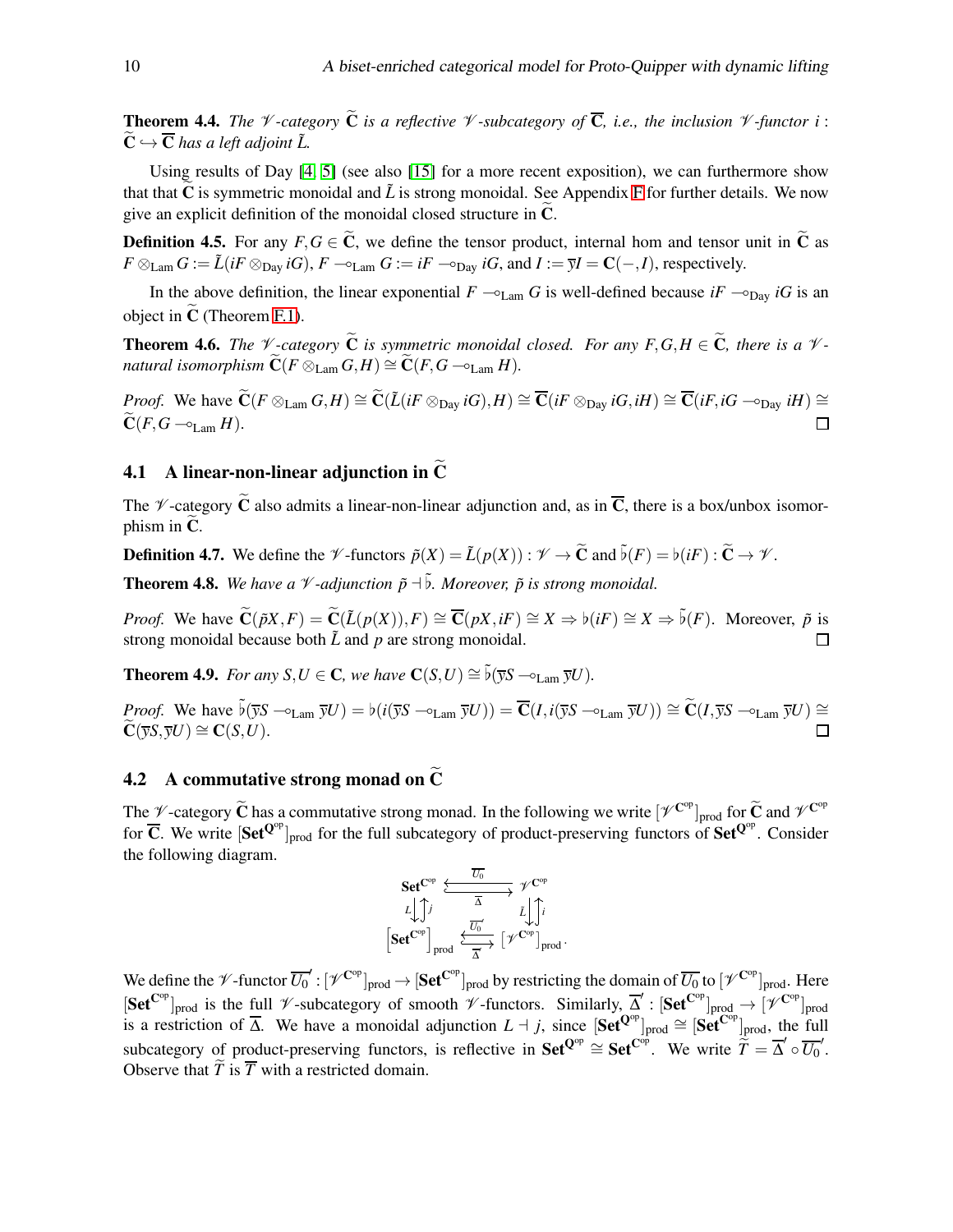**Theorem 4.4.** *The $\mathscr{V}$-category $\widetilde{\mathbf{C}}$ is a reflective $\mathscr{V}$-subcategory of $\overline{\mathbf{C}}$, i.e., the inclusion $\mathscr{V}$-functor $i : \widetilde{\mathbf{C}} \hookrightarrow \overline{\mathbf{C}}$ has a left adjoint $\tilde{L}$.*

Using results of Day [4, 5] (see also [15] for a more recent exposition), we can furthermore show that that $\widetilde{\mathbf{C}}$ is symmetric monoidal and $\tilde{L}$ is strong monoidal. See Appendix F for further details. We now give an explicit definition of the monoidal closed structure in $\widetilde{\mathbf{C}}$.

**Definition 4.5.** For any $F, G \in \widetilde{\mathbf{C}}$, we define the tensor product, internal hom and tensor unit in $\widetilde{\mathbf{C}}$ as $F \otimes_{\mathrm{Lam}} G := \tilde{L}(iF \otimes_{\mathrm{Day}} iG)$, $F \multimap_{\mathrm{Lam}} G := iF \multimap_{\mathrm{Day}} iG$, and $I := \overline{y}I = \mathbf{C}(-, I)$, respectively.

In the above definition, the linear exponential $F \multimap_{\mathrm{Lam}} G$ is well-defined because $iF \multimap_{\mathrm{Day}} iG$ is an object in $\widetilde{\mathbf{C}}$ (Theorem F.1).

**Theorem 4.6.** *The $\mathscr{V}$-category $\widetilde{\mathbf{C}}$ is symmetric monoidal closed. For any $F, G, H \in \widetilde{\mathbf{C}}$, there is a $\mathscr{V}$-natural isomorphism $\widetilde{\mathbf{C}}(F \otimes_{\mathrm{Lam}} G, H) \cong \widetilde{\mathbf{C}}(F, G \multimap_{\mathrm{Lam}} H)$.*

*Proof.* We have $\widetilde{\mathbf{C}}(F \otimes_{\mathrm{Lam}} G, H) \cong \widetilde{\mathbf{C}}(\tilde{L}(iF \otimes_{\mathrm{Day}} iG), H) \cong \overline{\mathbf{C}}(iF \otimes_{\mathrm{Day}} iG, iH) \cong \overline{\mathbf{C}}(iF, iG \multimap_{\mathrm{Day}} iH) \cong \widetilde{\mathbf{C}}(F, G \multimap_{\mathrm{Lam}} H)$. $\square$

## 4.1 A linear-non-linear adjunction in $\widetilde{\mathbf{C}}$

The $\mathscr{V}$-category $\widetilde{\mathbf{C}}$ also admits a linear-non-linear adjunction and, as in $\overline{\mathbf{C}}$, there is a box/unbox isomorphism in $\widetilde{\mathbf{C}}$.

**Definition 4.7.** We define the $\mathscr{V}$-functors $\tilde{p}(X) = \tilde{L}(p(X)) : \mathscr{V} \to \widetilde{\mathbf{C}}$ and $\tilde{\flat}(F) = \flat(iF) : \widetilde{\mathbf{C}} \to \mathscr{V}$.

**Theorem 4.8.** *We have a $\mathscr{V}$-adjunction $\tilde{p} \dashv \tilde{\flat}$. Moreover, $\tilde{p}$ is strong monoidal.*

*Proof.* We have $\widetilde{\mathbf{C}}(\tilde{p}X, F) = \widetilde{\mathbf{C}}(\tilde{L}(p(X)), F) \cong \overline{\mathbf{C}}(pX, iF) \cong X \Rightarrow \flat(iF) \cong X \Rightarrow \tilde{\flat}(F)$. Moreover, $\tilde{p}$ is strong monoidal because both $\tilde{L}$ and $p$ are strong monoidal. $\square$

**Theorem 4.9.** *For any $S, U \in \mathbf{C}$, we have $\mathbf{C}(S, U) \cong \tilde{\flat}(\overline{y}S \multimap_{\mathrm{Lam}} \overline{y}U)$.*

*Proof.* We have $\tilde{\flat}(\overline{y}S \multimap_{\mathrm{Lam}} \overline{y}U) = \flat(i(\overline{y}S \multimap_{\mathrm{Lam}} \overline{y}U)) = \overline{\mathbf{C}}(I, i(\overline{y}S \multimap_{\mathrm{Lam}} \overline{y}U)) \cong \widetilde{\mathbf{C}}(I, \overline{y}S \multimap_{\mathrm{Lam}} \overline{y}U) \cong \widetilde{\mathbf{C}}(\overline{y}S, \overline{y}U) \cong \mathbf{C}(S, U)$. $\square$

## 4.2 A commutative strong monad on $\widetilde{\mathbf{C}}$

The $\mathscr{V}$-category $\widetilde{\mathbf{C}}$ has a commutative strong monad. In the following we write $[\mathscr{V}^{\mathbf{C}^{\mathrm{op}}}]_{\mathrm{prod}}$ for $\widetilde{\mathbf{C}}$ and $\mathscr{V}^{\mathbf{C}^{\mathrm{op}}}$ for $\overline{\mathbf{C}}$. We write $[\mathbf{Set}^{\mathbf{Q}^{\mathrm{op}}}]_{\mathrm{prod}}$ for the full subcategory of product-preserving functors of $\mathbf{Set}^{\mathbf{Q}^{\mathrm{op}}}$. Consider the following diagram.

$$
\begin{array}{ccc}
\mathbf{Set}^{\mathbf{C}^{\mathrm{op}}} & \underset{\overline{\Delta}}{\overset{\overline{U_0}}{\leftrightarrows}} & \mathscr{V}^{\mathbf{C}^{\mathrm{op}}} \\
L \downarrow \uparrow j & & \tilde{L} \downarrow \uparrow i \\
\left[\mathbf{Set}^{\mathbf{C}^{\mathrm{op}}}\right]_{\mathrm{prod}} & \underset{\overline{\Delta}'}{\overset{\overline{U_0}'}{\leftrightarrows}} & \left[\mathscr{V}^{\mathbf{C}^{\mathrm{op}}}\right]_{\mathrm{prod}}.
\end{array}
$$

We define the $\mathscr{V}$-functor $\overline{U_0}' : [\mathscr{V}^{\mathbf{C}^{\mathrm{op}}}]_{\mathrm{prod}} \to [\mathbf{Set}^{\mathbf{C}^{\mathrm{op}}}]_{\mathrm{prod}}$ by restricting the domain of $\overline{U_0}$ to $[\mathscr{V}^{\mathbf{C}^{\mathrm{op}}}]_{\mathrm{prod}}$. Here $[\mathbf{Set}^{\mathbf{C}^{\mathrm{op}}}]_{\mathrm{prod}}$ is the full $\mathscr{V}$-subcategory of smooth $\mathscr{V}$-functors. Similarly, $\overline{\Delta}' : [\mathbf{Set}^{\mathbf{C}^{\mathrm{op}}}]_{\mathrm{prod}} \to [\mathscr{V}^{\mathbf{C}^{\mathrm{op}}}]_{\mathrm{prod}}$ is a restriction of $\overline{\Delta}$. We have a monoidal adjunction $L \dashv j$, since $[\mathbf{Set}^{\mathbf{Q}^{\mathrm{op}}}]_{\mathrm{prod}} \cong [\mathbf{Set}^{\mathbf{C}^{\mathrm{op}}}]_{\mathrm{prod}}$, the full subcategory of product-preserving functors, is reflective in $\mathbf{Set}^{\mathbf{Q}^{\mathrm{op}}} \cong \mathbf{Set}^{\mathbf{C}^{\mathrm{op}}}$. We write $\widetilde{T} = \overline{\Delta}' \circ \overline{U_0}'$. Observe that $\widetilde{T}$ is $\overline{T}$ with a restricted domain.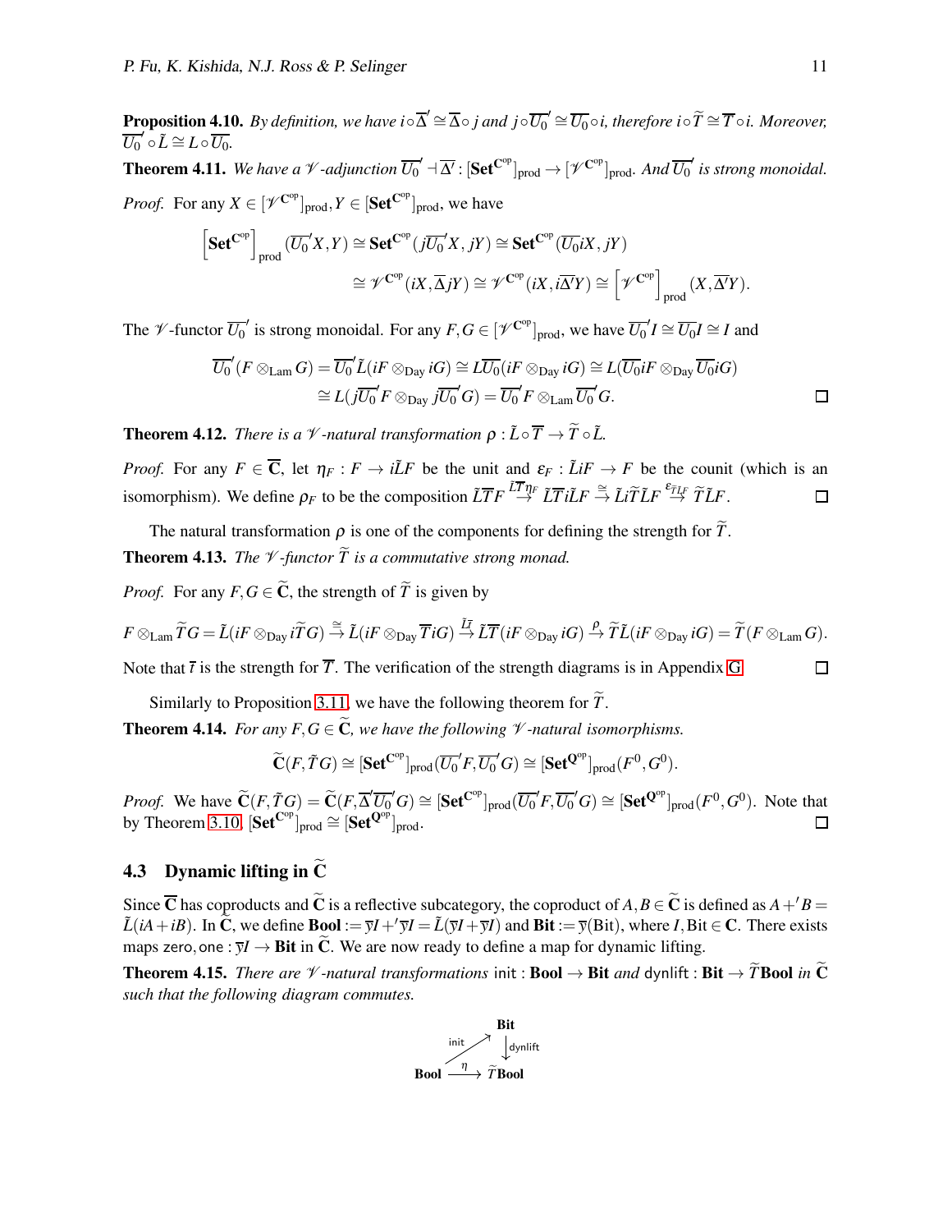**Proposition 4.10.** *By definition, we have $i \circ \overline{\Delta}' \cong \overline{\Delta} \circ j$ and $j \circ \overline{U_0}' \cong \overline{U_0} \circ i$, therefore $i \circ \widetilde{T} \cong \overline{T} \circ i$. Moreover, $\overline{U_0}' \circ \tilde{L} \cong L \circ \overline{U_0}$.*

**Theorem 4.11.** *We have a $\mathscr{V}$-adjunction $\overline{U_0}' \dashv \overline{\Delta}' : [\mathbf{Set}^{\mathbf{C}^{\mathrm{op}}}]_{\mathrm{prod}} \to [\mathscr{V}^{\mathbf{C}^{\mathrm{op}}}]_{\mathrm{prod}}$. And $\overline{U_0}'$ is strong monoidal.*

*Proof.* For any $X \in [\mathscr{V}^{\mathbf{C}^{\mathrm{op}}}]_{\mathrm{prod}}, Y \in [\mathbf{Set}^{\mathbf{C}^{\mathrm{op}}}]_{\mathrm{prod}}$, we have

$$\left[\mathbf{Set}^{\mathbf{C}^{\mathrm{op}}}\right]_{\mathrm{prod}} (\overline{U_0}' X, Y) \cong \mathbf{Set}^{\mathbf{C}^{\mathrm{op}}}(j\overline{U_0}' X, jY) \cong \mathbf{Set}^{\mathbf{C}^{\mathrm{op}}}(\overline{U_0} iX, jY)$$
$$\cong \mathscr{V}^{\mathbf{C}^{\mathrm{op}}}(iX, \overline{\Delta} jY) \cong \mathscr{V}^{\mathbf{C}^{\mathrm{op}}}(iX, i\overline{\Delta}' Y) \cong \left[\mathscr{V}^{\mathbf{C}^{\mathrm{op}}}\right]_{\mathrm{prod}} (X, \overline{\Delta}' Y).$$

The $\mathscr{V}$-functor $\overline{U_0}'$ is strong monoidal. For any $F, G \in [\mathscr{V}^{\mathbf{C}^{\mathrm{op}}}]_{\mathrm{prod}}$, we have $\overline{U_0}' I \cong \overline{U_0} I \cong I$ and

$$\overline{U_0}'(F \otimes_{\mathrm{Lam}} G) = \overline{U_0}' \tilde{L}(iF \otimes_{\mathrm{Day}} iG) \cong L\overline{U_0}(iF \otimes_{\mathrm{Day}} iG) \cong L(\overline{U_0} iF \otimes_{\mathrm{Day}} \overline{U_0} iG)$$
$$\cong L(j\overline{U_0}' F \otimes_{\mathrm{Day}} j\overline{U_0}' G) = \overline{U_0}' F \otimes_{\mathrm{Lam}} \overline{U_0}' G.$$

□

**Theorem 4.12.** *There is a $\mathscr{V}$-natural transformation $\rho : \tilde{L} \circ \overline{T} \to \widetilde{T} \circ \tilde{L}$.*

*Proof.* For any $F \in \overline{\mathbf{C}}$, let $\eta_F : F \to i\tilde{L}F$ be the unit and $\varepsilon_F : \tilde{L}iF \to F$ be the counit (which is an isomorphism). We define $\rho_F$ to be the composition $\tilde{L}\overline{T}F \stackrel{\tilde{L}\overline{T}\eta_F}{\to} \tilde{L}\overline{T}i\tilde{L}F \stackrel{\cong}{\to} \tilde{L}i\widetilde{T}\tilde{L}F \stackrel{\varepsilon_{\widetilde{T}\tilde{L}F}}{\to} \widetilde{T}\tilde{L}F$. □

The natural transformation $\rho$ is one of the components for defining the strength for $\widetilde{T}$.

**Theorem 4.13.** *The $\mathscr{V}$-functor $\widetilde{T}$ is a commutative strong monad.*

*Proof.* For any $F, G \in \widetilde{\mathbf{C}}$, the strength of $\widetilde{T}$ is given by

$$F \otimes_{\mathrm{Lam}} \widetilde{T} G = \tilde{L}(iF \otimes_{\mathrm{Day}} i\widetilde{T} G) \stackrel{\cong}{\to} \tilde{L}(iF \otimes_{\mathrm{Day}} \overline{T} iG) \stackrel{\tilde{L}\bar{t}}{\to} \tilde{L}\overline{T}(iF \otimes_{\mathrm{Day}} iG) \stackrel{\rho}{\to} \widetilde{T}\tilde{L}(iF \otimes_{\mathrm{Day}} iG) = \widetilde{T}(F \otimes_{\mathrm{Lam}} G).$$

Note that $\bar{t}$ is the strength for $\overline{T}$. The verification of the strength diagrams is in Appendix G. □

Similarly to Proposition 3.11, we have the following theorem for $\widetilde{T}$.

**Theorem 4.14.** *For any $F, G \in \widetilde{\mathbf{C}}$, we have the following $\mathscr{V}$-natural isomorphisms.*

$$\widetilde{\mathbf{C}}(F, \tilde{T} G) \cong [\mathbf{Set}^{\mathbf{C}^{\mathrm{op}}}]_{\mathrm{prod}}(\overline{U_0}' F, \overline{U_0}' G) \cong [\mathbf{Set}^{\mathbf{Q}^{\mathrm{op}}}]_{\mathrm{prod}}(F^0, G^0).$$

*Proof.* We have $\widetilde{\mathbf{C}}(F, \tilde{T} G) = \widetilde{\mathbf{C}}(F, \overline{\Delta}' \overline{U_0}' G) \cong [\mathbf{Set}^{\mathbf{C}^{\mathrm{op}}}]_{\mathrm{prod}}(\overline{U_0}' F, \overline{U_0}' G) \cong [\mathbf{Set}^{\mathbf{Q}^{\mathrm{op}}}]_{\mathrm{prod}}(F^0, G^0)$. Note that by Theorem 3.10, $[\mathbf{Set}^{\mathbf{C}^{\mathrm{op}}}]_{\mathrm{prod}} \cong [\mathbf{Set}^{\mathbf{Q}^{\mathrm{op}}}]_{\mathrm{prod}}$. □

### 4.3 Dynamic lifting in $\widetilde{\mathbf{C}}$

Since $\overline{\mathbf{C}}$ has coproducts and $\widetilde{\mathbf{C}}$ is a reflective subcategory, the coproduct of $A, B \in \widetilde{\mathbf{C}}$ is defined as $A +' B = \tilde{L}(iA + iB)$. In $\widetilde{\mathbf{C}}$, we define $\mathbf{Bool} := \overline{y}I +' \overline{y}I = \tilde{L}(\overline{y}I + \overline{y}I)$ and $\mathbf{Bit} := \overline{y}(\mathrm{Bit})$, where $I, \mathrm{Bit} \in \mathbf{C}$. There exists maps $\mathsf{zero}, \mathsf{one} : \overline{y}I \to \mathbf{Bit}$ in $\widetilde{\mathbf{C}}$. We are now ready to define a map for dynamic lifting.

**Theorem 4.15.** *There are $\mathscr{V}$-natural transformations $\mathsf{init} : \mathbf{Bool} \to \mathbf{Bit}$ and $\mathsf{dynlift} : \mathbf{Bit} \to \widetilde{T}\mathbf{Bool}$ in $\widetilde{\mathbf{C}}$ such that the following diagram commutes.*

$$\begin{array}{ccc} & & \mathbf{Bit} \\ & \overset{\mathsf{init}}{\nearrow} & \downarrow \mathsf{dynlift} \\ \mathbf{Bool} & \xrightarrow{\eta} & \widetilde{T}\mathbf{Bool} \end{array}$$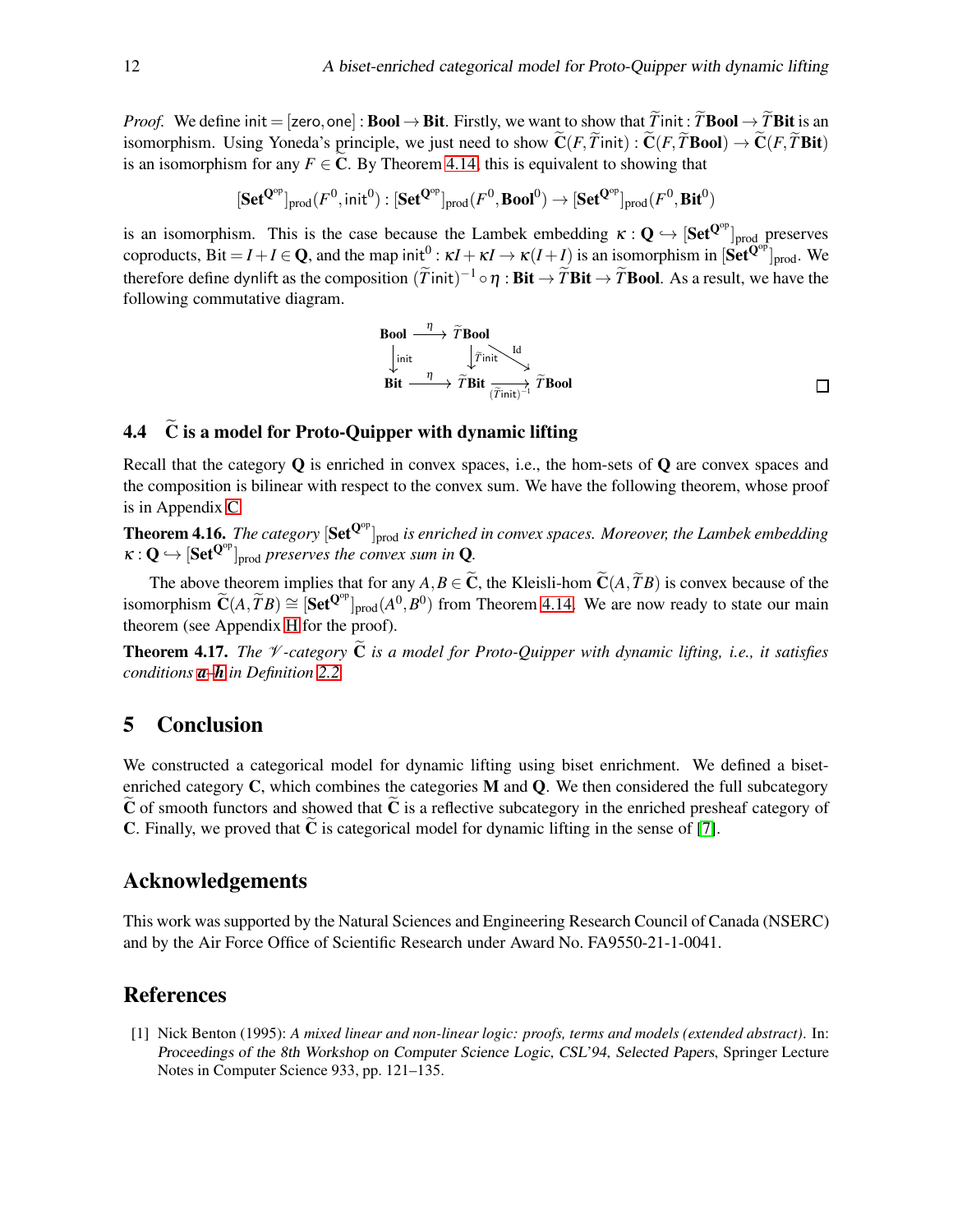*Proof.* We define $\mathsf{init} = [\mathsf{zero}, \mathsf{one}] : \mathbf{Bool} \to \mathbf{Bit}$. Firstly, we want to show that $\widetilde{T}\mathsf{init} : \widetilde{T}\mathbf{Bool} \to \widetilde{T}\mathbf{Bit}$ is an isomorphism. Using Yoneda's principle, we just need to show $\widetilde{\mathbf{C}}(F, \widetilde{T}\mathsf{init}) : \widetilde{\mathbf{C}}(F, \widetilde{T}\mathbf{Bool}) \to \widetilde{\mathbf{C}}(F, \widetilde{T}\mathbf{Bit})$ is an isomorphism for any $F \in \widetilde{\mathbf{C}}$. By Theorem 4.14, this is equivalent to showing that

$$[\mathbf{Set}^{\mathbf{Q}^{\mathrm{op}}}]_{\mathrm{prod}}(F^0, \mathsf{init}^0) : [\mathbf{Set}^{\mathbf{Q}^{\mathrm{op}}}]_{\mathrm{prod}}(F^0, \mathbf{Bool}^0) \to [\mathbf{Set}^{\mathbf{Q}^{\mathrm{op}}}]_{\mathrm{prod}}(F^0, \mathbf{Bit}^0)$$

is an isomorphism. This is the case because the Lambek embedding $\kappa : \mathbf{Q} \hookrightarrow [\mathbf{Set}^{\mathbf{Q}^{\mathrm{op}}}]_{\mathrm{prod}}$ preserves coproducts, $\mathrm{Bit} = I + I \in \mathbf{Q}$, and the map $\mathsf{init}^0 : \kappa I + \kappa I \to \kappa(I + I)$ is an isomorphism in $[\mathbf{Set}^{\mathbf{Q}^{\mathrm{op}}}]_{\mathrm{prod}}$. We therefore define $\mathsf{dynlift}$ as the composition $(\widetilde{T}\mathsf{init})^{-1} \circ \eta : \mathbf{Bit} \to \widetilde{T}\mathbf{Bit} \to \widetilde{T}\mathbf{Bool}$. As a result, we have the following commutative diagram.

$$\begin{array}{ccccc}
\mathbf{Bool} & \xrightarrow{\eta} & \widetilde{T}\mathbf{Bool} & & \\
\downarrow{\scriptstyle \mathsf{init}} & & \downarrow{\scriptstyle \widetilde{T}\mathsf{init}} & \searrow^{\mathrm{Id}} & \\
\mathbf{Bit} & \xrightarrow{\eta} & \widetilde{T}\mathbf{Bit} & \xrightarrow[(\widetilde{T}\mathsf{init})^{-1}]{} & \widetilde{T}\mathbf{Bool}
\end{array}$$

□

## 4.4 $\widetilde{\mathbf{C}}$ is a model for Proto-Quipper with dynamic lifting

Recall that the category $\mathbf{Q}$ is enriched in convex spaces, i.e., the hom-sets of $\mathbf{Q}$ are convex spaces and the composition is bilinear with respect to the convex sum. We have the following theorem, whose proof is in Appendix C.

**Theorem 4.16.** *The category $[\mathbf{Set}^{\mathbf{Q}^{\mathrm{op}}}]_{\mathrm{prod}}$ is enriched in convex spaces. Moreover, the Lambek embedding $\kappa : \mathbf{Q} \hookrightarrow [\mathbf{Set}^{\mathbf{Q}^{\mathrm{op}}}]_{\mathrm{prod}}$ preserves the convex sum in $\mathbf{Q}$.*

The above theorem implies that for any $A, B \in \widetilde{\mathbf{C}}$, the Kleisli-hom $\widetilde{\mathbf{C}}(A, \widetilde{T}B)$ is convex because of the isomorphism $\widetilde{\mathbf{C}}(A, \widetilde{T}B) \cong [\mathbf{Set}^{\mathbf{Q}^{\mathrm{op}}}]_{\mathrm{prod}}(A^0, B^0)$ from Theorem 4.14. We are now ready to state our main theorem (see Appendix H for the proof).

**Theorem 4.17.** *The $\mathscr{V}$-category $\widetilde{\mathbf{C}}$ is a model for Proto-Quipper with dynamic lifting, i.e., it satisfies conditions **a**–**h** in Definition 2.2.*

# 5 Conclusion

We constructed a categorical model for dynamic lifting using biset enrichment. We defined a biset-enriched category $\mathbf{C}$, which combines the categories $\mathbf{M}$ and $\mathbf{Q}$. We then considered the full subcategory $\widetilde{\mathbf{C}}$ of smooth functors and showed that $\widetilde{\mathbf{C}}$ is a reflective subcategory in the enriched presheaf category of $\mathbf{C}$. Finally, we proved that $\widetilde{\mathbf{C}}$ is categorical model for dynamic lifting in the sense of [7].

## Acknowledgements

This work was supported by the Natural Sciences and Engineering Research Council of Canada (NSERC) and by the Air Force Office of Scientific Research under Award No. FA9550-21-1-0041.

## References

[1] Nick Benton (1995): *A mixed linear and non-linear logic: proofs, terms and models (extended abstract).* In: Proceedings of the 8th Workshop on Computer Science Logic, CSL'94, Selected Papers, Springer Lecture Notes in Computer Science 933, pp. 121–135.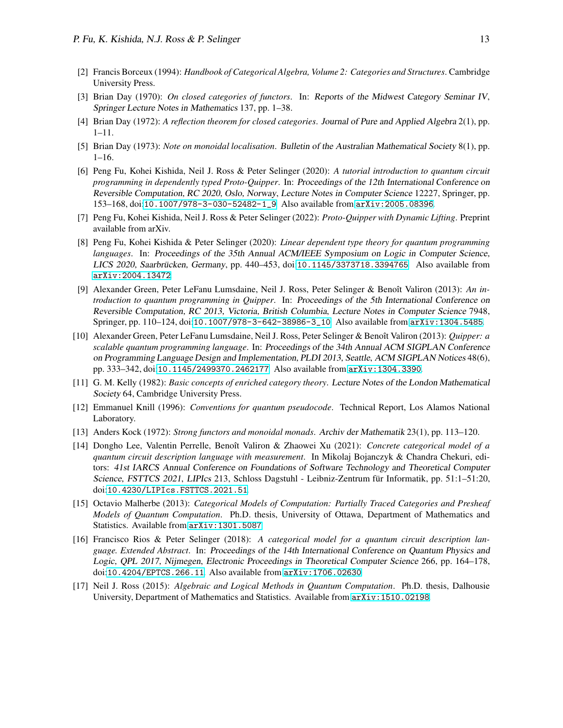[2] Francis Borceux (1994): *Handbook of Categorical Algebra, Volume 2: Categories and Structures*. Cambridge University Press.

[3] Brian Day (1970): *On closed categories of functors*. In: Reports of the Midwest Category Seminar IV, Springer Lecture Notes in Mathematics 137, pp. 1–38.

[4] Brian Day (1972): *A reflection theorem for closed categories*. Journal of Pure and Applied Algebra 2(1), pp. 1–11.

[5] Brian Day (1973): *Note on monoidal localisation*. Bulletin of the Australian Mathematical Society 8(1), pp. 1–16.

[6] Peng Fu, Kohei Kishida, Neil J. Ross & Peter Selinger (2020): *A tutorial introduction to quantum circuit programming in dependently typed Proto-Quipper*. In: Proceedings of the 12th International Conference on Reversible Computation, RC 2020, Oslo, Norway, Lecture Notes in Computer Science 12227, Springer, pp. 153–168, doi:10.1007/978-3-030-52482-1_9. Also available from arXiv:2005.08396.

[7] Peng Fu, Kohei Kishida, Neil J. Ross & Peter Selinger (2022): *Proto-Quipper with Dynamic Lifting*. Preprint available from arXiv.

[8] Peng Fu, Kohei Kishida & Peter Selinger (2020): *Linear dependent type theory for quantum programming languages*. In: Proceedings of the 35th Annual ACM/IEEE Symposium on Logic in Computer Science, LICS 2020, Saarbrücken, Germany, pp. 440–453, doi:10.1145/3373718.3394765. Also available from arXiv:2004.13472.

[9] Alexander Green, Peter LeFanu Lumsdaine, Neil J. Ross, Peter Selinger & Benoît Valiron (2013): *An introduction to quantum programming in Quipper*. In: Proceedings of the 5th International Conference on Reversible Computation, RC 2013, Victoria, British Columbia, Lecture Notes in Computer Science 7948, Springer, pp. 110–124, doi:10.1007/978-3-642-38986-3_10. Also available from arXiv:1304.5485.

[10] Alexander Green, Peter LeFanu Lumsdaine, Neil J. Ross, Peter Selinger & Benoît Valiron (2013): *Quipper: a scalable quantum programming language*. In: Proceedings of the 34th Annual ACM SIGPLAN Conference on Programming Language Design and Implementation, PLDI 2013, Seattle, ACM SIGPLAN Notices 48(6), pp. 333–342, doi:10.1145/2499370.2462177. Also available from arXiv:1304.3390.

[11] G. M. Kelly (1982): *Basic concepts of enriched category theory*. Lecture Notes of the London Mathematical Society 64, Cambridge University Press.

[12] Emmanuel Knill (1996): *Conventions for quantum pseudocode*. Technical Report, Los Alamos National Laboratory.

[13] Anders Kock (1972): *Strong functors and monoidal monads*. Archiv der Mathematik 23(1), pp. 113–120.

[14] Dongho Lee, Valentin Perrelle, Benoît Valiron & Zhaowei Xu (2021): *Concrete categorical model of a quantum circuit description language with measurement*. In Mikolaj Bojanczyk & Chandra Chekuri, editors: 41st IARCS Annual Conference on Foundations of Software Technology and Theoretical Computer Science, FSTTCS 2021, LIPIcs 213, Schloss Dagstuhl - Leibniz-Zentrum für Informatik, pp. 51:1–51:20, doi:10.4230/LIPIcs.FSTTCS.2021.51.

[15] Octavio Malherbe (2013): *Categorical Models of Computation: Partially Traced Categories and Presheaf Models of Quantum Computation*. Ph.D. thesis, University of Ottawa, Department of Mathematics and Statistics. Available from arXiv:1301.5087.

[16] Francisco Rios & Peter Selinger (2018): *A categorical model for a quantum circuit description language. Extended Abstract*. In: Proceedings of the 14th International Conference on Quantum Physics and Logic, QPL 2017, Nijmegen, Electronic Proceedings in Theoretical Computer Science 266, pp. 164–178, doi:10.4204/EPTCS.266.11. Also available from arXiv:1706.02630.

[17] Neil J. Ross (2015): *Algebraic and Logical Methods in Quantum Computation*. Ph.D. thesis, Dalhousie University, Department of Mathematics and Statistics. Available from arXiv:1510.02198.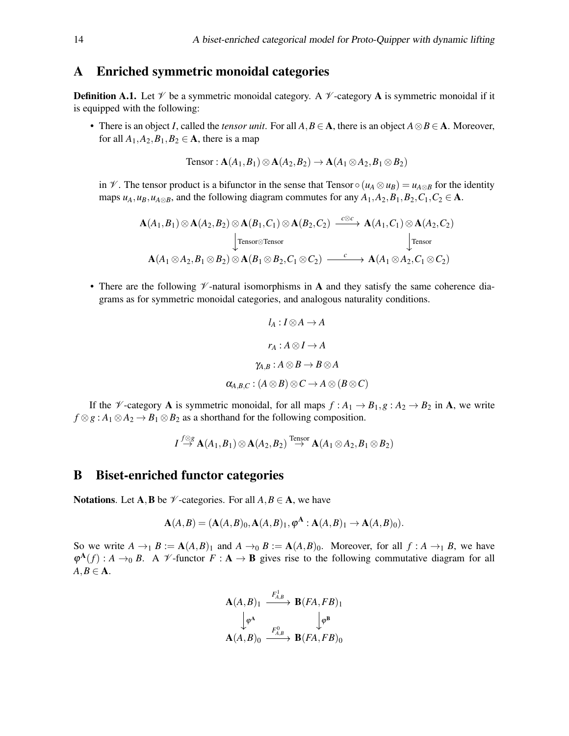# A Enriched symmetric monoidal categories

**Definition A.1.** Let $\mathscr{V}$ be a symmetric monoidal category. A $\mathscr{V}$-category $\mathbf{A}$ is symmetric monoidal if it is equipped with the following:

- There is an object $I$, called the *tensor unit*. For all $A, B \in \mathbf{A}$, there is an object $A \otimes B \in \mathbf{A}$. Moreover, for all $A_1, A_2, B_1, B_2 \in \mathbf{A}$, there is a map

$$\text{Tensor} : \mathbf{A}(A_1, B_1) \otimes \mathbf{A}(A_2, B_2) \to \mathbf{A}(A_1 \otimes A_2, B_1 \otimes B_2)$$

  in $\mathscr{V}$. The tensor product is a bifunctor in the sense that $\text{Tensor} \circ (u_A \otimes u_B) = u_{A \otimes B}$ for the identity maps $u_A, u_B, u_{A \otimes B}$, and the following diagram commutes for any $A_1, A_2, B_1, B_2, C_1, C_2 \in \mathbf{A}$.

$$\begin{array}{ccc}
\mathbf{A}(A_1,B_1) \otimes \mathbf{A}(A_2,B_2) \otimes \mathbf{A}(B_1,C_1) \otimes \mathbf{A}(B_2,C_2) & \xrightarrow{c \otimes c} & \mathbf{A}(A_1,C_1) \otimes \mathbf{A}(A_2,C_2) \\
\downarrow{\scriptstyle \text{Tensor} \otimes \text{Tensor}} & & \downarrow{\scriptstyle \text{Tensor}} \\
\mathbf{A}(A_1 \otimes A_2, B_1 \otimes B_2) \otimes \mathbf{A}(B_1 \otimes B_2, C_1 \otimes C_2) & \xrightarrow{c} & \mathbf{A}(A_1 \otimes A_2, C_1 \otimes C_2)
\end{array}$$

- There are the following $\mathscr{V}$-natural isomorphisms in $\mathbf{A}$ and they satisfy the same coherence diagrams as for symmetric monoidal categories, and analogous naturality conditions.

$$l_A : I \otimes A \to A$$

$$r_A : A \otimes I \to A$$

$$\gamma_{A,B} : A \otimes B \to B \otimes A$$

$$\alpha_{A,B,C} : (A \otimes B) \otimes C \to A \otimes (B \otimes C)$$

If the $\mathscr{V}$-category $\mathbf{A}$ is symmetric monoidal, for all maps $f : A_1 \to B_1, g : A_2 \to B_2$ in $\mathbf{A}$, we write $f \otimes g : A_1 \otimes A_2 \to B_1 \otimes B_2$ as a shorthand for the following composition.

$$I \overset{f \otimes g}{\to} \mathbf{A}(A_1, B_1) \otimes \mathbf{A}(A_2, B_2) \overset{\text{Tensor}}{\to} \mathbf{A}(A_1 \otimes A_2, B_1 \otimes B_2)$$

# B Biset-enriched functor categories

**Notations**. Let $\mathbf{A}, \mathbf{B}$ be $\mathscr{V}$-categories. For all $A, B \in \mathbf{A}$, we have

$$\mathbf{A}(A,B) = (\mathbf{A}(A,B)_0, \mathbf{A}(A,B)_1, \varphi^{\mathbf{A}} : \mathbf{A}(A,B)_1 \to \mathbf{A}(A,B)_0).$$

So we write $A \to_1 B := \mathbf{A}(A,B)_1$ and $A \to_0 B := \mathbf{A}(A,B)_0$. Moreover, for all $f : A \to_1 B$, we have $\varphi^{\mathbf{A}}(f) : A \to_0 B$. A $\mathscr{V}$-functor $F : \mathbf{A} \to \mathbf{B}$ gives rise to the following commutative diagram for all $A, B \in \mathbf{A}$.

$$\begin{array}{ccc}
\mathbf{A}(A,B)_1 & \xrightarrow{F^1_{A,B}} & \mathbf{B}(FA,FB)_1 \\
\downarrow{\scriptstyle \varphi^{\mathbf{A}}} & & \downarrow{\scriptstyle \varphi^{\mathbf{B}}} \\
\mathbf{A}(A,B)_0 & \xrightarrow{F^0_{A,B}} & \mathbf{B}(FA,FB)_0
\end{array}$$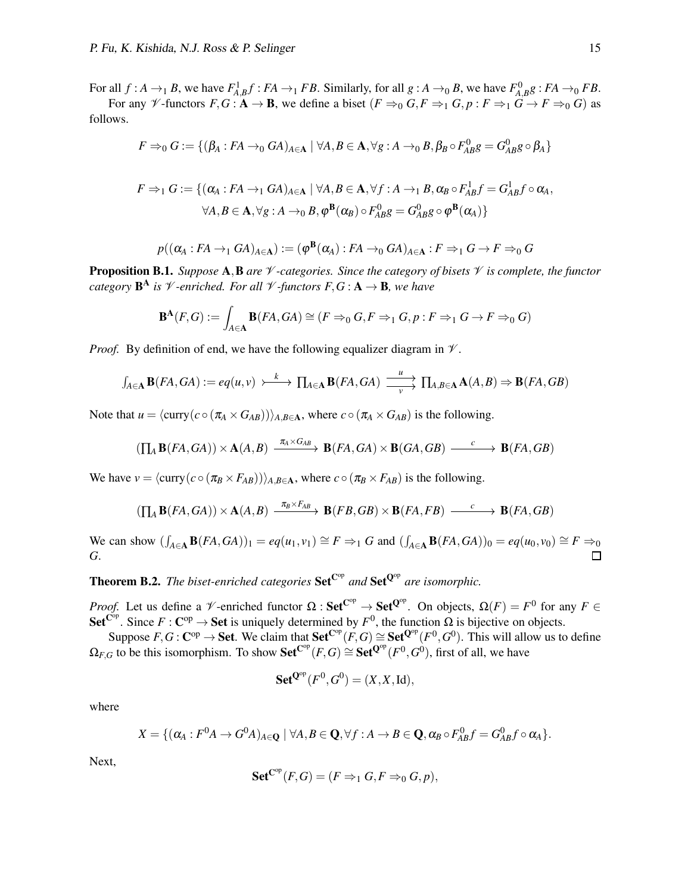For all $f : A \to_1 B$, we have $F^1_{A,B} f : FA \to_1 FB$. Similarly, for all $g : A \to_0 B$, we have $F^0_{A,B} g : FA \to_0 FB$.

For any $\mathscr{V}$-functors $F, G : \mathbf{A} \to \mathbf{B}$, we define a biset $(F \Rightarrow_0 G, F \Rightarrow_1 G, p : F \Rightarrow_1 G \to F \Rightarrow_0 G)$ as follows.

$$F \Rightarrow_0 G := \{(\beta_A : FA \to_0 GA)_{A \in \mathbf{A}} \mid \forall A, B \in \mathbf{A}, \forall g : A \to_0 B, \beta_B \circ F^0_{AB} g = G^0_{AB} g \circ \beta_A\}$$

$$\begin{aligned} F \Rightarrow_1 G := \{(\alpha_A : FA \to_1 GA)_{A \in \mathbf{A}} \mid \forall A, B \in \mathbf{A}, \forall f : A \to_1 B, \alpha_B \circ F^1_{AB} f = G^1_{AB} f \circ \alpha_A, \\ \forall A, B \in \mathbf{A}, \forall g : A \to_0 B, \varphi^{\mathbf{B}}(\alpha_B) \circ F^0_{AB} g = G^0_{AB} g \circ \varphi^{\mathbf{B}}(\alpha_A)\} \end{aligned}$$

$$p((\alpha_A : FA \to_1 GA)_{A \in \mathbf{A}}) := (\varphi^{\mathbf{B}}(\alpha_A) : FA \to_0 GA)_{A \in \mathbf{A}} : F \Rightarrow_1 G \to F \Rightarrow_0 G$$

**Proposition B.1.** *Suppose $\mathbf{A}, \mathbf{B}$ are $\mathscr{V}$-categories. Since the category of bisets $\mathscr{V}$ is complete, the functor category $\mathbf{B}^{\mathbf{A}}$ is $\mathscr{V}$-enriched. For all $\mathscr{V}$-functors $F, G : \mathbf{A} \to \mathbf{B}$, we have*

$$\mathbf{B}^{\mathbf{A}}(F, G) := \int_{A \in \mathbf{A}} \mathbf{B}(FA, GA) \cong (F \Rightarrow_0 G, F \Rightarrow_1 G, p : F \Rightarrow_1 G \to F \Rightarrow_0 G)$$

*Proof.* By definition of end, we have the following equalizer diagram in $\mathscr{V}$.

$$\textstyle\int_{A \in \mathbf{A}} \mathbf{B}(FA, GA) := eq(u, v) \overset{k}{\rightarrowtail} \prod_{A \in \mathbf{A}} \mathbf{B}(FA, GA) \underset{v}{\overset{u}{\rightrightarrows}} \prod_{A, B \in \mathbf{A}} \mathbf{A}(A, B) \Rightarrow \mathbf{B}(FA, GB)$$

Note that $u = \langle \mathrm{curry}(c \circ (\pi_A \times G_{AB})) \rangle_{A, B \in \mathbf{A}}$, where $c \circ (\pi_A \times G_{AB})$ is the following.

$$(\textstyle\prod_A \mathbf{B}(FA, GA)) \times \mathbf{A}(A, B) \xrightarrow{\pi_A \times G_{AB}} \mathbf{B}(FA, GA) \times \mathbf{B}(GA, GB) \xrightarrow{c} \mathbf{B}(FA, GB)$$

We have $v = \langle \mathrm{curry}(c \circ (\pi_B \times F_{AB})) \rangle_{A, B \in \mathbf{A}}$, where $c \circ (\pi_B \times F_{AB})$ is the following.

$$(\textstyle\prod_A \mathbf{B}(FA, GA)) \times \mathbf{A}(A, B) \xrightarrow{\pi_B \times F_{AB}} \mathbf{B}(FB, GB) \times \mathbf{B}(FA, FB) \xrightarrow{c} \mathbf{B}(FA, GB)$$

We can show $(\int_{A \in \mathbf{A}} \mathbf{B}(FA, GA))_1 = eq(u_1, v_1) \cong F \Rightarrow_1 G$ and $(\int_{A \in \mathbf{A}} \mathbf{B}(FA, GA))_0 = eq(u_0, v_0) \cong F \Rightarrow_0 G$. ∎

**Theorem B.2.** *The biset-enriched categories $\mathbf{Set}^{\mathbf{C}^{\mathrm{op}}}$ and $\mathbf{Set}^{\mathbf{Q}^{\mathrm{op}}}$ are isomorphic.*

*Proof.* Let us define a $\mathscr{V}$-enriched functor $\Omega : \mathbf{Set}^{\mathbf{C}^{\mathrm{op}}} \to \mathbf{Set}^{\mathbf{Q}^{\mathrm{op}}}$. On objects, $\Omega(F) = F^0$ for any $F \in \mathbf{Set}^{\mathbf{C}^{\mathrm{op}}}$. Since $F : \mathbf{C}^{\mathrm{op}} \to \mathbf{Set}$ is uniquely determined by $F^0$, the function $\Omega$ is bijective on objects.

Suppose $F, G : \mathbf{C}^{\mathrm{op}} \to \mathbf{Set}$. We claim that $\mathbf{Set}^{\mathbf{C}^{\mathrm{op}}}(F, G) \cong \mathbf{Set}^{\mathbf{Q}^{\mathrm{op}}}(F^0, G^0)$. This will allow us to define $\Omega_{F,G}$ to be this isomorphism. To show $\mathbf{Set}^{\mathbf{C}^{\mathrm{op}}}(F, G) \cong \mathbf{Set}^{\mathbf{Q}^{\mathrm{op}}}(F^0, G^0)$, first of all, we have

$$\mathbf{Set}^{\mathbf{Q}^{\mathrm{op}}}(F^0, G^0) = (X, X, \mathrm{Id}),$$

where

$$X = \{(\alpha_A : F^0 A \to G^0 A)_{A \in \mathbf{Q}} \mid \forall A, B \in \mathbf{Q}, \forall f : A \to B \in \mathbf{Q}, \alpha_B \circ F^0_{AB} f = G^0_{AB} f \circ \alpha_A\}.$$

Next,

$$\mathbf{Set}^{\mathbf{C}^{\mathrm{op}}}(F, G) = (F \Rightarrow_1 G, F \Rightarrow_0 G, p),$$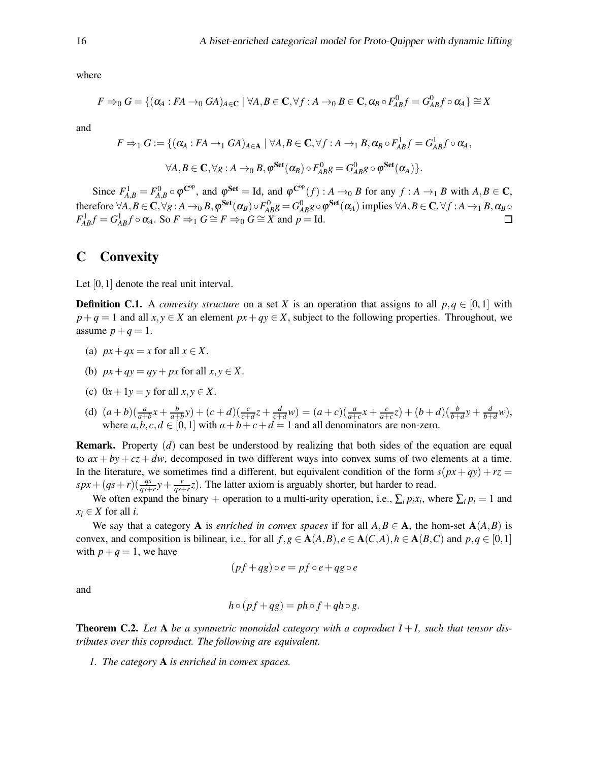where

$$F \Rightarrow_0 G = \{(\alpha_A : FA \to_0 GA)_{A\in\mathbf{C}} \mid \forall A,B \in \mathbf{C}, \forall f : A \to_0 B \in \mathbf{C}, \alpha_B \circ F^0_{AB} f = G^0_{AB} f \circ \alpha_A\} \cong X$$

and

$$F \Rightarrow_1 G := \{(\alpha_A : FA \to_1 GA)_{A\in\mathbf{A}} \mid \forall A,B \in \mathbf{C}, \forall f : A \to_1 B, \alpha_B \circ F^1_{AB} f = G^1_{AB} f \circ \alpha_A,$$

$$\forall A,B \in \mathbf{C}, \forall g : A \to_0 B, \varphi^{\mathbf{Set}}(\alpha_B) \circ F^0_{AB} g = G^0_{AB} g \circ \varphi^{\mathbf{Set}}(\alpha_A)\}.$$

Since $F^1_{A,B} = F^0_{A,B} \circ \varphi^{\mathbf{C}^{\mathrm{op}}}$, and $\varphi^{\mathbf{Set}} = \mathrm{Id}$, and $\varphi^{\mathbf{C}^{\mathrm{op}}}(f) : A \to_0 B$ for any $f : A \to_1 B$ with $A, B \in \mathbf{C}$, therefore $\forall A,B \in \mathbf{C}, \forall g : A \to_0 B, \varphi^{\mathbf{Set}}(\alpha_B) \circ F^0_{AB} g = G^0_{AB} g \circ \varphi^{\mathbf{Set}}(\alpha_A)$ implies $\forall A,B \in \mathbf{C}, \forall f : A \to_1 B, \alpha_B \circ F^1_{AB} f = G^1_{AB} f \circ \alpha_A$. So $F \Rightarrow_1 G \cong F \Rightarrow_0 G \cong X$ and $p = \mathrm{Id}$. ◻

# C Convexity

Let $[0,1]$ denote the real unit interval.

**Definition C.1.** A *convexity structure* on a set $X$ is an operation that assigns to all $p, q \in [0,1]$ with $p+q = 1$ and all $x, y \in X$ an element $px + qy \in X$, subject to the following properties. Throughout, we assume $p+q = 1$.

(a) $px + qx = x$ for all $x \in X$.

(b) $px + qy = qy + px$ for all $x, y \in X$.

(c) $0x + 1y = y$ for all $x, y \in X$.

(d) $(a+b)(\frac{a}{a+b}x + \frac{b}{a+b}y) + (c+d)(\frac{c}{c+d}z + \frac{d}{c+d}w) = (a+c)(\frac{a}{a+c}x + \frac{c}{a+c}z) + (b+d)(\frac{b}{b+d}y + \frac{d}{b+d}w)$, where $a,b,c,d \in [0,1]$ with $a+b+c+d = 1$ and all denominators are non-zero.

**Remark.** Property $(d)$ can best be understood by realizing that both sides of the equation are equal to $ax + by + cz + dw$, decomposed in two different ways into convex sums of two elements at a time. In the literature, we sometimes find a different, but equivalent condition of the form $s(px+qy) + rz = spx + (qs+r)(\frac{qs}{qs+r}y + \frac{r}{qs+r}z)$. The latter axiom is arguably shorter, but harder to read.

We often expand the binary $+$ operation to a multi-arity operation, i.e., $\sum_i p_i x_i$, where $\sum_i p_i = 1$ and $x_i \in X$ for all $i$.

We say that a category $\mathbf{A}$ is *enriched in convex spaces* if for all $A, B \in \mathbf{A}$, the hom-set $\mathbf{A}(A,B)$ is convex, and composition is bilinear, i.e., for all $f, g \in \mathbf{A}(A,B), e \in \mathbf{A}(C,A), h \in \mathbf{A}(B,C)$ and $p, q \in [0,1]$ with $p+q = 1$, we have

$$(pf + qg) \circ e = pf \circ e + qg \circ e$$

and

$$h \circ (pf + qg) = ph \circ f + qh \circ g.$$

**Theorem C.2.** *Let $\mathbf{A}$ be a symmetric monoidal category with a coproduct $I + I$, such that tensor distributes over this coproduct. The following are equivalent.*

1. *The category $\mathbf{A}$ is enriched in convex spaces.*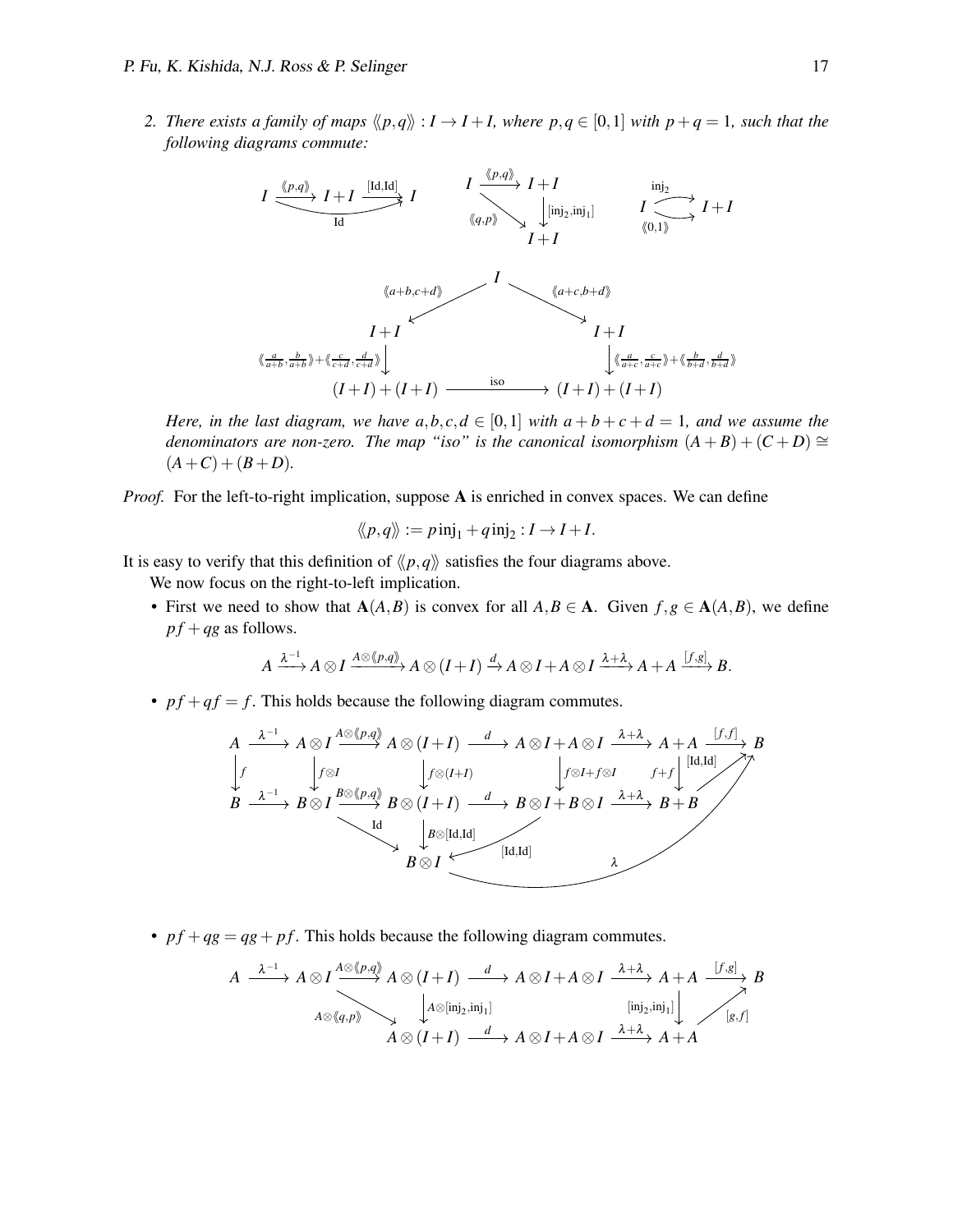2. *There exists a family of maps $\langle\!\langle p,q \rangle\!\rangle : I \to I+I$, where $p,q \in [0,1]$ with $p+q=1$, such that the following diagrams commute:*

$$
\begin{array}{ccc}
I \xrightarrow{\langle\!\langle p,q\rangle\!\rangle} I+I \xrightarrow{[\mathrm{Id},\mathrm{Id}]} I \;=\; I \xrightarrow{\mathrm{Id}} I
&
[\mathrm{inj}_2,\mathrm{inj}_1]\circ\langle\!\langle p,q\rangle\!\rangle = \langle\!\langle q,p\rangle\!\rangle : I \to I+I
&
\mathrm{inj}_2 = \langle\!\langle 0,1\rangle\!\rangle : I \to I+I
\end{array}
$$

$$
\mathrm{iso}\circ\left(\langle\!\langle \tfrac{a}{a+b},\tfrac{b}{a+b}\rangle\!\rangle + \langle\!\langle \tfrac{c}{c+d},\tfrac{d}{c+d}\rangle\!\rangle\right)\circ\langle\!\langle a+b,c+d\rangle\!\rangle = \left(\langle\!\langle \tfrac{a}{a+c},\tfrac{c}{a+c}\rangle\!\rangle + \langle\!\langle \tfrac{b}{b+d},\tfrac{d}{b+d}\rangle\!\rangle\right)\circ\langle\!\langle a+c,b+d\rangle\!\rangle : I \to (I+I)+(I+I)
$$

*Here, in the last diagram, we have $a,b,c,d \in [0,1]$ with $a+b+c+d=1$, and we assume the denominators are non-zero. The map "iso" is the canonical isomorphism $(A+B)+(C+D) \cong (A+C)+(B+D)$.*

*Proof.* For the left-to-right implication, suppose $\mathbf{A}$ is enriched in convex spaces. We can define

$$\langle\!\langle p,q \rangle\!\rangle := p\,\mathrm{inj}_1 + q\,\mathrm{inj}_2 : I \to I+I.$$

It is easy to verify that this definition of $\langle\!\langle p,q \rangle\!\rangle$ satisfies the four diagrams above.

We now focus on the right-to-left implication.

- First we need to show that $\mathbf{A}(A,B)$ is convex for all $A,B \in \mathbf{A}$. Given $f,g \in \mathbf{A}(A,B)$, we define $pf+qg$ as follows.

$$A \xrightarrow{\lambda^{-1}} A\otimes I \xrightarrow{A\otimes\langle\!\langle p,q\rangle\!\rangle} A\otimes(I+I) \xrightarrow{d} A\otimes I + A\otimes I \xrightarrow{\lambda+\lambda} A+A \xrightarrow{[f,g]} B.$$

- $pf+qf=f$. This holds because the following diagram commutes.

$$
\begin{array}{ccccccccccc}
A & \xrightarrow{\lambda^{-1}} & A\otimes I & \xrightarrow{A\otimes\langle\!\langle p,q\rangle\!\rangle} & A\otimes(I+I) & \xrightarrow{d} & A\otimes I + A\otimes I & \xrightarrow{\lambda+\lambda} & A+A & \xrightarrow{[f,f]} & B \\
\downarrow f & & \downarrow f\otimes I & & \downarrow f\otimes(I+I) & & \downarrow f\otimes I + f\otimes I & & \downarrow f+f & \nearrow [\mathrm{Id},\mathrm{Id}] & \\
B & \xrightarrow{\lambda^{-1}} & B\otimes I & \xrightarrow{B\otimes\langle\!\langle p,q\rangle\!\rangle} & B\otimes(I+I) & \xrightarrow{d} & B\otimes I + B\otimes I & \xrightarrow{\lambda+\lambda} & B+B & &
\end{array}
$$

with $B\otimes[\mathrm{Id},\mathrm{Id}] : B\otimes(I+I) \to B\otimes I$, $\mathrm{Id} : B\otimes I \to B\otimes I$, $[\mathrm{Id},\mathrm{Id}] : B\otimes I + B\otimes I \to B\otimes I$, and $\lambda : B\otimes I \to B$.

- $pf+qg=qg+pf$. This holds because the following diagram commutes.

$$
\begin{array}{ccccccccccc}
A & \xrightarrow{\lambda^{-1}} & A\otimes I & \xrightarrow{A\otimes\langle\!\langle p,q\rangle\!\rangle} & A\otimes(I+I) & \xrightarrow{d} & A\otimes I + A\otimes I & \xrightarrow{\lambda+\lambda} & A+A & \xrightarrow{[f,g]} & B \\
& & & \searrow^{A\otimes\langle\!\langle q,p\rangle\!\rangle} & \downarrow A\otimes[\mathrm{inj}_2,\mathrm{inj}_1] & & & & \downarrow [\mathrm{inj}_2,\mathrm{inj}_1] & \nearrow [g,f] & \\
& & & & A\otimes(I+I) & \xrightarrow{d} & A\otimes I + A\otimes I & \xrightarrow{\lambda+\lambda} & A+A & &
\end{array}
$$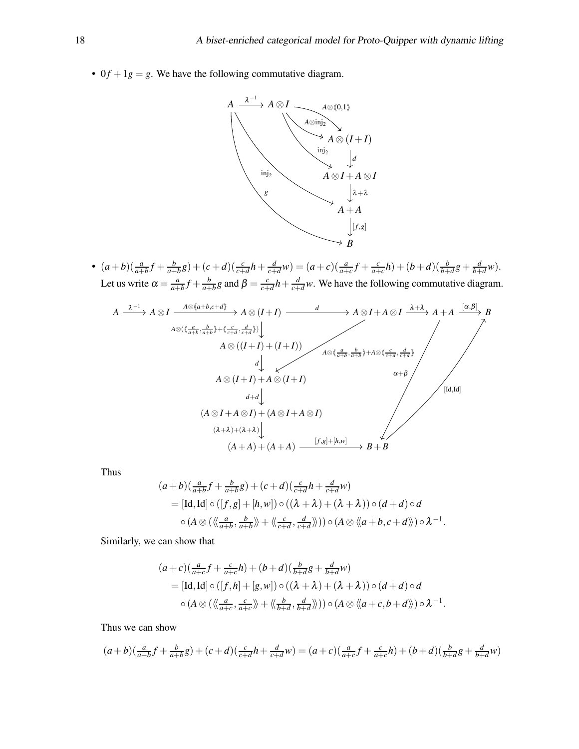- $0f + 1g = g$. We have the following commutative diagram.

$$
\begin{array}{l}
A \xrightarrow{\lambda^{-1}} A \otimes I \xrightarrow{A\otimes\langle\!\langle 0,1\rangle\!\rangle} A \otimes (I+I) \\
A \otimes I \xrightarrow{A\otimes \mathrm{inj}_2} A \otimes (I+I) \xrightarrow{d} A\otimes I + A \otimes I \\
A \otimes I \xrightarrow{\mathrm{inj}_2} A\otimes I + A \otimes I \xrightarrow{\lambda+\lambda} A + A \\
A \xrightarrow{\mathrm{inj}_2} A + A \xrightarrow{[f,g]} B \\
A \xrightarrow{g} B
\end{array}
$$

- $(a+b)(\frac{a}{a+b}f + \frac{b}{a+b}g) + (c+d)(\frac{c}{c+d}h + \frac{d}{c+d}w) = (a+c)(\frac{a}{a+c}f + \frac{c}{a+c}h) + (b+d)(\frac{b}{b+d}g + \frac{d}{b+d}w)$. Let us write $\alpha = \frac{a}{a+b}f + \frac{b}{a+b}g$ and $\beta = \frac{c}{c+d}h + \frac{d}{c+d}w$. We have the following commutative diagram.

$$
\begin{array}{l}
A \xrightarrow{\lambda^{-1}} A \otimes I \xrightarrow{A\otimes\langle\!\langle a+b,c+d\rangle\!\rangle} A \otimes (I+I) \xrightarrow{d} A\otimes I + A\otimes I \xrightarrow{\lambda+\lambda} A + A \xrightarrow{[\alpha,\beta]} B \\
A \otimes (I+I) \xrightarrow{A\otimes(\langle\!\langle \frac{a}{a+b},\frac{b}{a+b}\rangle\!\rangle + \langle\!\langle \frac{c}{c+d},\frac{d}{c+d}\rangle\!\rangle)} A \otimes ((I+I)+(I+I)) \xrightarrow{d} A\otimes(I+I) + A\otimes(I+I) \\
A\otimes I + A\otimes I \xrightarrow{A\otimes\langle\!\langle \frac{a}{a+b},\frac{b}{a+b}\rangle\!\rangle + A\otimes\langle\!\langle \frac{c}{c+d},\frac{d}{c+d}\rangle\!\rangle} A\otimes(I+I) + A\otimes(I+I) \\
A\otimes(I+I) + A\otimes(I+I) \xrightarrow{d+d} (A\otimes I + A\otimes I) + (A\otimes I + A\otimes I) \xrightarrow{(\lambda+\lambda)+(\lambda+\lambda)} (A+A)+(A+A) \xrightarrow{[f,g]+[h,w]} B+B \\
A + A \xrightarrow{\alpha+\beta} B + B \xrightarrow{[\mathrm{Id},\mathrm{Id}]} B
\end{array}
$$

Thus

$$
\begin{aligned}
&(a+b)(\tfrac{a}{a+b}f + \tfrac{b}{a+b}g) + (c+d)(\tfrac{c}{c+d}h + \tfrac{d}{c+d}w) \\
&= [\mathrm{Id},\mathrm{Id}] \circ ([f,g]+[h,w]) \circ ((\lambda+\lambda)+(\lambda+\lambda)) \circ (d+d) \circ d \\
&\quad \circ (A \otimes (\langle\!\langle \tfrac{a}{a+b}, \tfrac{b}{a+b}\rangle\!\rangle + \langle\!\langle \tfrac{c}{c+d}, \tfrac{d}{c+d}\rangle\!\rangle)) \circ (A \otimes \langle\!\langle a+b, c+d\rangle\!\rangle) \circ \lambda^{-1}.
\end{aligned}
$$

Similarly, we can show that

$$
\begin{aligned}
&(a+c)(\tfrac{a}{a+c}f + \tfrac{c}{a+c}h) + (b+d)(\tfrac{b}{b+d}g + \tfrac{d}{b+d}w) \\
&= [\mathrm{Id},\mathrm{Id}] \circ ([f,h]+[g,w]) \circ ((\lambda+\lambda)+(\lambda+\lambda)) \circ (d+d) \circ d \\
&\quad \circ (A \otimes (\langle\!\langle \tfrac{a}{a+c}, \tfrac{c}{a+c}\rangle\!\rangle + \langle\!\langle \tfrac{b}{b+d}, \tfrac{d}{b+d}\rangle\!\rangle)) \circ (A \otimes \langle\!\langle a+c, b+d\rangle\!\rangle) \circ \lambda^{-1}.
\end{aligned}
$$

Thus we can show

$$
(a+b)(\tfrac{a}{a+b}f + \tfrac{b}{a+b}g) + (c+d)(\tfrac{c}{c+d}h + \tfrac{d}{c+d}w) = (a+c)(\tfrac{a}{a+c}f + \tfrac{c}{a+c}h) + (b+d)(\tfrac{b}{b+d}g + \tfrac{d}{b+d}w)
$$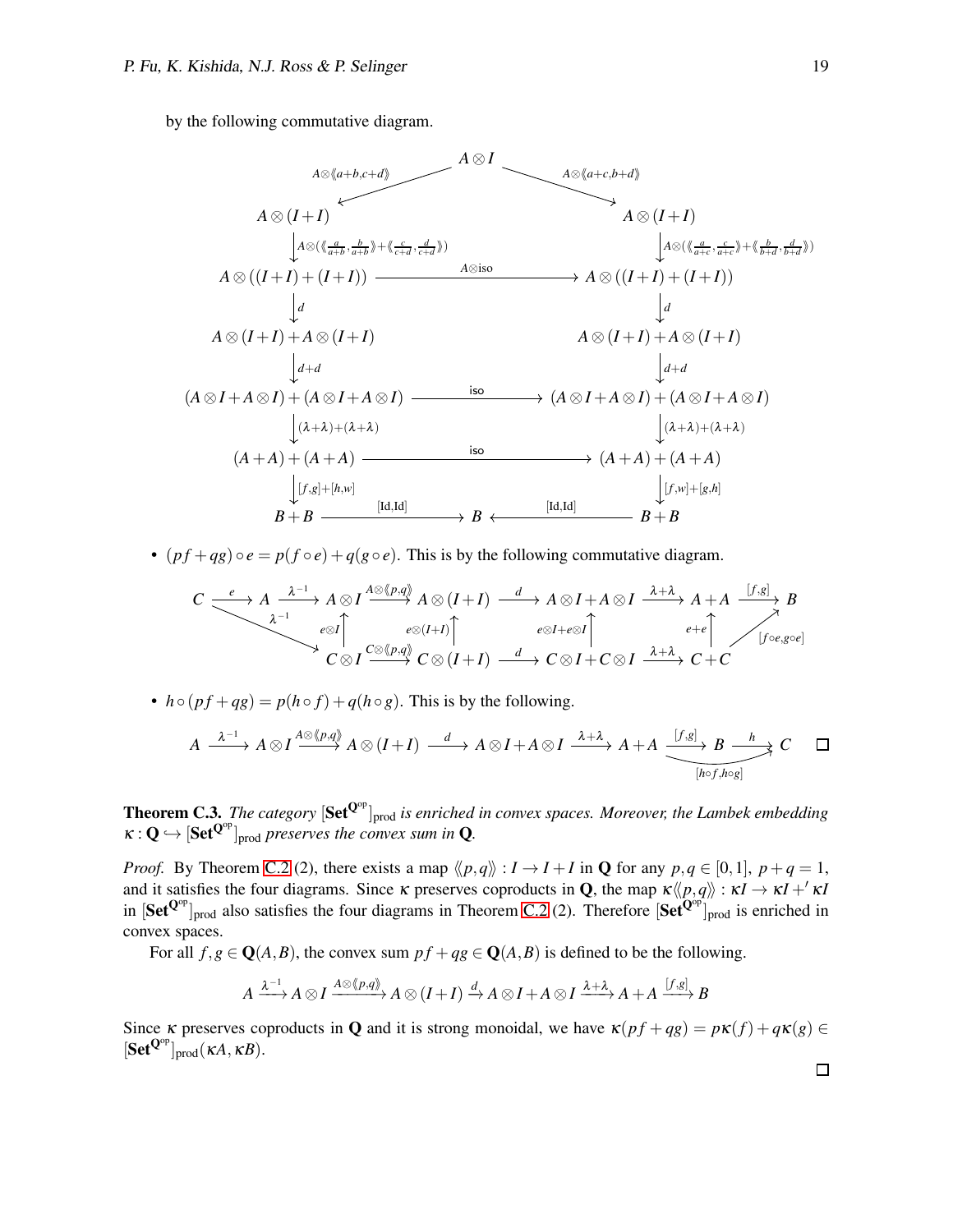by the following commutative diagram.

$$
\begin{array}{ccccc}
 & & A \otimes I & & \\
 & \swarrow^{A\otimes\langle\!\langle a+b,c+d\rangle\!\rangle} & & \searrow^{A\otimes\langle\!\langle a+c,b+d\rangle\!\rangle} & \\
A\otimes(I+I) & & & & A\otimes(I+I) \\
\downarrow{\scriptstyle A\otimes(\langle\!\langle \frac{a}{a+b},\frac{b}{a+b}\rangle\!\rangle+\langle\!\langle \frac{c}{c+d},\frac{d}{c+d}\rangle\!\rangle)} & & & & \downarrow{\scriptstyle A\otimes(\langle\!\langle \frac{a}{a+c},\frac{c}{a+c}\rangle\!\rangle+\langle\!\langle \frac{b}{b+d},\frac{d}{b+d}\rangle\!\rangle)} \\
A\otimes((I+I)+(I+I)) & & \xrightarrow{A\otimes \mathrm{iso}} & & A\otimes((I+I)+(I+I)) \\
\downarrow{\scriptstyle d} & & & & \downarrow{\scriptstyle d} \\
A\otimes(I+I)+A\otimes(I+I) & & & & A\otimes(I+I)+A\otimes(I+I) \\
\downarrow{\scriptstyle d+d} & & & & \downarrow{\scriptstyle d+d} \\
(A\otimes I+A\otimes I)+(A\otimes I+A\otimes I) & & \xrightarrow{\mathrm{iso}} & & (A\otimes I+A\otimes I)+(A\otimes I+A\otimes I) \\
\downarrow{\scriptstyle (\lambda+\lambda)+(\lambda+\lambda)} & & & & \downarrow{\scriptstyle (\lambda+\lambda)+(\lambda+\lambda)} \\
(A+A)+(A+A) & & \xrightarrow{\mathrm{iso}} & & (A+A)+(A+A) \\
\downarrow{\scriptstyle [f,g]+[h,w]} & & & & \downarrow{\scriptstyle [f,w]+[g,h]} \\
B+B & \xrightarrow{[\mathrm{Id},\mathrm{Id}]} & B & \xleftarrow{[\mathrm{Id},\mathrm{Id}]} & B+B
\end{array}
$$

- $(pf+qg)\circ e = p(f\circ e)+q(g\circ e)$. This is by the following commutative diagram.

$$
\begin{array}{ccccccccccccc}
C & \xrightarrow{e} & A & \xrightarrow{\lambda^{-1}} & A\otimes I & \xrightarrow{A\otimes\langle\!\langle p,q\rangle\!\rangle} & A\otimes(I+I) & \xrightarrow{d} & A\otimes I+A\otimes I & \xrightarrow{\lambda+\lambda} & A+A & \xrightarrow{[f,g]} & B \\
 & \searrow^{\lambda^{-1}} & & & \uparrow{\scriptstyle e\otimes I} & & \uparrow{\scriptstyle e\otimes(I+I)} & & \uparrow{\scriptstyle e\otimes I+e\otimes I} & & \uparrow{\scriptstyle e+e} & \nearrow_{[f\circ e,g\circ e]} & \\
 & & & & C\otimes I & \xrightarrow{C\otimes\langle\!\langle p,q\rangle\!\rangle} & C\otimes(I+I) & \xrightarrow{d} & C\otimes I+C\otimes I & \xrightarrow{\lambda+\lambda} & C+C & &
\end{array}
$$

- $h\circ(pf+qg) = p(h\circ f)+q(h\circ g)$. This is by the following.

$$
A \xrightarrow{\lambda^{-1}} A\otimes I \xrightarrow{A\otimes\langle\!\langle p,q\rangle\!\rangle} A\otimes(I+I) \xrightarrow{d} A\otimes I+A\otimes I \xrightarrow{\lambda+\lambda} A+A \xrightarrow{[f,g]} B \xrightarrow{h} C \qquad (A+A \xrightarrow{[h\circ f,h\circ g]} C)
$$

□

**Theorem C.3.** *The category $[\mathbf{Set}^{\mathbf{Q}^{\mathrm{op}}}]_{\mathrm{prod}}$ is enriched in convex spaces. Moreover, the Lambek embedding $\kappa : \mathbf{Q} \hookrightarrow [\mathbf{Set}^{\mathbf{Q}^{\mathrm{op}}}]_{\mathrm{prod}}$ preserves the convex sum in $\mathbf{Q}$.*

*Proof.* By Theorem C.2 (2), there exists a map $\langle\!\langle p,q\rangle\!\rangle : I \to I+I$ in $\mathbf{Q}$ for any $p,q\in[0,1]$, $p+q=1$, and it satisfies the four diagrams. Since $\kappa$ preserves coproducts in $\mathbf{Q}$, the map $\kappa\langle\!\langle p,q\rangle\!\rangle : \kappa I \to \kappa I +' \kappa I$ in $[\mathbf{Set}^{\mathbf{Q}^{\mathrm{op}}}]_{\mathrm{prod}}$ also satisfies the four diagrams in Theorem C.2 (2). Therefore $[\mathbf{Set}^{\mathbf{Q}^{\mathrm{op}}}]_{\mathrm{prod}}$ is enriched in convex spaces.

For all $f,g\in\mathbf{Q}(A,B)$, the convex sum $pf+qg\in\mathbf{Q}(A,B)$ is defined to be the following.

$$
A \xrightarrow{\lambda^{-1}} A\otimes I \xrightarrow{A\otimes\langle\!\langle p,q\rangle\!\rangle} A\otimes(I+I) \xrightarrow{d} A\otimes I+A\otimes I \xrightarrow{\lambda+\lambda} A+A \xrightarrow{[f,g]} B
$$

Since $\kappa$ preserves coproducts in $\mathbf{Q}$ and it is strong monoidal, we have $\kappa(pf+qg) = p\kappa(f)+q\kappa(g)\in[\mathbf{Set}^{\mathbf{Q}^{\mathrm{op}}}]_{\mathrm{prod}}(\kappa A,\kappa B)$.

□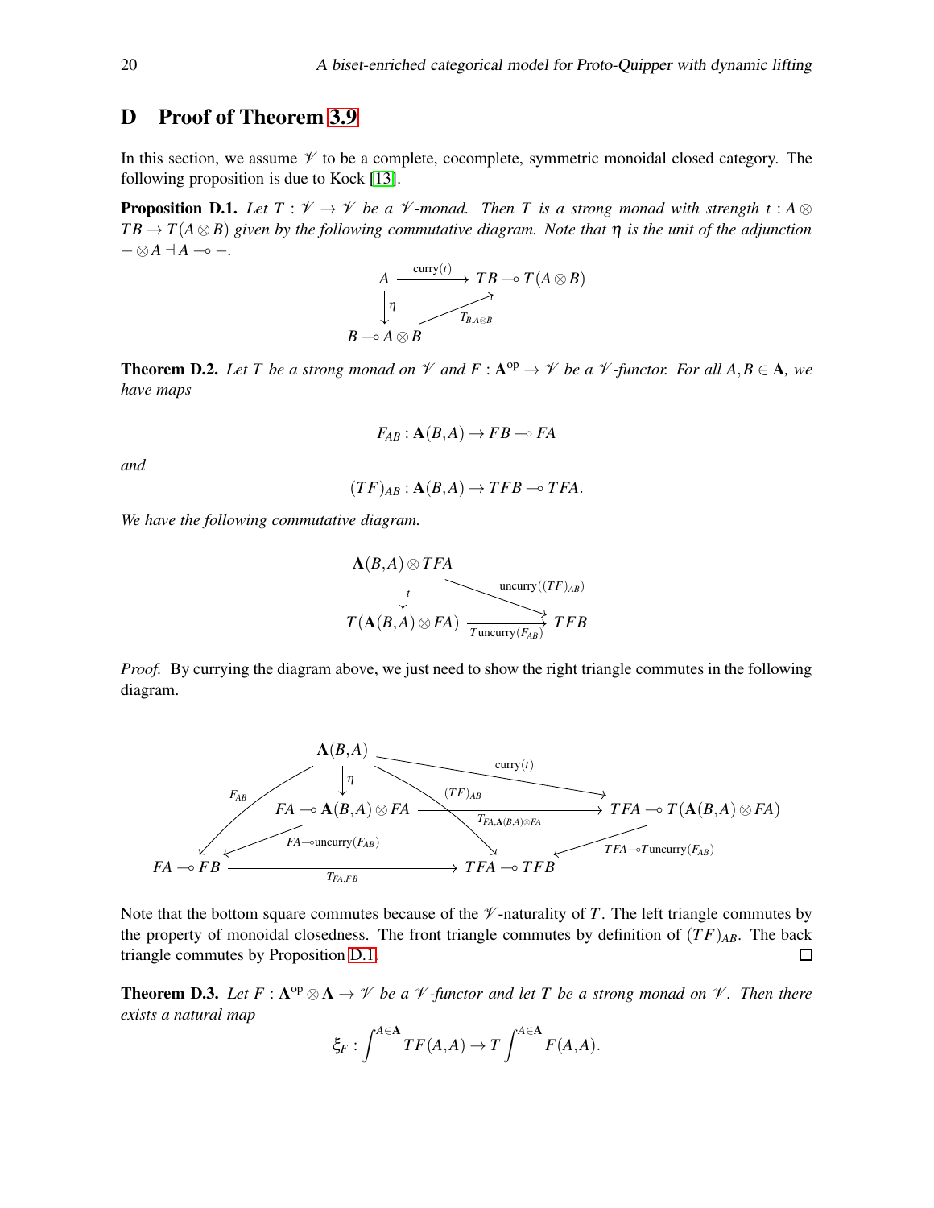## D Proof of Theorem 3.9

In this section, we assume $\mathscr{V}$ to be a complete, cocomplete, symmetric monoidal closed category. The following proposition is due to Kock [13].

**Proposition D.1.** *Let $T : \mathscr{V} \to \mathscr{V}$ be a $\mathscr{V}$-monad. Then $T$ is a strong monad with strength $t : A \otimes TB \to T(A \otimes B)$ given by the following commutative diagram. Note that $\eta$ is the unit of the adjunction $- \otimes A \dashv A \multimap -$.*

$$\begin{array}{ccc}
A & \xrightarrow{\text{curry}(t)} & TB \multimap T(A \otimes B) \\
\downarrow \eta & \nearrow_{T_{B,A \otimes B}} & \\
B \multimap A \otimes B & &
\end{array}$$

**Theorem D.2.** *Let $T$ be a strong monad on $\mathscr{V}$ and $F : \mathbf{A}^{\text{op}} \to \mathscr{V}$ be a $\mathscr{V}$-functor. For all $A, B \in \mathbf{A}$, we have maps*

$$F_{AB} : \mathbf{A}(B,A) \to FB \multimap FA$$

*and*

$$(TF)_{AB} : \mathbf{A}(B,A) \to TFB \multimap TFA.$$

*We have the following commutative diagram.*

$$\begin{array}{ccc}
\mathbf{A}(B,A) \otimes TFA & & \\
\downarrow t & \searrow^{\text{uncurry}((TF)_{AB})} & \\
T(\mathbf{A}(B,A) \otimes FA) & \xrightarrow[T\text{uncurry}(F_{AB})]{} & TFB
\end{array}$$

*Proof.* By currying the diagram above, we just need to show the right triangle commutes in the following diagram.

$$\begin{array}{ccccc}
 & & \mathbf{A}(B,A) & \xrightarrow{\text{curry}(t)} & \\
 & \swarrow^{F_{AB}} & \downarrow \eta & \searrow^{(TF)_{AB}} & \\
 & & FA \multimap \mathbf{A}(B,A) \otimes FA & \xrightarrow{T_{FA,\mathbf{A}(B,A)\otimes FA}} & TFA \multimap T(\mathbf{A}(B,A) \otimes FA) \\
 & \swarrow_{FA \multimap \text{uncurry}(F_{AB})} & & & \swarrow_{TFA \multimap T\text{uncurry}(F_{AB})} \\
FA \multimap FB & & \xrightarrow{T_{FA,FB}} & & TFA \multimap TFB
\end{array}$$

Note that the bottom square commutes because of the $\mathscr{V}$-naturality of $T$. The left triangle commutes by the property of monoidal closedness. The front triangle commutes by definition of $(TF)_{AB}$. The back triangle commutes by Proposition D.1. $\square$

**Theorem D.3.** *Let $F : \mathbf{A}^{\text{op}} \otimes \mathbf{A} \to \mathscr{V}$ be a $\mathscr{V}$-functor and let $T$ be a strong monad on $\mathscr{V}$. Then there exists a natural map*

$$\xi_F : \int^{A \in \mathbf{A}} TF(A,A) \to T \int^{A \in \mathbf{A}} F(A,A).$$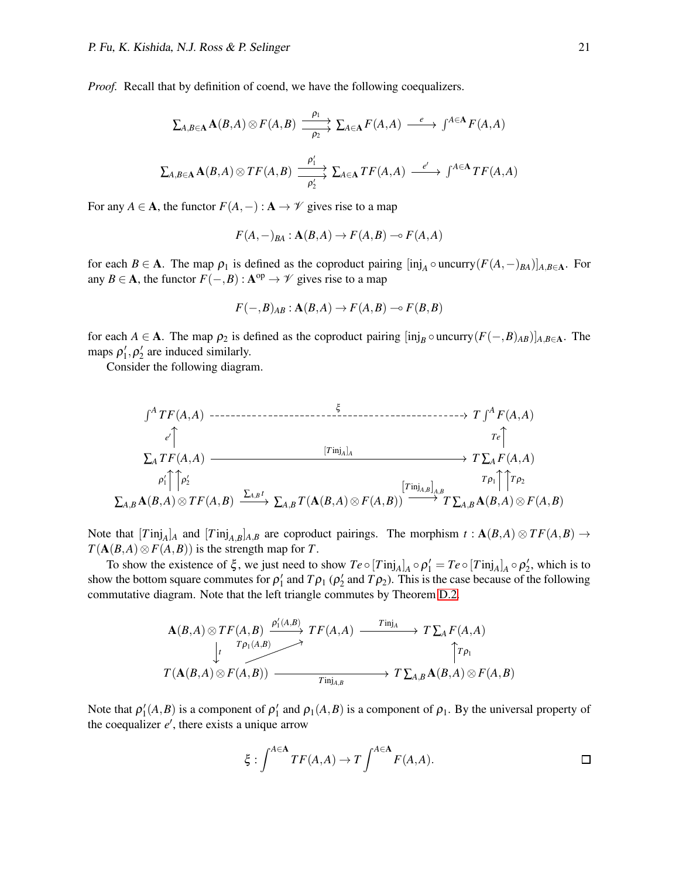*Proof.* Recall that by definition of coend, we have the following coequalizers.

$$\sum_{A,B\in\mathbf{A}} \mathbf{A}(B,A)\otimes F(A,B) \underset{\rho_2}{\overset{\rho_1}{\rightrightarrows}} \sum_{A\in\mathbf{A}} F(A,A) \xrightarrow{\ e\ } \int^{A\in\mathbf{A}} F(A,A)$$

$$\sum_{A,B\in\mathbf{A}} \mathbf{A}(B,A)\otimes TF(A,B) \underset{\rho_2'}{\overset{\rho_1'}{\rightrightarrows}} \sum_{A\in\mathbf{A}} TF(A,A) \xrightarrow{\ e'\ } \int^{A\in\mathbf{A}} TF(A,A)$$

For any $A\in\mathbf{A}$, the functor $F(A,-):\mathbf{A}\to\mathscr{V}$ gives rise to a map

$$F(A,-)_{BA} : \mathbf{A}(B,A) \to F(A,B) \multimap F(A,A)$$

for each $B\in\mathbf{A}$. The map $\rho_1$ is defined as the coproduct pairing $[\mathrm{inj}_A \circ \mathrm{uncurry}(F(A,-)_{BA})]_{A,B\in\mathbf{A}}$. For any $B\in\mathbf{A}$, the functor $F(-,B):\mathbf{A}^{\mathrm{op}}\to\mathscr{V}$ gives rise to a map

$$F(-,B)_{AB} : \mathbf{A}(B,A) \to F(A,B) \multimap F(B,B)$$

for each $A\in\mathbf{A}$. The map $\rho_2$ is defined as the coproduct pairing $[\mathrm{inj}_B \circ \mathrm{uncurry}(F(-,B)_{AB})]_{A,B\in\mathbf{A}}$. The maps $\rho_1',\rho_2'$ are induced similarly.

Consider the following diagram.

$$\begin{array}{ccccc}
\int^A TF(A,A) & & \overset{\xi}{\dashrightarrow} & & T\int^A F(A,A) \\
\uparrow{\scriptstyle e'} & & & & \uparrow{\scriptstyle Te} \\
\sum_A TF(A,A) & & \xrightarrow{[T\mathrm{inj}_A]_A} & & T\sum_A F(A,A) \\
{\scriptstyle \rho_1'}\uparrow\uparrow{\scriptstyle \rho_2'} & & & & {\scriptstyle T\rho_1}\uparrow\uparrow{\scriptstyle T\rho_2} \\
\sum_{A,B}\mathbf{A}(B,A)\otimes TF(A,B) & \xrightarrow{\sum_{A,B} t} & \sum_{A,B} T(\mathbf{A}(B,A)\otimes F(A,B)) & \xrightarrow{[T\mathrm{inj}_{A,B}]_{A,B}} & T\sum_{A,B}\mathbf{A}(B,A)\otimes F(A,B)
\end{array}$$

Note that $[T\mathrm{inj}_A]_A$ and $[T\mathrm{inj}_{A,B}]_{A,B}$ are coproduct pairings. The morphism $t:\mathbf{A}(B,A)\otimes TF(A,B)\to T(\mathbf{A}(B,A)\otimes F(A,B))$ is the strength map for $T$.

To show the existence of $\xi$, we just need to show $Te\circ[T\mathrm{inj}_A]_A\circ\rho_1' = Te\circ[T\mathrm{inj}_A]_A\circ\rho_2'$, which is to show the bottom square commutes for $\rho_1'$ and $T\rho_1$ ($\rho_2'$ and $T\rho_2$). This is the case because of the following commutative diagram. Note that the left triangle commutes by Theorem D.2.

$$\begin{array}{ccccc}
\mathbf{A}(B,A)\otimes TF(A,B) & \xrightarrow{\rho_1'(A,B)} & TF(A,A) & \xrightarrow{T\mathrm{inj}_A} & T\sum_A F(A,A) \\
\downarrow{\scriptstyle t} & \nearrow{\scriptstyle T\rho_1(A,B)} & & & \uparrow{\scriptstyle T\rho_1} \\
T(\mathbf{A}(B,A)\otimes F(A,B)) & & \xrightarrow{T\mathrm{inj}_{A,B}} & & T\sum_{A,B}\mathbf{A}(B,A)\otimes F(A,B)
\end{array}$$

Note that $\rho_1'(A,B)$ is a component of $\rho_1'$ and $\rho_1(A,B)$ is a component of $\rho_1$. By the universal property of the coequalizer $e'$, there exists a unique arrow

$$\xi : \int^{A\in\mathbf{A}} TF(A,A) \to T\int^{A\in\mathbf{A}} F(A,A).$$

$\square$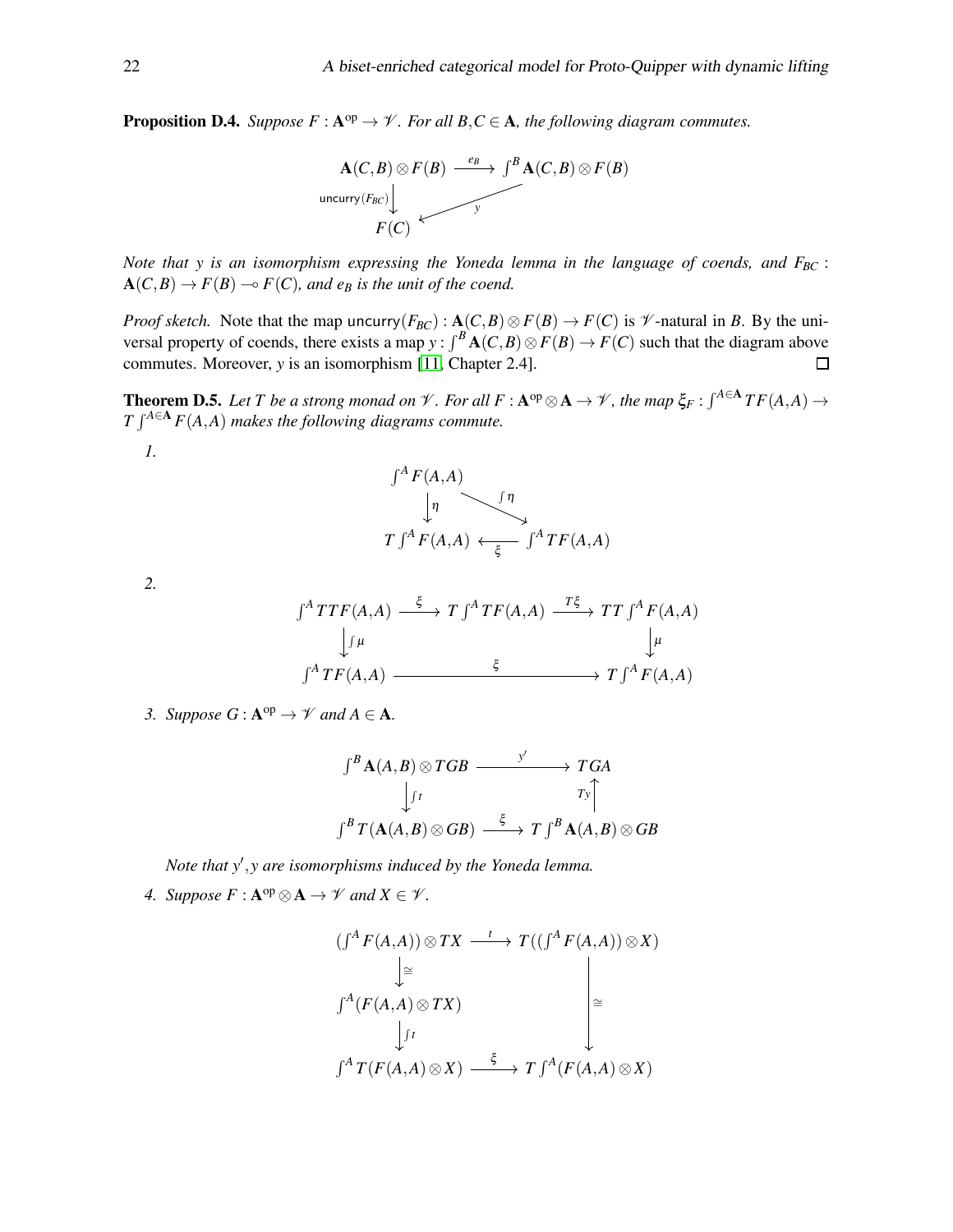**Proposition D.4.** *Suppose $F : \mathbf{A}^{\mathrm{op}} \to \mathscr{V}$. For all $B, C \in \mathbf{A}$, the following diagram commutes.*

$$\begin{array}{ccc} \mathbf{A}(C,B) \otimes F(B) & \xrightarrow{e_B} & \int^B \mathbf{A}(C,B) \otimes F(B) \\ \downarrow{\scriptstyle \mathsf{uncurry}(F_{BC})} & \swarrow{\scriptstyle y} & \\ F(C) & & \end{array}$$

*Note that $y$ is an isomorphism expressing the Yoneda lemma in the language of coends, and $F_{BC} : \mathbf{A}(C,B) \to F(B) \multimap F(C)$, and $e_B$ is the unit of the coend.*

*Proof sketch.* Note that the map $\mathsf{uncurry}(F_{BC}) : \mathbf{A}(C,B) \otimes F(B) \to F(C)$ is $\mathscr{V}$-natural in $B$. By the universal property of coends, there exists a map $y : \int^B \mathbf{A}(C,B) \otimes F(B) \to F(C)$ such that the diagram above commutes. Moreover, $y$ is an isomorphism [11, Chapter 2.4]. $\square$

**Theorem D.5.** *Let $T$ be a strong monad on $\mathscr{V}$. For all $F : \mathbf{A}^{\mathrm{op}} \otimes \mathbf{A} \to \mathscr{V}$, the map $\xi_F : \int^{A \in \mathbf{A}} TF(A,A) \to T \int^{A \in \mathbf{A}} F(A,A)$ makes the following diagrams commute.*

*1.*

$$\begin{array}{ccc} \int^A F(A,A) & & \\ \downarrow{\scriptstyle \eta} & \searrow{\scriptstyle \int \eta} & \\ T \int^A F(A,A) & \xleftarrow{\xi} & \int^A TF(A,A) \end{array}$$

*2.*

$$\begin{array}{ccccc} \int^A TTF(A,A) & \xrightarrow{\xi} & T \int^A TF(A,A) & \xrightarrow{T\xi} & TT \int^A F(A,A) \\ \downarrow{\scriptstyle \int \mu} & & & & \downarrow{\scriptstyle \mu} \\ \int^A TF(A,A) & & \xrightarrow{\xi} & & T \int^A F(A,A) \end{array}$$

*3. Suppose $G : \mathbf{A}^{\mathrm{op}} \to \mathscr{V}$ and $A \in \mathbf{A}$.*

$$\begin{array}{ccc} \int^B \mathbf{A}(A,B) \otimes TGB & \xrightarrow{y'} & TGA \\ \downarrow{\scriptstyle \int t} & & \uparrow{\scriptstyle Ty} \\ \int^B T(\mathbf{A}(A,B) \otimes GB) & \xrightarrow{\xi} & T \int^B \mathbf{A}(A,B) \otimes GB \end{array}$$

*Note that $y', y$ are isomorphisms induced by the Yoneda lemma.*

*4. Suppose $F : \mathbf{A}^{\mathrm{op}} \otimes \mathbf{A} \to \mathscr{V}$ and $X \in \mathscr{V}$.*

$$\begin{array}{ccc} (\int^A F(A,A)) \otimes TX & \xrightarrow{t} & T((\int^A F(A,A)) \otimes X) \\ \downarrow{\scriptstyle \cong} & & \\ \int^A (F(A,A) \otimes TX) & & \downarrow{\scriptstyle \cong} \\ \downarrow{\scriptstyle \int t} & & \\ \int^A T(F(A,A) \otimes X) & \xrightarrow{\xi} & T \int^A (F(A,A) \otimes X) \end{array}$$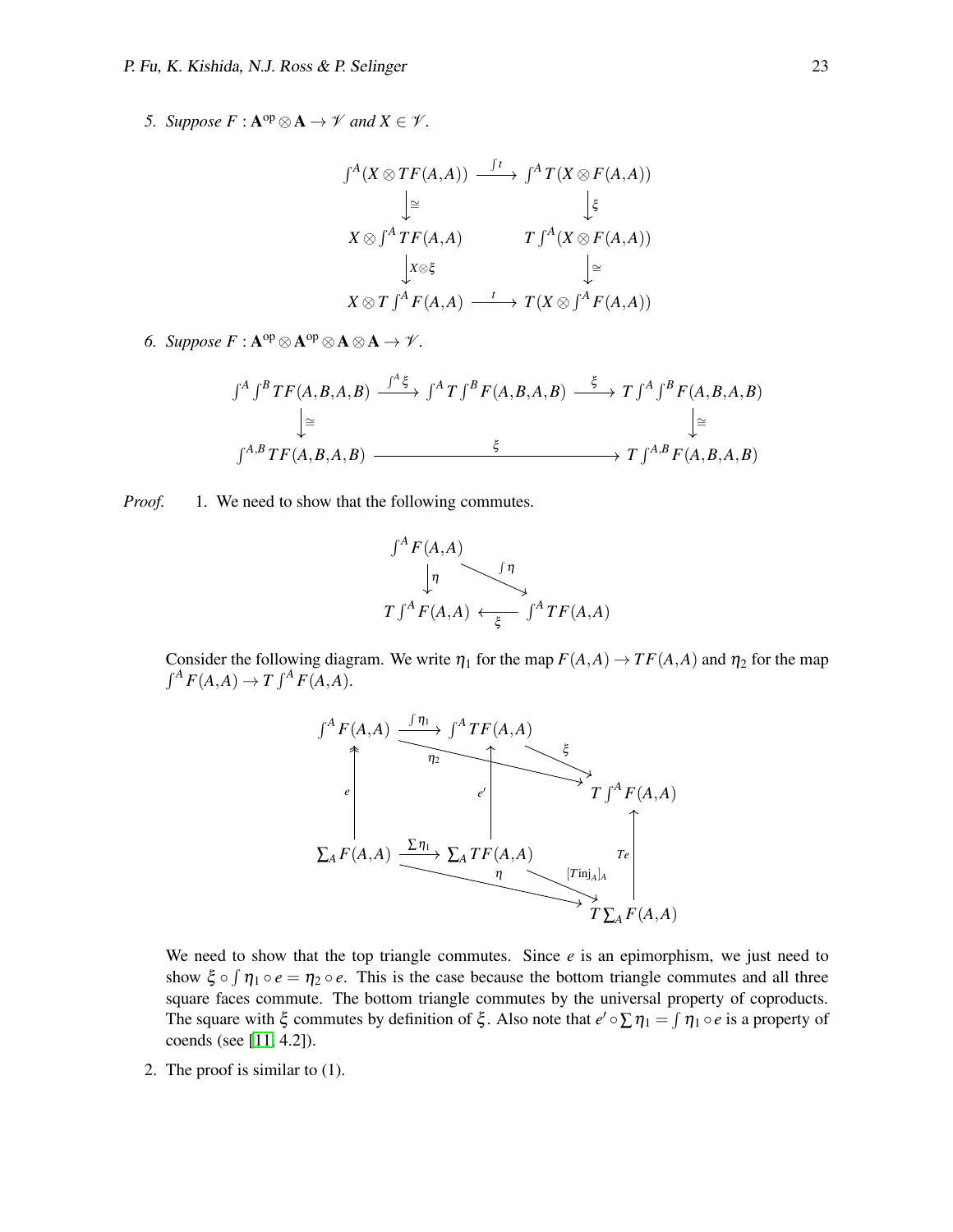5. *Suppose $F : \mathbf{A}^{\mathrm{op}} \otimes \mathbf{A} \to \mathscr{V}$ and $X \in \mathscr{V}$.*

$$
\begin{array}{ccc}
\int^A (X \otimes TF(A,A)) & \xrightarrow{\int t} & \int^A T(X \otimes F(A,A)) \\
\downarrow{\cong} & & \downarrow{\xi} \\
X \otimes \int^A TF(A,A) & & T \int^A (X \otimes F(A,A)) \\
\downarrow{X \otimes \xi} & & \downarrow{\cong} \\
X \otimes T \int^A F(A,A) & \xrightarrow{t} & T(X \otimes \int^A F(A,A))
\end{array}
$$

6. *Suppose $F : \mathbf{A}^{\mathrm{op}} \otimes \mathbf{A}^{\mathrm{op}} \otimes \mathbf{A} \otimes \mathbf{A} \to \mathscr{V}$.*

$$
\begin{array}{ccccc}
\int^A \int^B TF(A,B,A,B) & \xrightarrow{\int^A \xi} & \int^A T \int^B F(A,B,A,B) & \xrightarrow{\xi} & T \int^A \int^B F(A,B,A,B) \\
\downarrow{\cong} & & & & \downarrow{\cong} \\
\int^{A,B} TF(A,B,A,B) & & \xrightarrow{\xi} & & T \int^{A,B} F(A,B,A,B)
\end{array}
$$

*Proof.* 1. We need to show that the following commutes.

$$
\begin{array}{ccc}
\int^A F(A,A) & & \\
\downarrow{\eta} & \searrow{\int \eta} & \\
T \int^A F(A,A) & \xleftarrow{\xi} & \int^A TF(A,A)
\end{array}
$$

Consider the following diagram. We write $\eta_1$ for the map $F(A,A) \to TF(A,A)$ and $\eta_2$ for the map $\int^A F(A,A) \to T \int^A F(A,A)$.

$$
\begin{array}{ccccc}
\int^A F(A,A) & \xrightarrow{\int \eta_1} & \int^A TF(A,A) & \xrightarrow{\xi} & T \int^A F(A,A) \\
\uparrow{e} & & \uparrow{e'} & & \uparrow{Te} \\
\sum_A F(A,A) & \xrightarrow{\sum \eta_1} & \sum_A TF(A,A) & \xrightarrow{[T\mathrm{inj}_A]_A} & T \sum_A F(A,A)
\end{array}
$$

(with diagonal maps $\eta_2 : \int^A F(A,A) \to T \int^A F(A,A)$ and $\eta : \sum_A F(A,A) \to T \sum_A F(A,A)$)

We need to show that the top triangle commutes. Since $e$ is an epimorphism, we just need to show $\xi \circ \int \eta_1 \circ e = \eta_2 \circ e$. This is the case because the bottom triangle commutes and all three square faces commute. The bottom triangle commutes by the universal property of coproducts. The square with $\xi$ commutes by definition of $\xi$. Also note that $e' \circ \sum \eta_1 = \int \eta_1 \circ e$ is a property of coends (see [11, 4.2]).

2. The proof is similar to (1).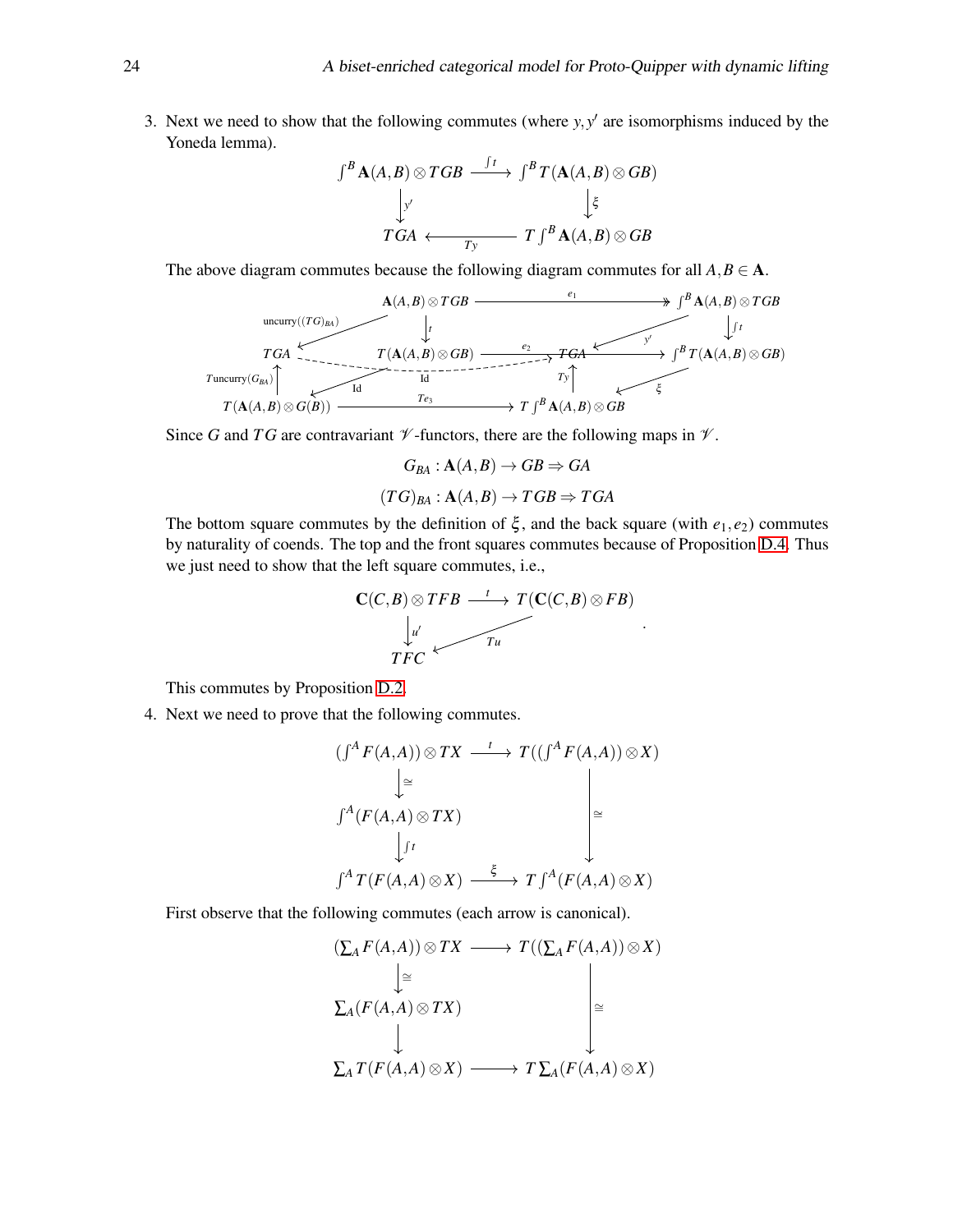3. Next we need to show that the following commutes (where $y, y'$ are isomorphisms induced by the Yoneda lemma).

$$\begin{array}{ccc}
\int^B \mathbf{A}(A,B) \otimes TGB & \xrightarrow{\int t} & \int^B T(\mathbf{A}(A,B) \otimes GB) \\
\downarrow{\scriptstyle y'} & & \downarrow{\scriptstyle \xi} \\
TGA & \xleftarrow[Ty]{} & T\int^B \mathbf{A}(A,B) \otimes GB
\end{array}$$

The above diagram commutes because the following diagram commutes for all $A, B \in \mathbf{A}$.

$$\begin{array}{ccccc}
 & \mathbf{A}(A,B) \otimes TGB & \xrightarrow{e_1} & \int^B \mathbf{A}(A,B) \otimes TGB & \\
\swarrow{\scriptstyle \mathrm{uncurry}((TG)_{BA})} & \downarrow{\scriptstyle t} & & \downarrow{\scriptstyle \int t} & \swarrow{\scriptstyle y'} \\
TGA & T(\mathbf{A}(A,B) \otimes GB) & \xrightarrow{e_2} & \int^B T(\mathbf{A}(A,B) \otimes GB) & \\
\uparrow{\scriptstyle T\mathrm{uncurry}(G_{BA})} & \swarrow{\scriptstyle \mathrm{Id}} & \mathrm{Id} \dashrightarrow TGA & \uparrow{\scriptstyle Ty} & \swarrow{\scriptstyle \xi} \\
T(\mathbf{A}(A,B) \otimes G(B)) & & \xrightarrow{Te_3} & T\int^B \mathbf{A}(A,B) \otimes GB &
\end{array}$$

Since $G$ and $TG$ are contravariant $\mathscr{V}$-functors, there are the following maps in $\mathscr{V}$.

$$G_{BA} : \mathbf{A}(A,B) \to GB \Rightarrow GA$$

$$(TG)_{BA} : \mathbf{A}(A,B) \to TGB \Rightarrow TGA$$

The bottom square commutes by the definition of $\xi$, and the back square (with $e_1, e_2$) commutes by naturality of coends. The top and the front squares commutes because of Proposition D.4. Thus we just need to show that the left square commutes, i.e.,

$$\begin{array}{ccc}
\mathbf{C}(C,B) \otimes TFB & \xrightarrow{t} & T(\mathbf{C}(C,B) \otimes FB) \\
\downarrow{\scriptstyle u'} & \swarrow{\scriptstyle Tu} & \\
TFC & &
\end{array}.$$

This commutes by Proposition D.2.

4. Next we need to prove that the following commutes.

$$\begin{array}{ccc}
(\int^A F(A,A)) \otimes TX & \xrightarrow{t} & T((\int^A F(A,A)) \otimes X) \\
\downarrow{\scriptstyle \cong} & & \\
\int^A (F(A,A) \otimes TX) & & \downarrow{\scriptstyle \cong} \\
\downarrow{\scriptstyle \int t} & & \\
\int^A T(F(A,A) \otimes X) & \xrightarrow{\xi} & T\int^A (F(A,A) \otimes X)
\end{array}$$

First observe that the following commutes (each arrow is canonical).

$$\begin{array}{ccc}
(\sum_A F(A,A)) \otimes TX & \longrightarrow & T((\sum_A F(A,A)) \otimes X) \\
\downarrow{\scriptstyle \cong} & & \\
\sum_A (F(A,A) \otimes TX) & & \downarrow{\scriptstyle \cong} \\
\downarrow & & \\
\sum_A T(F(A,A) \otimes X) & \longrightarrow & T\sum_A (F(A,A) \otimes X)
\end{array}$$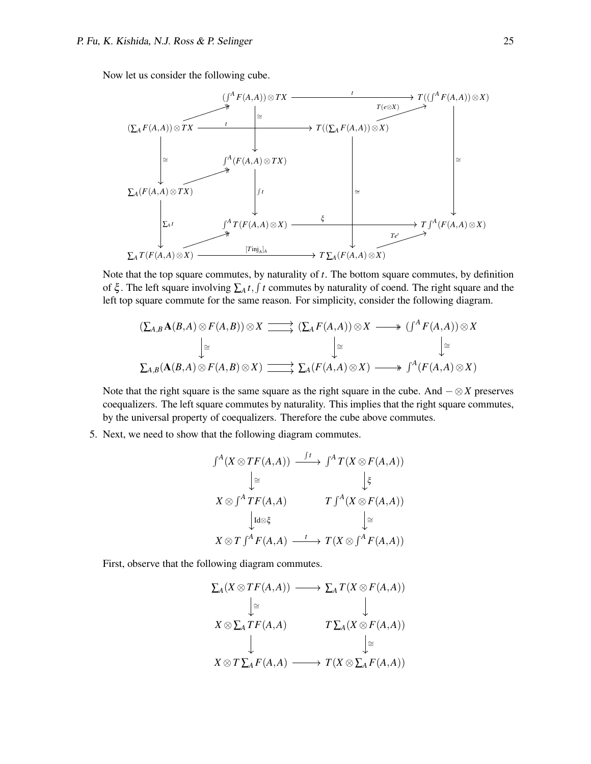Now let us consider the following cube.

$$
\begin{array}{ccccccc}
 & & (\int^A F(A,A)) \otimes TX & \xrightarrow{t} & & & T((\int^A F(A,A)) \otimes X) \\
(\sum_A F(A,A)) \otimes TX & \xrightarrow{t} & & & T((\sum_A F(A,A)) \otimes X) & \xrightarrow{T(e\otimes X)} & \\
\downarrow \cong & & \downarrow \cong & & & & \downarrow \cong \\
 & & \int^A (F(A,A) \otimes TX) & & & & \\
\sum_A (F(A,A) \otimes TX) & & \downarrow \int t & & \downarrow \cong & & \\
\downarrow \sum_A t & & \int^A T(F(A,A) \otimes X) & \xrightarrow{\xi} & & & T\int^A (F(A,A) \otimes X) \\
\sum_A T(F(A,A) \otimes X) & \xrightarrow{[T\mathrm{inj}_A]_A} & & & T\sum_A (F(A,A) \otimes X) & \xrightarrow{Te'} & 
\end{array}
$$

Note that the top square commutes, by naturality of $t$. The bottom square commutes, by definition of $\xi$. The left square involving $\sum_A t, \int t$ commutes by naturality of coend. The right square and the left top square commute for the same reason. For simplicity, consider the following diagram.

$$
\begin{array}{ccccc}
(\sum_{A,B} \mathbf{A}(B,A) \otimes F(A,B)) \otimes X & \rightrightarrows & (\sum_A F(A,A)) \otimes X & \twoheadrightarrow & (\int^A F(A,A)) \otimes X \\
\downarrow \cong & & \downarrow \cong & & \downarrow \cong \\
\sum_{A,B} (\mathbf{A}(B,A) \otimes F(A,B) \otimes X) & \rightrightarrows & \sum_A (F(A,A) \otimes X) & \twoheadrightarrow & \int^A (F(A,A) \otimes X)
\end{array}
$$

Note that the right square is the same square as the right square in the cube. And $- \otimes X$ preserves coequalizers. The left square commutes by naturality. This implies that the right square commutes, by the universal property of coequalizers. Therefore the cube above commutes.

5. Next, we need to show that the following diagram commutes.

$$
\begin{array}{ccc}
\int^A (X \otimes TF(A,A)) & \xrightarrow{\int t} & \int^A T(X \otimes F(A,A)) \\
\downarrow \cong & & \downarrow \xi \\
X \otimes \int^A TF(A,A) & & T\int^A (X \otimes F(A,A)) \\
\downarrow \mathrm{Id} \otimes \xi & & \downarrow \cong \\
X \otimes T\int^A F(A,A) & \xrightarrow{t} & T(X \otimes \int^A F(A,A))
\end{array}
$$

First, observe that the following diagram commutes.

$$
\begin{array}{ccc}
\sum_A (X \otimes TF(A,A)) & \longrightarrow & \sum_A T(X \otimes F(A,A)) \\
\downarrow \cong & & \downarrow \\
X \otimes \sum_A TF(A,A) & & T\sum_A (X \otimes F(A,A)) \\
\downarrow & & \downarrow \cong \\
X \otimes T\sum_A F(A,A) & \longrightarrow & T(X \otimes \sum_A F(A,A))
\end{array}
$$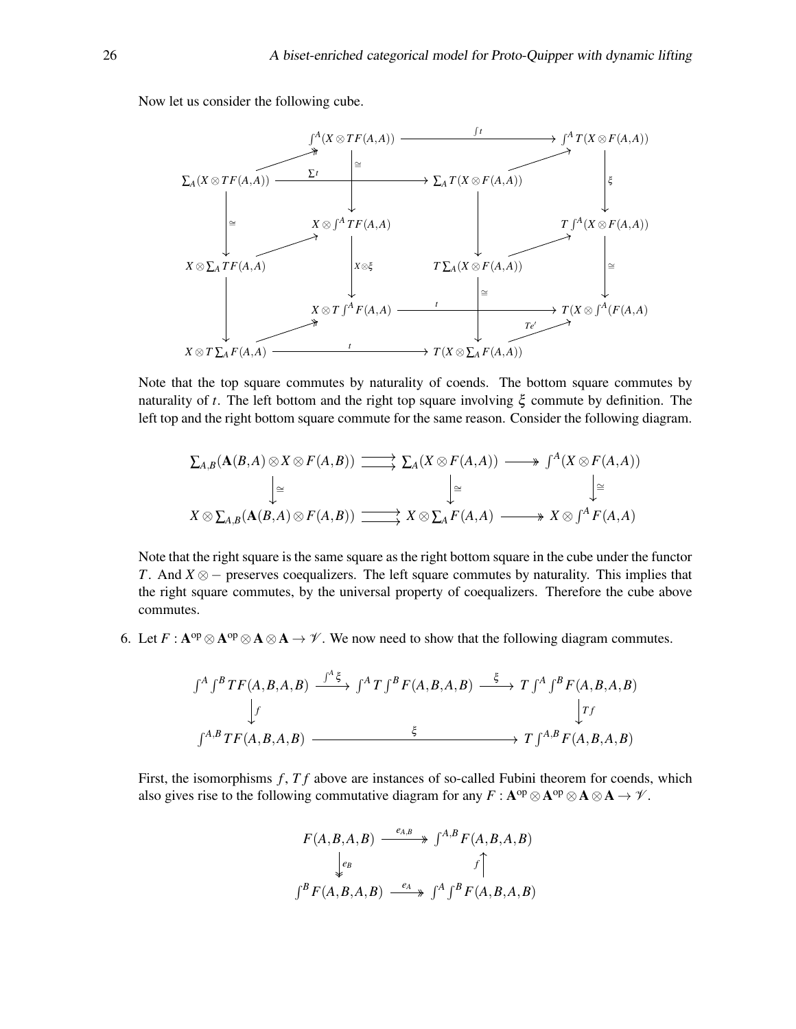Now let us consider the following cube.

$$
\begin{array}{ccccccc}
& & \int^A (X \otimes TF(A,A)) & \xrightarrow{\int t} & & & \int^A T(X \otimes F(A,A)) \\
& \nearrow & \downarrow \cong & & & \nearrow & \downarrow \xi \\
\sum_A (X \otimes TF(A,A)) & \xrightarrow{\sum t} & & & \sum_A T(X \otimes F(A,A)) & & \\
\downarrow \cong & & X \otimes \int^A TF(A,A) & & \downarrow & & T\int^A (X \otimes F(A,A)) \\
X \otimes \sum_A TF(A,A) & \nearrow & \downarrow X\otimes\xi & & T\sum_A (X \otimes F(A,A)) & \nearrow & \downarrow \cong \\
\downarrow & & X \otimes T\int^A F(A,A) & \xrightarrow{t} & \downarrow \cong & & T(X \otimes \int^A (F(A,A)) \\
X \otimes T\sum_A F(A,A) & \nearrow & & \xrightarrow{t} & T(X \otimes \sum_A F(A,A)) & \xrightarrow{Te'} & 
\end{array}
$$

Note that the top square commutes by naturality of coends. The bottom square commutes by naturality of $t$. The left bottom and the right top square involving $\xi$ commute by definition. The left top and the right bottom square commute for the same reason. Consider the following diagram.

$$
\begin{array}{ccccc}
\sum_{A,B}(\mathbf{A}(B,A) \otimes X \otimes F(A,B)) & \rightrightarrows & \sum_A (X \otimes F(A,A)) & \twoheadrightarrow & \int^A (X \otimes F(A,A)) \\
\downarrow \cong & & \downarrow \cong & & \downarrow \cong \\
X \otimes \sum_{A,B}(\mathbf{A}(B,A) \otimes F(A,B)) & \rightrightarrows & X \otimes \sum_A F(A,A) & \twoheadrightarrow & X \otimes \int^A F(A,A)
\end{array}
$$

Note that the right square is the same square as the right bottom square in the cube under the functor $T$. And $X \otimes -$ preserves coequalizers. The left square commutes by naturality. This implies that the right square commutes, by the universal property of coequalizers. Therefore the cube above commutes.

6. Let $F : \mathbf{A}^{\mathrm{op}} \otimes \mathbf{A}^{\mathrm{op}} \otimes \mathbf{A} \otimes \mathbf{A} \to \mathscr{V}$. We now need to show that the following diagram commutes.

$$
\begin{array}{ccccc}
\int^A \int^B TF(A,B,A,B) & \xrightarrow{\int^A \xi} & \int^A T\int^B F(A,B,A,B) & \xrightarrow{\xi} & T\int^A \int^B F(A,B,A,B) \\
\downarrow f & & & & \downarrow Tf \\
\int^{A,B} TF(A,B,A,B) & & \xrightarrow{\xi} & & T\int^{A,B} F(A,B,A,B)
\end{array}
$$

First, the isomorphisms $f, Tf$ above are instances of so-called Fubini theorem for coends, which also gives rise to the following commutative diagram for any $F : \mathbf{A}^{\mathrm{op}} \otimes \mathbf{A}^{\mathrm{op}} \otimes \mathbf{A} \otimes \mathbf{A} \to \mathscr{V}$.

$$
\begin{array}{ccc}
F(A,B,A,B) & \xrightarrow{e_{A,B}} & \int^{A,B} F(A,B,A,B) \\
\downarrow e_B & & \uparrow f \\
\int^B F(A,B,A,B) & \xrightarrow{e_A} & \int^A \int^B F(A,B,A,B)
\end{array}
$$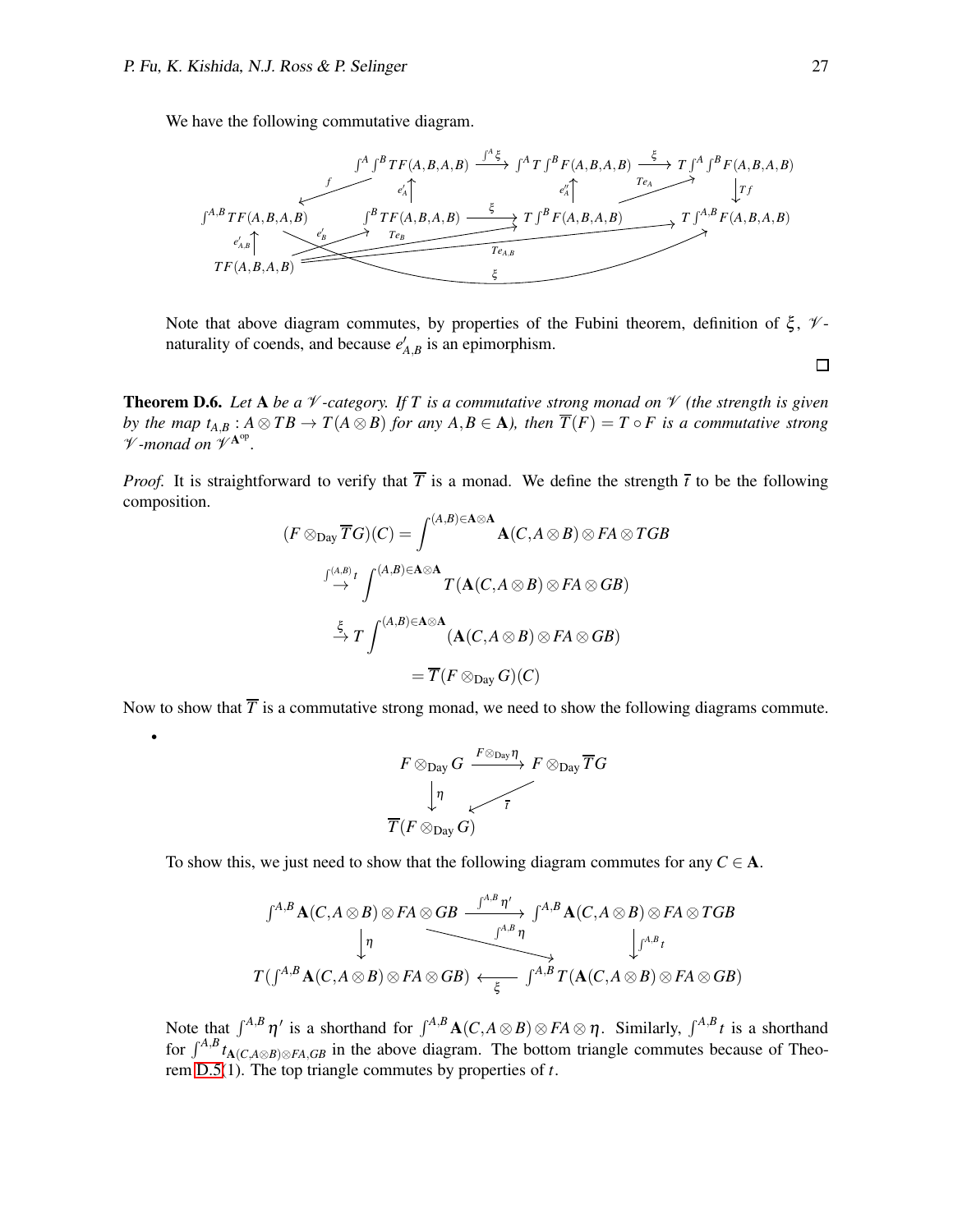We have the following commutative diagram.

$$
\begin{array}{ccccccc}
 & & \int^A\int^B TF(A,B,A,B) & \xrightarrow{\int^A \xi} & \int^A T\int^B F(A,B,A,B) & \xrightarrow{\xi} & T\int^A\int^B F(A,B,A,B) \\
 & \swarrow^{f} & \uparrow^{e'_A} & & \uparrow^{e''_A} & \nearrow_{Te_A} & \downarrow^{Tf} \\
\int^{A,B} TF(A,B,A,B) & & \int^B TF(A,B,A,B) & \xrightarrow{\xi} & T\int^B F(A,B,A,B) & \longrightarrow & T\int^{A,B} F(A,B,A,B) \\
\uparrow^{e'_{A,B}} & & & & & & \\
TF(A,B,A,B) & & & & & &
\end{array}
$$

(with additional arrows $e'_B : TF(A,B,A,B) \to \int^B TF(A,B,A,B)$, $Te_B : TF(A,B,A,B) \to T\int^B F(A,B,A,B)$, $Te_{A,B} : TF(A,B,A,B) \to T\int^{A,B} F(A,B,A,B)$, and $\xi : \int^{A,B} TF(A,B,A,B) \to T\int^{A,B} F(A,B,A,B)$.)

Note that above diagram commutes, by properties of the Fubini theorem, definition of $\xi$, $\mathscr{V}$-naturality of coends, and because $e'_{A,B}$ is an epimorphism.

∎

**Theorem D.6.** *Let* $\mathbf{A}$ *be a* $\mathscr{V}$*-category. If* $T$ *is a commutative strong monad on* $\mathscr{V}$ *(the strength is given by the map* $t_{A,B} : A \otimes TB \to T(A \otimes B)$ *for any* $A, B \in \mathbf{A}$*), then* $\overline{T}(F) = T \circ F$ *is a commutative strong* $\mathscr{V}$*-monad on* $\mathscr{V}^{\mathbf{A}^{\mathrm{op}}}$.

*Proof.* It is straightforward to verify that $\overline{T}$ is a monad. We define the strength $\overline{t}$ to be the following composition.

$$
\begin{aligned}
(F \otimes_{\mathrm{Day}} \overline{T}G)(C) &= \int^{(A,B)\in \mathbf{A}\otimes\mathbf{A}} \mathbf{A}(C, A\otimes B) \otimes FA \otimes TGB \\
&\overset{\int^{(A,B)} t}{\to} \int^{(A,B)\in \mathbf{A}\otimes\mathbf{A}} T(\mathbf{A}(C, A\otimes B) \otimes FA \otimes GB) \\
&\overset{\xi}{\to} T\int^{(A,B)\in \mathbf{A}\otimes\mathbf{A}} (\mathbf{A}(C, A\otimes B) \otimes FA \otimes GB) \\
&= \overline{T}(F \otimes_{\mathrm{Day}} G)(C)
\end{aligned}
$$

Now to show that $\overline{T}$ is a commutative strong monad, we need to show the following diagrams commute.

- $$
\begin{array}{ccc}
F \otimes_{\mathrm{Day}} G & \xrightarrow{F \otimes_{\mathrm{Day}} \eta} & F \otimes_{\mathrm{Day}} \overline{T}G \\
\downarrow^{\eta} & \swarrow_{\overline{t}} & \\
\overline{T}(F \otimes_{\mathrm{Day}} G) & &
\end{array}
$$

  To show this, we just need to show that the following diagram commutes for any $C \in \mathbf{A}$.

  $$
\begin{array}{ccc}
\int^{A,B} \mathbf{A}(C, A\otimes B) \otimes FA \otimes GB & \xrightarrow{\int^{A,B} \eta'} & \int^{A,B} \mathbf{A}(C, A\otimes B) \otimes FA \otimes TGB \\
\downarrow^{\eta} & \searrow^{\int^{A,B} \eta} & \downarrow^{\int^{A,B} t} \\
T(\int^{A,B} \mathbf{A}(C, A\otimes B) \otimes FA \otimes GB) & \xleftarrow[\xi]{} & \int^{A,B} T(\mathbf{A}(C, A\otimes B) \otimes FA \otimes GB)
\end{array}
$$

  Note that $\int^{A,B} \eta'$ is a shorthand for $\int^{A,B} \mathbf{A}(C, A\otimes B) \otimes FA \otimes \eta$. Similarly, $\int^{A,B} t$ is a shorthand for $\int^{A,B} t_{\mathbf{A}(C,A\otimes B)\otimes FA, GB}$ in the above diagram. The bottom triangle commutes because of Theorem D.5(1). The top triangle commutes by properties of $t$.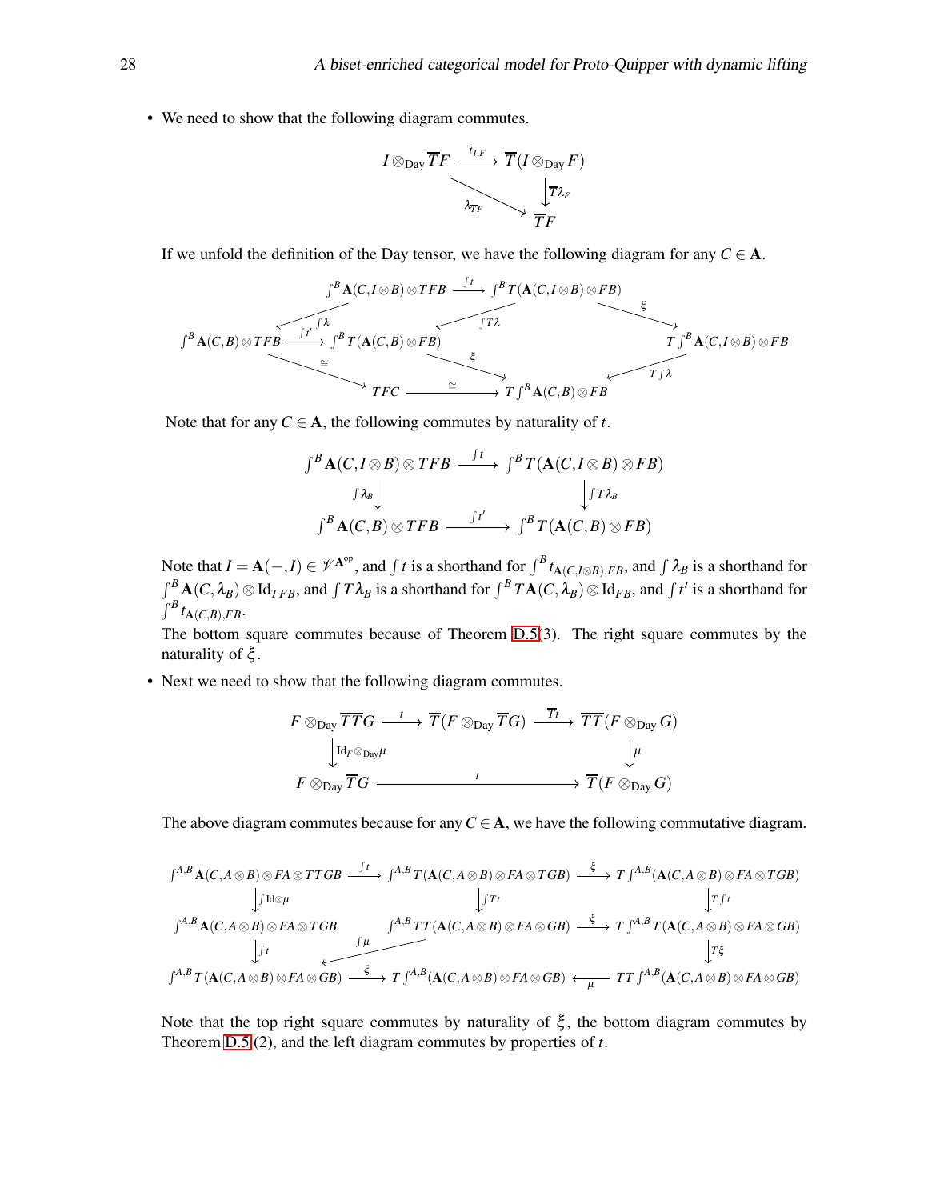- We need to show that the following diagram commutes.

$$\begin{array}{ccc} I \otimes_{\text{Day}} \overline{T}F & \xrightarrow{\overline{t}_{I,F}} & \overline{T}(I \otimes_{\text{Day}} F) \\ & \searrow^{\lambda_{\overline{T}F}} & \downarrow \overline{T}\lambda_F \\ & & \overline{T}F \end{array}$$

If we unfold the definition of the Day tensor, we have the following diagram for any $C \in \mathbf{A}$.

$$\begin{array}{ccccc} & \int^B \mathbf{A}(C, I \otimes B) \otimes TFB & \xrightarrow{\int t} & \int^B T(\mathbf{A}(C, I\otimes B) \otimes FB) & \\ \swarrow^{\int \lambda} & & \swarrow^{\int T\lambda} & & \searrow^{\xi} \\ \int^B \mathbf{A}(C,B) \otimes TFB & \xrightarrow{\int t'} & \int^B T(\mathbf{A}(C,B) \otimes FB) & & T\int^B \mathbf{A}(C, I \otimes B) \otimes FB \\ \searrow^{\cong} & & \searrow^{\xi} & & \swarrow^{T\int \lambda} \\ & TFC & \xrightarrow{\cong} & T\int^B \mathbf{A}(C,B) \otimes FB & \end{array}$$

Note that for any $C \in \mathbf{A}$, the following commutes by naturality of $t$.

$$\begin{array}{ccc} \int^B \mathbf{A}(C, I \otimes B) \otimes TFB & \xrightarrow{\int t} & \int^B T(\mathbf{A}(C, I \otimes B) \otimes FB) \\ \downarrow \int \lambda_B & & \downarrow \int T\lambda_B \\ \int^B \mathbf{A}(C,B) \otimes TFB & \xrightarrow{\int t'} & \int^B T(\mathbf{A}(C,B) \otimes FB) \end{array}$$

Note that $I = \mathbf{A}(-, I) \in \mathscr{V}^{\mathbf{A}^{\text{op}}}$, and $\int t$ is a shorthand for $\int^B t_{\mathbf{A}(C,I\otimes B),FB}$, and $\int \lambda_B$ is a shorthand for $\int^B \mathbf{A}(C, \lambda_B) \otimes \text{Id}_{TFB}$, and $\int T\lambda_B$ is a shorthand for $\int^B T\mathbf{A}(C, \lambda_B) \otimes \text{Id}_{FB}$, and $\int t'$ is a shorthand for $\int^B t_{\mathbf{A}(C,B),FB}$.

The bottom square commutes because of Theorem D.5(3). The right square commutes by the naturality of $\xi$.

- Next we need to show that the following diagram commutes.

$$\begin{array}{ccccc} F \otimes_{\text{Day}} \overline{T}\overline{T}G & \xrightarrow{t} & \overline{T}(F \otimes_{\text{Day}} \overline{T}G) & \xrightarrow{\overline{T}t} & \overline{T}\overline{T}(F \otimes_{\text{Day}} G) \\ \downarrow \text{Id}_F \otimes_{\text{Day}} \mu & & & & \downarrow \mu \\ F \otimes_{\text{Day}} \overline{T}G & & \xrightarrow{t} & & \overline{T}(F \otimes_{\text{Day}} G) \end{array}$$

The above diagram commutes because for any $C \in \mathbf{A}$, we have the following commutative diagram.

$$\begin{array}{ccccc} \int^{A,B} \mathbf{A}(C, A\otimes B) \otimes FA \otimes TTGB & \xrightarrow{\int t} & \int^{A,B} T(\mathbf{A}(C, A \otimes B) \otimes FA \otimes TGB) & \xrightarrow{\xi} & T\int^{A,B}(\mathbf{A}(C, A \otimes B) \otimes FA \otimes TGB) \\ \downarrow \int \text{Id} \otimes \mu & & \downarrow \int Tt & & \downarrow T\int t \\ \int^{A,B} \mathbf{A}(C, A \otimes B) \otimes FA \otimes TGB & & \int^{A,B} TT(\mathbf{A}(C, A\otimes B) \otimes FA \otimes GB) & \xrightarrow{\xi} & T\int^{A,B} T(\mathbf{A}(C, A \otimes B) \otimes FA \otimes GB) \\ \downarrow \int t & \swarrow^{\int \mu} & & & \downarrow T\xi \\ \int^{A,B} T(\mathbf{A}(C, A \otimes B) \otimes FA \otimes GB) & \xrightarrow{\xi} & T\int^{A,B}(\mathbf{A}(C, A\otimes B) \otimes FA \otimes GB) & \xleftarrow{\mu} & TT\int^{A,B}(\mathbf{A}(C, A \otimes B) \otimes FA \otimes GB) \end{array}$$

Note that the top right square commutes by naturality of $\xi$, the bottom diagram commutes by Theorem D.5 (2), and the left diagram commutes by properties of $t$.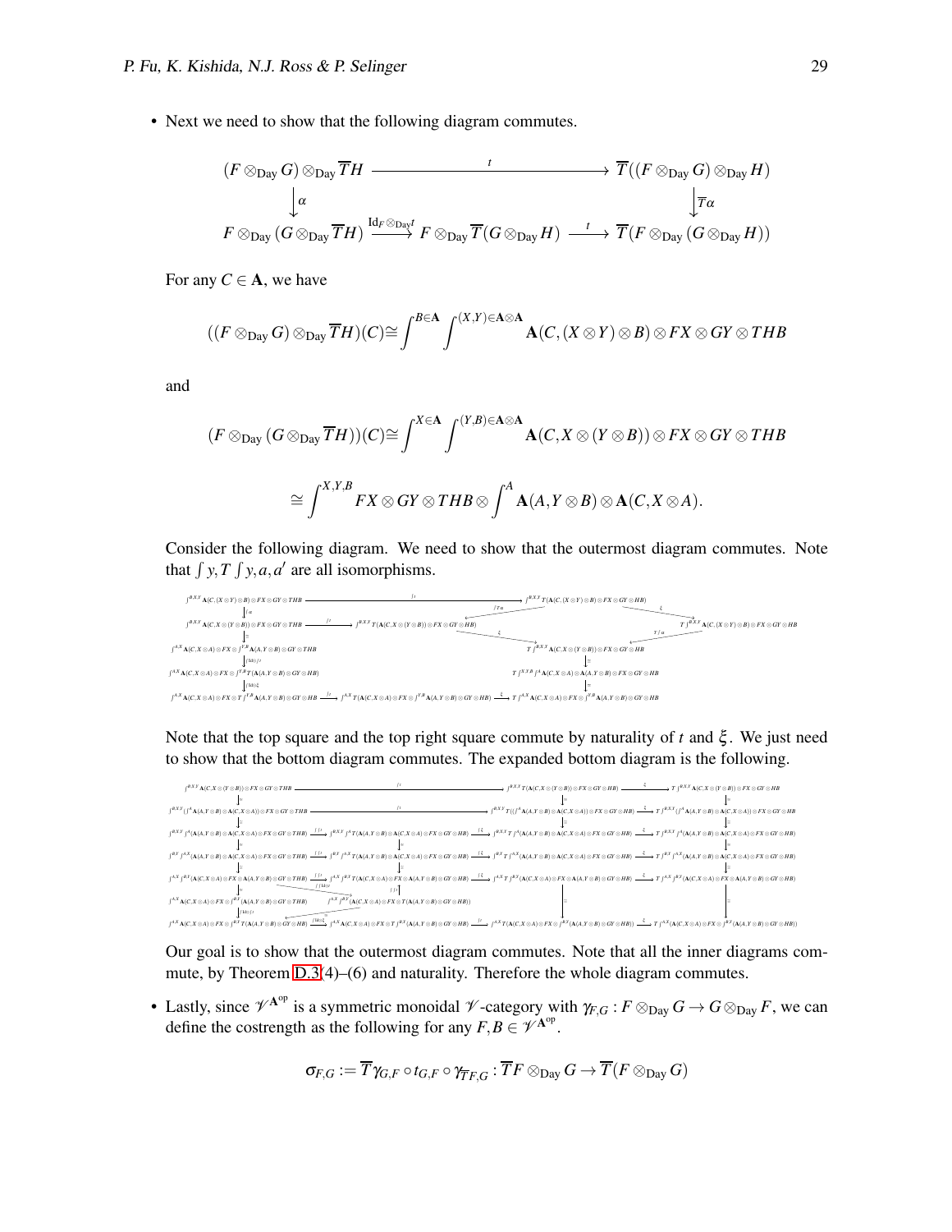- Next we need to show that the following diagram commutes.

$$
\begin{array}{ccc}
(F \otimes_{\mathrm{Day}} G) \otimes_{\mathrm{Day}} \overline{T}H & \xrightarrow{\quad t \quad} & \overline{T}((F \otimes_{\mathrm{Day}} G) \otimes_{\mathrm{Day}} H) \\
\downarrow \alpha & & \downarrow \overline{T}\alpha \\
F \otimes_{\mathrm{Day}} (G \otimes_{\mathrm{Day}} \overline{T}H) \xrightarrow{\mathrm{Id}_F \otimes_{\mathrm{Day}} t} F \otimes_{\mathrm{Day}} \overline{T}(G \otimes_{\mathrm{Day}} H) & \xrightarrow{\quad t \quad} & \overline{T}(F \otimes_{\mathrm{Day}} (G \otimes_{\mathrm{Day}} H))
\end{array}
$$

For any $C \in \mathbf{A}$, we have

$$((F \otimes_{\mathrm{Day}} G) \otimes_{\mathrm{Day}} \overline{T}H)(C) \cong \int^{B \in \mathbf{A}} \int^{(X,Y) \in \mathbf{A} \otimes \mathbf{A}} \mathbf{A}(C, (X \otimes Y) \otimes B) \otimes FX \otimes GY \otimes THB$$

and

$$(F \otimes_{\mathrm{Day}} (G \otimes_{\mathrm{Day}} \overline{T}H))(C) \cong \int^{X \in \mathbf{A}} \int^{(Y,B) \in \mathbf{A} \otimes \mathbf{A}} \mathbf{A}(C, X \otimes (Y \otimes B)) \otimes FX \otimes GY \otimes THB$$

$$\cong \int^{X,Y,B} FX \otimes GY \otimes THB \otimes \int^{A} \mathbf{A}(A, Y \otimes B) \otimes \mathbf{A}(C, X \otimes A).$$

Consider the following diagram. We need to show that the outermost diagram commutes. Note that $\int y, T\int y, a, a'$ are all isomorphisms.

$$
\begin{array}{l}
\int^{B,X,Y} \mathbf{A}(C,(X\otimes Y)\otimes B)\otimes FX\otimes GY\otimes THB \xrightarrow{\int t} \int^{B,X,Y} T(\mathbf{A}(C,(X\otimes Y)\otimes B)\otimes FX\otimes GY\otimes HB) \xrightarrow{\xi} T\int^{B,X,Y}\mathbf{A}(C,(X\otimes Y)\otimes B)\otimes FX\otimes GY\otimes HB \\
\downarrow \int \alpha \qquad\qquad (\int T\alpha,\ T\int \alpha) \\
\int^{B,X,Y} \mathbf{A}(C,X\otimes (Y\otimes B))\otimes FX\otimes GY\otimes THB \xrightarrow{\int t} \int^{B,X,Y} T(\mathbf{A}(C,X\otimes (Y\otimes B))\otimes FX\otimes GY\otimes HB) \xrightarrow{\xi} T\int^{B,X,Y}\mathbf{A}(C,X\otimes (Y\otimes B))\otimes FX\otimes GY\otimes HB \\
\downarrow \cong \qquad\qquad\qquad\qquad\qquad\qquad\qquad \downarrow \cong \\
\int^{A,X}\mathbf{A}(C,X\otimes A)\otimes FX\otimes \int^{Y,B}\mathbf{A}(A,Y\otimes B)\otimes GY\otimes THB \qquad T\int^{X,Y,B}\int^{A}\mathbf{A}(C,X\otimes A)\otimes \mathbf{A}(A,Y\otimes B)\otimes FX\otimes GY\otimes HB \\
\downarrow \int \mathrm{Id}\otimes \int t \qquad\qquad\qquad\qquad\qquad \downarrow \cong \\
\int^{A,X}\mathbf{A}(C,X\otimes A)\otimes FX\otimes \int^{Y,B}T(\mathbf{A}(A,Y\otimes B)\otimes GY\otimes HB) \\
\downarrow \int \mathrm{Id}\otimes \xi \\
\int^{A,X}\mathbf{A}(C,X\otimes A)\otimes FX\otimes T\int^{Y,B}\mathbf{A}(A,Y\otimes B)\otimes GY\otimes HB \xrightarrow{\int t} \int^{A,X}T(\mathbf{A}(C,X\otimes A)\otimes FX\otimes \int^{Y,B}\mathbf{A}(A,Y\otimes B)\otimes GY\otimes HB) \xrightarrow{\xi} T\int^{A,X}\mathbf{A}(C,X\otimes A)\otimes FX\otimes\int^{Y,B}\mathbf{A}(A,Y\otimes B)\otimes GY\otimes HB
\end{array}
$$

Note that the top square and the top right square commute by naturality of $t$ and $\xi$. We just need to show that the bottom diagram commutes. The expanded bottom diagram is the following.

$$
\begin{array}{l}
\int^{B,X,Y}\mathbf{A}(C,X\otimes(Y\otimes B))\otimes FX\otimes GY\otimes THB \xrightarrow{\int t} \int^{B,X,Y}T(\mathbf{A}(C,X\otimes(Y\otimes B))\otimes FX\otimes GY\otimes HB) \xrightarrow{\xi} T\int^{B,X,Y}\mathbf{A}(C,X\otimes(Y\otimes B))\otimes FX\otimes GY\otimes HB \\
\downarrow\cong \qquad\qquad \downarrow\cong \qquad\qquad \downarrow\cong \\
\int^{B,X,Y}(\int^{A}\mathbf{A}(A,Y\otimes B)\otimes\mathbf{A}(C,X\otimes A))\otimes FX\otimes GY\otimes THB \xrightarrow{\int t} \int^{B,X,Y}T((\int^{A}\mathbf{A}(A,Y\otimes B)\otimes\mathbf{A}(C,X\otimes A))\otimes FX\otimes GY\otimes HB) \xrightarrow{\xi} T\int^{B,X,Y}(\int^{A}\mathbf{A}(A,Y\otimes B)\otimes\mathbf{A}(C,X\otimes A))\otimes FX\otimes GY\otimes HB \\
\downarrow\cong \qquad\qquad \downarrow\cong \qquad\qquad \downarrow\cong \\
\int^{B,X,Y}\int^{A}(\mathbf{A}(A,Y\otimes B)\otimes\mathbf{A}(C,X\otimes A)\otimes FX\otimes GY\otimes THB) \xrightarrow{\int\int t} \int^{B,X,Y}\int^{A}T(\mathbf{A}(A,Y\otimes B)\otimes\mathbf{A}(C,X\otimes A)\otimes FX\otimes GY\otimes HB) \xrightarrow{\int\xi} \int^{B,X,Y}T\int^{A}(\mathbf{A}(A,Y\otimes B)\otimes\mathbf{A}(C,X\otimes A)\otimes FX\otimes GY\otimes HB) \xrightarrow{\xi} T\int^{B,X,Y}\int^{A}(\mathbf{A}(A,Y\otimes B)\otimes\mathbf{A}(C,X\otimes A)\otimes FX\otimes GY\otimes HB) \\
\downarrow\cong \qquad\qquad \downarrow\cong \qquad\qquad \downarrow\cong \\
\int^{B,Y}\int^{A,X}(\mathbf{A}(A,Y\otimes B)\otimes\mathbf{A}(C,X\otimes A)\otimes FX\otimes GY\otimes THB) \xrightarrow{\int\int t} \int^{B,Y}\int^{A,X}T(\mathbf{A}(A,Y\otimes B)\otimes\mathbf{A}(C,X\otimes A)\otimes FX\otimes GY\otimes HB) \xrightarrow{\int\xi} \int^{B,Y}T\int^{A,X}(\mathbf{A}(A,Y\otimes B)\otimes\mathbf{A}(C,X\otimes A)\otimes FX\otimes GY\otimes HB) \xrightarrow{\xi} T\int^{B,Y}\int^{A,X}(\mathbf{A}(A,Y\otimes B)\otimes\mathbf{A}(C,X\otimes A)\otimes FX\otimes GY\otimes HB) \\
\downarrow\cong \qquad\qquad \downarrow\cong \qquad\qquad \downarrow\cong \\
\int^{A,X}\int^{B,Y}(\mathbf{A}(C,X\otimes A)\otimes FX\otimes\mathbf{A}(A,Y\otimes B)\otimes GY\otimes THB) \xrightarrow{\int\int t} \int^{A,X}\int^{B,Y}T(\mathbf{A}(C,X\otimes A)\otimes FX\otimes\mathbf{A}(A,Y\otimes B)\otimes GY\otimes HB) \xrightarrow{\int\xi} \int^{A,X}T\int^{B,Y}(\mathbf{A}(C,X\otimes A)\otimes FX\otimes\mathbf{A}(A,Y\otimes B)\otimes GY\otimes HB) \xrightarrow{\xi} T\int^{A,X}\int^{B,Y}(\mathbf{A}(C,X\otimes A)\otimes FX\otimes\mathbf{A}(A,Y\otimes B)\otimes GY\otimes HB) \\
\downarrow\cong \qquad \searrow^{\int\int \mathrm{Id}\otimes t} \qquad \uparrow{\int t} \\
\int^{A,X}\mathbf{A}(C,X\otimes A)\otimes FX\otimes\int^{B,Y}(\mathbf{A}(A,Y\otimes B)\otimes GY\otimes THB) \qquad \int^{A,X}\int^{B,Y}(\mathbf{A}(C,X\otimes A)\otimes FX\otimes T(\mathbf{A}(A,Y\otimes B)\otimes GY\otimes HB)) \qquad \downarrow\cong \qquad \downarrow\cong \\
\downarrow \int \mathrm{Id}\otimes\int t \qquad\qquad \nearrow_{\cong} \\
\int^{A,X}\mathbf{A}(C,X\otimes A)\otimes FX\otimes\int^{B,Y}T(\mathbf{A}(A,Y\otimes B)\otimes GY\otimes HB) \xrightarrow{\int\mathrm{Id}\otimes\xi} \int^{A,X}\mathbf{A}(C,X\otimes A)\otimes FX\otimes T\int^{B,Y}(\mathbf{A}(A,Y\otimes B)\otimes GY\otimes HB) \xrightarrow{\int t} \int^{A,X}T(\mathbf{A}(C,X\otimes A)\otimes FX\otimes\int^{B,Y}(\mathbf{A}(A,Y\otimes B)\otimes GY\otimes HB)) \xrightarrow{\xi} T\int^{A,X}(\mathbf{A}(C,X\otimes A)\otimes FX\otimes\int^{B,Y}(\mathbf{A}(A,Y\otimes B)\otimes GY\otimes HB))
\end{array}
$$

Our goal is to show that the outermost diagram commutes. Note that all the inner diagrams commute, by Theorem D.3(4)–(6) and naturality. Therefore the whole diagram commutes.

- Lastly, since $\mathscr{V}^{\mathbf{A}^{\mathrm{op}}}$ is a symmetric monoidal $\mathscr{V}$-category with $\gamma_{F,G} : F \otimes_{\mathrm{Day}} G \to G \otimes_{\mathrm{Day}} F$, we can define the costrength as the following for any $F, B \in \mathscr{V}^{\mathbf{A}^{\mathrm{op}}}$.

$$\sigma_{F,G} := \overline{T}\gamma_{G,F} \circ t_{G,F} \circ \gamma_{\overline{T}F,G} : \overline{T}F \otimes_{\mathrm{Day}} G \to \overline{T}(F \otimes_{\mathrm{Day}} G)$$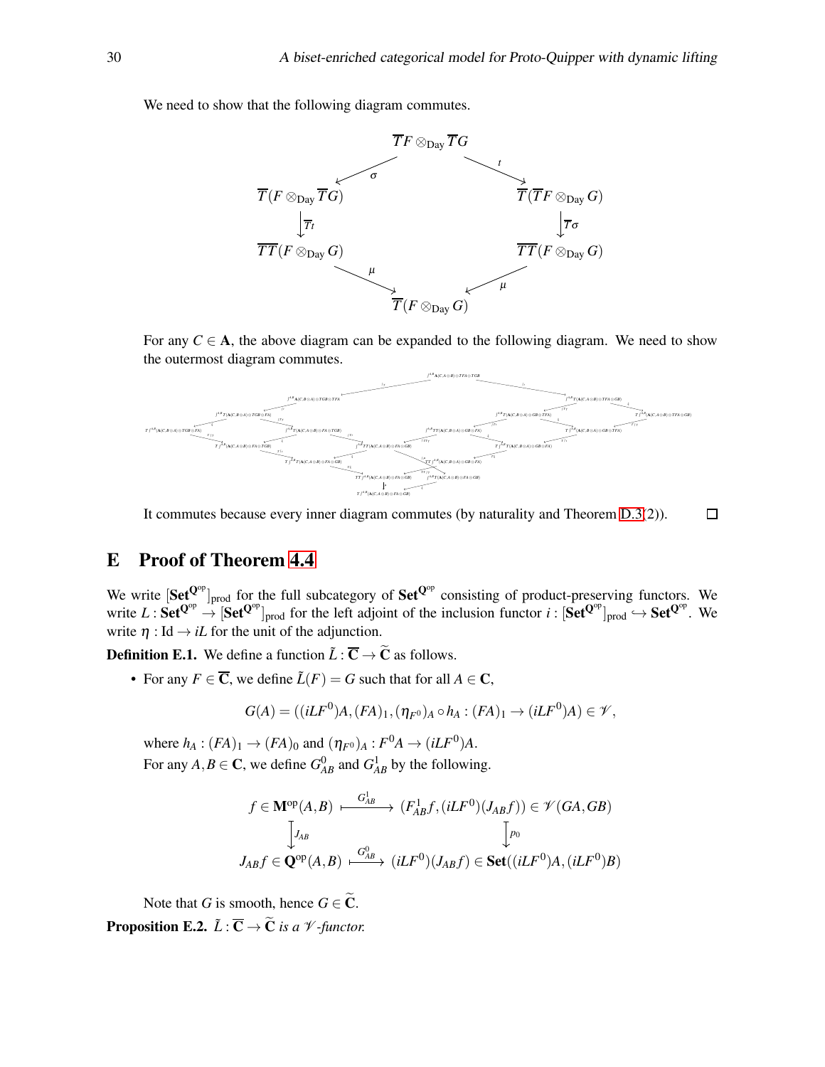We need to show that the following diagram commutes.

$$
\begin{array}{ccccc}
 & & \overline{T}F \otimes_{\mathrm{Day}} \overline{T}G & & \\
 & \swarrow^{\sigma} & & \searrow^{t} & \\
\overline{T}(F \otimes_{\mathrm{Day}} \overline{T}G) & & & & \overline{T}(\overline{T}F \otimes_{\mathrm{Day}} G) \\
\downarrow \overline{T}t & & & & \downarrow \overline{T}\sigma \\
\overline{TT}(F \otimes_{\mathrm{Day}} G) & & & & \overline{TT}(F \otimes_{\mathrm{Day}} G) \\
 & \searrow_{\mu} & & \swarrow_{\mu} & \\
 & & \overline{T}(F \otimes_{\mathrm{Day}} G) & &
\end{array}
$$

For any $C \in \mathbf{A}$, the above diagram can be expanded to the following diagram. We need to show the outermost diagram commutes.

It commutes because every inner diagram commutes (by naturality and Theorem D.3(2)). $\square$

## E Proof of Theorem 4.4

We write $[\mathbf{Set}^{\mathbf{Q}^{\mathrm{op}}}]_{\mathrm{prod}}$ for the full subcategory of $\mathbf{Set}^{\mathbf{Q}^{\mathrm{op}}}$ consisting of product-preserving functors. We write $L : \mathbf{Set}^{\mathbf{Q}^{\mathrm{op}}} \to [\mathbf{Set}^{\mathbf{Q}^{\mathrm{op}}}]_{\mathrm{prod}}$ for the left adjoint of the inclusion functor $i : [\mathbf{Set}^{\mathbf{Q}^{\mathrm{op}}}]_{\mathrm{prod}} \hookrightarrow \mathbf{Set}^{\mathbf{Q}^{\mathrm{op}}}$. We write $\eta : \mathrm{Id} \to iL$ for the unit of the adjunction.

**Definition E.1.** We define a function $\tilde{L} : \overline{\mathbf{C}} \to \widetilde{\mathbf{C}}$ as follows.

- For any $F \in \overline{\mathbf{C}}$, we define $\tilde{L}(F) = G$ such that for all $A \in \mathbf{C}$,

$$G(A) = ((iLF^0)A, (FA)_1, (\eta_{F^0})_A \circ h_A : (FA)_1 \to (iLF^0)A) \in \mathscr{V},$$

where $h_A : (FA)_1 \to (FA)_0$ and $(\eta_{F^0})_A : F^0A \to (iLF^0)A$.
For any $A, B \in \mathbf{C}$, we define $G^0_{AB}$ and $G^1_{AB}$ by the following.

$$
\begin{array}{ccc}
f \in \mathbf{M}^{\mathrm{op}}(A,B) & \xmapsto{G^1_{AB}} & (F^1_{AB}f, (iLF^0)(J_{AB}f)) \in \mathscr{V}(GA, GB) \\
\downarrow J_{AB} & & \downarrow p_0 \\
J_{AB}f \in \mathbf{Q}^{\mathrm{op}}(A,B) & \xmapsto{G^0_{AB}} & (iLF^0)(J_{AB}f) \in \mathbf{Set}((iLF^0)A, (iLF^0)B)
\end{array}
$$

Note that $G$ is smooth, hence $G \in \widetilde{\mathbf{C}}$.

**Proposition E.2.** *$\tilde{L} : \overline{\mathbf{C}} \to \widetilde{\mathbf{C}}$ is a $\mathscr{V}$-functor.*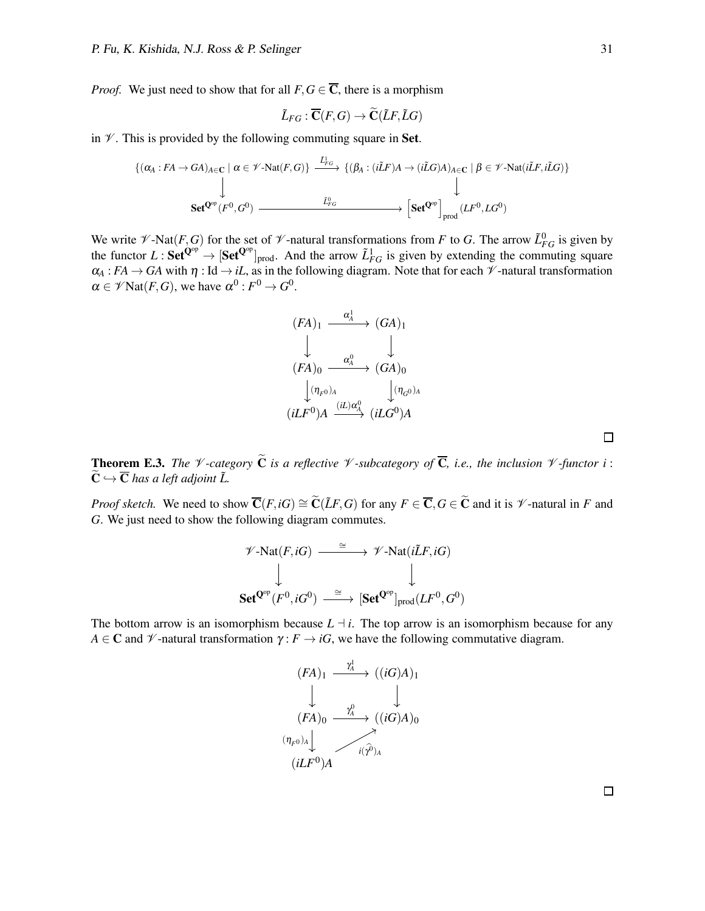*Proof.* We just need to show that for all $F, G \in \overline{\mathbf{C}}$, there is a morphism

$$\tilde{L}_{FG} : \overline{\mathbf{C}}(F,G) \to \widetilde{\mathbf{C}}(\tilde{L}F, \tilde{L}G)$$

in $\mathscr{V}$. This is provided by the following commuting square in **Set**.

$$\begin{array}{ccc}
\{(\alpha_A : FA \to GA)_{A \in \mathbf{C}} \mid \alpha \in \mathscr{V}\text{-Nat}(F,G)\} & \xrightarrow{\tilde{L}^1_{FG}} & \{(\beta_A : (i\tilde{L}F)A \to (i\tilde{L}G)A)_{A \in \mathbf{C}} \mid \beta \in \mathscr{V}\text{-Nat}(i\tilde{L}F, i\tilde{L}G)\} \\
\downarrow & & \downarrow \\
\mathbf{Set}^{\mathbf{Q}^{\mathrm{op}}}(F^0, G^0) & \xrightarrow{\tilde{L}^0_{FG}} & \left[\mathbf{Set}^{\mathbf{Q}^{\mathrm{op}}}\right]_{\mathrm{prod}}(LF^0, LG^0)
\end{array}$$

We write $\mathscr{V}$-Nat$(F,G)$ for the set of $\mathscr{V}$-natural transformations from $F$ to $G$. The arrow $\tilde{L}^0_{FG}$ is given by the functor $L : \mathbf{Set}^{\mathbf{Q}^{\mathrm{op}}} \to [\mathbf{Set}^{\mathbf{Q}^{\mathrm{op}}}]_{\mathrm{prod}}$. And the arrow $\tilde{L}^1_{FG}$ is given by extending the commuting square $\alpha_A : FA \to GA$ with $\eta : \mathrm{Id} \to iL$, as in the following diagram. Note that for each $\mathscr{V}$-natural transformation $\alpha \in \mathscr{V}\mathrm{Nat}(F,G)$, we have $\alpha^0 : F^0 \to G^0$.

$$\begin{array}{ccc}
(FA)_1 & \xrightarrow{\alpha^1_A} & (GA)_1 \\
\downarrow & & \downarrow \\
(FA)_0 & \xrightarrow{\alpha^0_A} & (GA)_0 \\
\downarrow{\scriptstyle (\eta_{F^0})_A} & & \downarrow{\scriptstyle (\eta_{G^0})_A} \\
(iLF^0)A & \xrightarrow{(iL)\alpha^0_A} & (iLG^0)A
\end{array}$$

□

**Theorem E.3.** *The $\mathscr{V}$-category $\widetilde{\mathbf{C}}$ is a reflective $\mathscr{V}$-subcategory of $\overline{\mathbf{C}}$, i.e., the inclusion $\mathscr{V}$-functor $i : \widetilde{\mathbf{C}} \hookrightarrow \overline{\mathbf{C}}$ has a left adjoint $\tilde{L}$.*

*Proof sketch.* We need to show $\overline{\mathbf{C}}(F, iG) \cong \widetilde{\mathbf{C}}(\tilde{L}F, G)$ for any $F \in \overline{\mathbf{C}}, G \in \widetilde{\mathbf{C}}$ and it is $\mathscr{V}$-natural in $F$ and $G$. We just need to show the following diagram commutes.

$$\begin{array}{ccc}
\mathscr{V}\text{-Nat}(F, iG) & \xrightarrow{\cong} & \mathscr{V}\text{-Nat}(i\tilde{L}F, iG) \\
\downarrow & & \downarrow \\
\mathbf{Set}^{\mathbf{Q}^{\mathrm{op}}}(F^0, iG^0) & \xrightarrow{\cong} & [\mathbf{Set}^{\mathbf{Q}^{\mathrm{op}}}]_{\mathrm{prod}}(LF^0, G^0)
\end{array}$$

The bottom arrow is an isomorphism because $L \dashv i$. The top arrow is an isomorphism because for any $A \in \mathbf{C}$ and $\mathscr{V}$-natural transformation $\gamma : F \to iG$, we have the following commutative diagram.

$$\begin{array}{ccc}
(FA)_1 & \xrightarrow{\gamma^1_A} & ((iG)A)_1 \\
\downarrow & & \downarrow \\
(FA)_0 & \xrightarrow{\gamma^0_A} & ((iG)A)_0 \\
\downarrow{\scriptstyle (\eta_{F^0})_A} & \nearrow{\scriptstyle i(\widehat{\gamma^0})_A} & \\
(iLF^0)A & &
\end{array}$$

□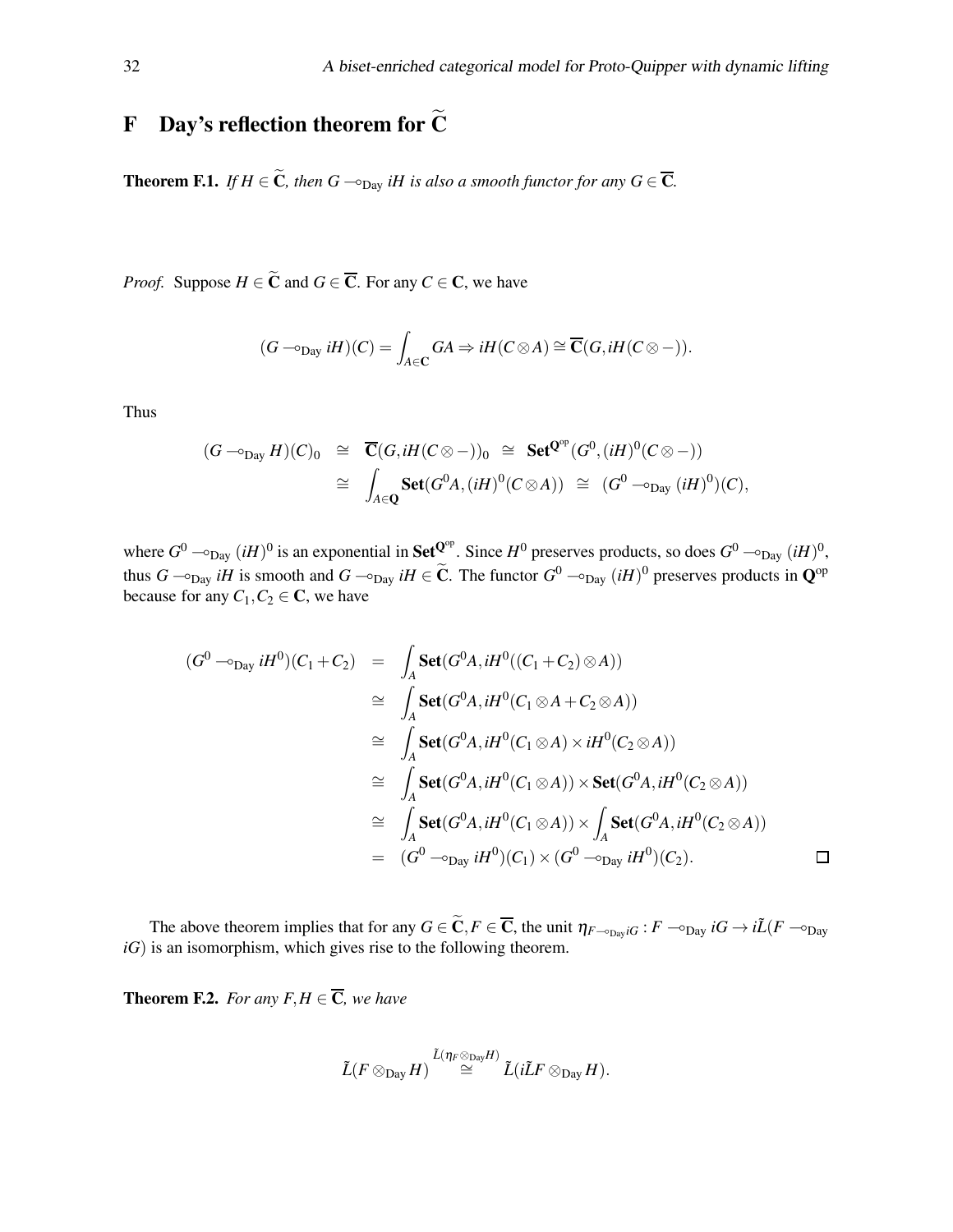# F Day's reflection theorem for $\widetilde{\mathbf{C}}$

**Theorem F.1.** *If $H \in \widetilde{\mathbf{C}}$, then $G \multimap_{\mathrm{Day}} iH$ is also a smooth functor for any $G \in \overline{\mathbf{C}}$.*

*Proof.* Suppose $H \in \widetilde{\mathbf{C}}$ and $G \in \overline{\mathbf{C}}$. For any $C \in \mathbf{C}$, we have

$$(G \multimap_{\mathrm{Day}} iH)(C) = \int_{A \in \mathbf{C}} GA \Rightarrow iH(C \otimes A) \cong \overline{\mathbf{C}}(G, iH(C \otimes -)).$$

Thus

$$\begin{aligned}
(G \multimap_{\mathrm{Day}} H)(C)_0 &\cong \overline{\mathbf{C}}(G, iH(C \otimes -))_0 \cong \mathbf{Set}^{\mathbf{Q}^{\mathrm{op}}}(G^0, (iH)^0(C \otimes -)) \\
&\cong \int_{A \in \mathbf{Q}} \mathbf{Set}(G^0 A, (iH)^0(C \otimes A)) \cong (G^0 \multimap_{\mathrm{Day}} (iH)^0)(C),
\end{aligned}$$

where $G^0 \multimap_{\mathrm{Day}} (iH)^0$ is an exponential in $\mathbf{Set}^{\mathbf{Q}^{\mathrm{op}}}$. Since $H^0$ preserves products, so does $G^0 \multimap_{\mathrm{Day}} (iH)^0$, thus $G \multimap_{\mathrm{Day}} iH$ is smooth and $G \multimap_{\mathrm{Day}} iH \in \widetilde{\mathbf{C}}$. The functor $G^0 \multimap_{\mathrm{Day}} (iH)^0$ preserves products in $\mathbf{Q}^{\mathrm{op}}$ because for any $C_1, C_2 \in \mathbf{C}$, we have

$$\begin{aligned}
(G^0 \multimap_{\mathrm{Day}} iH^0)(C_1 + C_2) &= \int_A \mathbf{Set}(G^0 A, iH^0((C_1 + C_2) \otimes A)) \\
&\cong \int_A \mathbf{Set}(G^0 A, iH^0(C_1 \otimes A + C_2 \otimes A)) \\
&\cong \int_A \mathbf{Set}(G^0 A, iH^0(C_1 \otimes A) \times iH^0(C_2 \otimes A)) \\
&\cong \int_A \mathbf{Set}(G^0 A, iH^0(C_1 \otimes A)) \times \mathbf{Set}(G^0 A, iH^0(C_2 \otimes A)) \\
&\cong \int_A \mathbf{Set}(G^0 A, iH^0(C_1 \otimes A)) \times \int_A \mathbf{Set}(G^0 A, iH^0(C_2 \otimes A)) \\
&= (G^0 \multimap_{\mathrm{Day}} iH^0)(C_1) \times (G^0 \multimap_{\mathrm{Day}} iH^0)(C_2).
\end{aligned}$$

∎

The above theorem implies that for any $G \in \widetilde{\mathbf{C}}, F \in \overline{\mathbf{C}}$, the unit $\eta_{F \multimap_{\mathrm{Day}} iG} : F \multimap_{\mathrm{Day}} iG \to i\tilde{L}(F \multimap_{\mathrm{Day}} iG)$ is an isomorphism, which gives rise to the following theorem.

**Theorem F.2.** *For any $F, H \in \overline{\mathbf{C}}$, we have*

$$\tilde{L}(F \otimes_{\mathrm{Day}} H) \overset{\tilde{L}(\eta_F \otimes_{\mathrm{Day}} H)}{\cong} \tilde{L}(i\tilde{L}F \otimes_{\mathrm{Day}} H).$$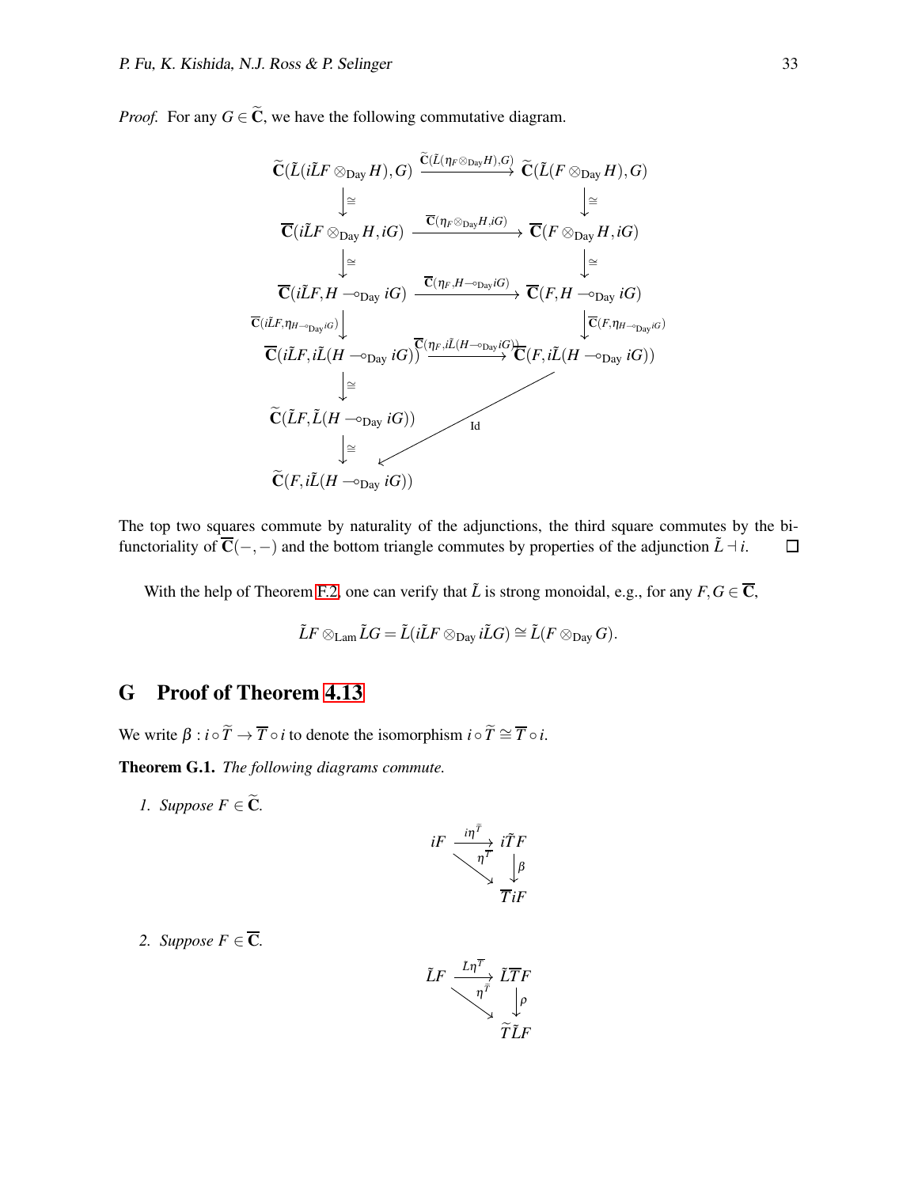*Proof.* For any $G \in \widetilde{\mathbf{C}}$, we have the following commutative diagram.

$$
\begin{array}{ccc}
\widetilde{\mathbf{C}}(\tilde{L}(i\tilde{L}F \otimes_{\text{Day}} H), G) & \xrightarrow{\widetilde{\mathbf{C}}(\tilde{L}(\eta_F \otimes_{\text{Day}} H), G)} & \widetilde{\mathbf{C}}(\tilde{L}(F \otimes_{\text{Day}} H), G) \\
\downarrow \cong & & \downarrow \cong \\
\overline{\mathbf{C}}(i\tilde{L}F \otimes_{\text{Day}} H, iG) & \xrightarrow{\overline{\mathbf{C}}(\eta_F \otimes_{\text{Day}} H, iG)} & \overline{\mathbf{C}}(F \otimes_{\text{Day}} H, iG) \\
\downarrow \cong & & \downarrow \cong \\
\overline{\mathbf{C}}(i\tilde{L}F, H \multimap_{\text{Day}} iG) & \xrightarrow{\overline{\mathbf{C}}(\eta_F, H \multimap_{\text{Day}} iG)} & \overline{\mathbf{C}}(F, H \multimap_{\text{Day}} iG) \\
\downarrow {\scriptstyle \overline{\mathbf{C}}(i\tilde{L}F, \eta_{H \multimap_{\text{Day}} iG})} & & \downarrow {\scriptstyle \overline{\mathbf{C}}(F, \eta_{H \multimap_{\text{Day}} iG})} \\
\overline{\mathbf{C}}(i\tilde{L}F, i\tilde{L}(H \multimap_{\text{Day}} iG)) & \xrightarrow{\overline{\mathbf{C}}(\eta_F, i\tilde{L}(H \multimap_{\text{Day}} iG))} & \overline{\mathbf{C}}(F, i\tilde{L}(H \multimap_{\text{Day}} iG)) \\
\downarrow \cong & & \\
\widetilde{\mathbf{C}}(\tilde{L}F, \tilde{L}(H \multimap_{\text{Day}} iG)) & & \\
\downarrow \cong & \swarrow {\scriptstyle \text{Id}} & \\
\widetilde{\mathbf{C}}(F, i\tilde{L}(H \multimap_{\text{Day}} iG)) & &
\end{array}
$$

The top two squares commute by naturality of the adjunctions, the third square commutes by the bifunctoriality of $\overline{\mathbf{C}}(-,-)$ and the bottom triangle commutes by properties of the adjunction $\tilde{L} \dashv i$. $\square$

With the help of Theorem F.2, one can verify that $\tilde{L}$ is strong monoidal, e.g., for any $F, G \in \overline{\mathbf{C}}$,

$$\tilde{L}F \otimes_{\text{Lam}} \tilde{L}G = \tilde{L}(i\tilde{L}F \otimes_{\text{Day}} i\tilde{L}G) \cong \tilde{L}(F \otimes_{\text{Day}} G).$$

## G Proof of Theorem 4.13

We write $\beta : i \circ \widetilde{T} \to \overline{T} \circ i$ to denote the isomorphism $i \circ \widetilde{T} \cong \overline{T} \circ i$.

**Theorem G.1.** *The following diagrams commute.*

1. *Suppose $F \in \widetilde{\mathbf{C}}$.*

$$
\begin{array}{ccc}
iF & \xrightarrow{i\eta^{\widetilde{T}}} & i\widetilde{T}F \\
& \searrow^{\eta^{\overline{T}}} & \downarrow \beta \\
& & \overline{T}iF
\end{array}
$$

2. *Suppose $F \in \overline{\mathbf{C}}$.*

$$
\begin{array}{ccc}
\tilde{L}F & \xrightarrow{L\eta^{\overline{T}}} & \tilde{L}\overline{T}F \\
& \searrow^{\eta^{\widetilde{T}}} & \downarrow \rho \\
& & \widetilde{T}\tilde{L}F
\end{array}
$$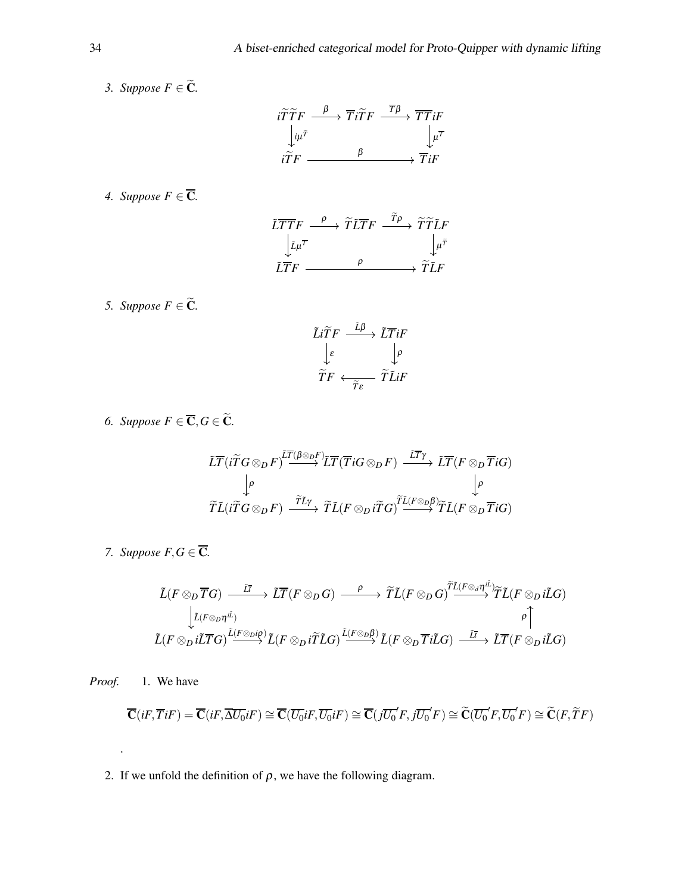3. *Suppose* $F \in \widetilde{\mathbf{C}}$.

$$
\begin{array}{ccccc}
i\widetilde{T}\widetilde{T}F & \xrightarrow{\beta} & \overline{T}i\widetilde{T}F & \xrightarrow{\overline{T}\beta} & \overline{T}\overline{T}iF \\
\big\downarrow{\scriptstyle i\mu^{\widetilde{T}}} & & & & \big\downarrow{\scriptstyle \mu^{\overline{T}}} \\
i\widetilde{T}F & & \xrightarrow{\qquad\beta\qquad} & & \overline{T}iF
\end{array}
$$

4. *Suppose* $F \in \overline{\mathbf{C}}$.

$$
\begin{array}{ccccc}
\tilde{L}\overline{T}\overline{T}F & \xrightarrow{\rho} & \widetilde{T}\tilde{L}\overline{T}F & \xrightarrow{\widetilde{T}\rho} & \widetilde{T}\widetilde{T}\tilde{L}F \\
\big\downarrow{\scriptstyle \tilde{L}\mu^{\overline{T}}} & & & & \big\downarrow{\scriptstyle \mu^{\widetilde{T}}} \\
\tilde{L}\overline{T}F & & \xrightarrow{\qquad\rho\qquad} & & \widetilde{T}\tilde{L}F
\end{array}
$$

5. *Suppose* $F \in \widetilde{\mathbf{C}}$.

$$
\begin{array}{ccc}
\tilde{L}i\widetilde{T}F & \xrightarrow{\tilde{L}\beta} & \tilde{L}\overline{T}iF \\
\big\downarrow{\scriptstyle \varepsilon} & & \big\downarrow{\scriptstyle \rho} \\
\widetilde{T}F & \xleftarrow[\widetilde{T}\varepsilon]{} & \widetilde{T}\tilde{L}iF
\end{array}
$$

6. *Suppose* $F \in \overline{\mathbf{C}}, G \in \widetilde{\mathbf{C}}$.

$$
\begin{array}{ccccc}
\tilde{L}\overline{T}(i\widetilde{T}G \otimes_D F) & \xrightarrow{\tilde{L}\overline{T}(\beta\otimes_D F)} & \tilde{L}\overline{T}(\overline{T}iG \otimes_D F) & \xrightarrow{\tilde{L}\overline{T}\gamma} & \tilde{L}\overline{T}(F \otimes_D \overline{T}iG) \\
\big\downarrow{\scriptstyle \rho} & & & & \big\downarrow{\scriptstyle \rho} \\
\widetilde{T}\tilde{L}(i\widetilde{T}G \otimes_D F) & \xrightarrow{\widetilde{T}\tilde{L}\gamma} & \widetilde{T}\tilde{L}(F \otimes_D i\widetilde{T}G) & \xrightarrow{\widetilde{T}\tilde{L}(F\otimes_D\beta)} & \widetilde{T}\tilde{L}(F \otimes_D \overline{T}iG)
\end{array}
$$

7. *Suppose* $F, G \in \overline{\mathbf{C}}$.

$$
\begin{array}{ccccccc}
\tilde{L}(F \otimes_D \overline{T}G) & \xrightarrow{\tilde{L}\tau} & \tilde{L}\overline{T}(F \otimes_D G) & \xrightarrow{\rho} & \widetilde{T}\tilde{L}(F \otimes_D G) & \xrightarrow{\widetilde{T}\tilde{L}(F\otimes_d \eta^{i\tilde{L}})} & \widetilde{T}\tilde{L}(F \otimes_D i\tilde{L}G) \\
\big\downarrow{\scriptstyle \tilde{L}(F\otimes_D\eta^{i\tilde{L}})} & & & & & & \big\uparrow{\scriptstyle \rho} \\
\tilde{L}(F \otimes_D i\tilde{L}\overline{T}G) & \xrightarrow{\tilde{L}(F\otimes_D i\rho)} & \tilde{L}(F \otimes_D i\widetilde{T}\tilde{L}G) & \xrightarrow{\tilde{L}(F\otimes_D\beta)} & \tilde{L}(F \otimes_D \overline{T}i\tilde{L}G) & \xrightarrow{\tilde{L}\tau} & \tilde{L}\overline{T}(F \otimes_D i\tilde{L}G)
\end{array}
$$

*Proof.*

1. We have

$$
\overline{\mathbf{C}}(iF, \overline{T}iF) = \overline{\mathbf{C}}(iF, \overline{\Delta U_0}iF) \cong \overline{\mathbf{C}}(\overline{U_0}iF, \overline{U_0}iF) \cong \overline{\mathbf{C}}(j\overline{U_0}'F, j\overline{U_0}'F) \cong \widetilde{\mathbf{C}}(\overline{U_0}'F, \overline{U_0}'F) \cong \widetilde{\mathbf{C}}(F, \widetilde{T}F)
$$

.

2. If we unfold the definition of $\rho$, we have the following diagram.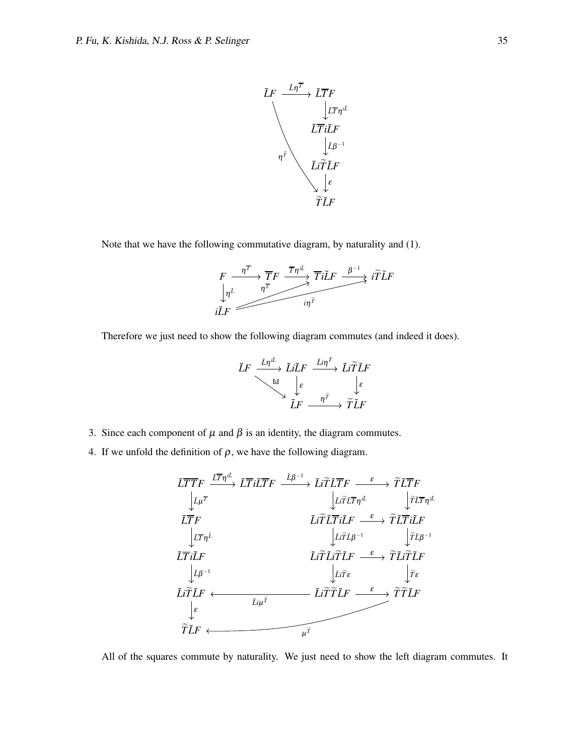$$
\begin{array}{ccc}
\tilde{L}F & \xrightarrow{\tilde{L}\eta^{\overline{T}}} & \tilde{L}\overline{T}F \\
 & & \downarrow{\scriptstyle \tilde{L}\overline{T}\eta^{i\tilde{L}}} \\
 & & \tilde{L}\overline{T}i\tilde{L}F \\
 & \searrow^{\eta^{\tilde{T}}} & \downarrow{\scriptstyle \tilde{L}\beta^{-1}} \\
 & & \tilde{L}i\widetilde{T}\tilde{L}F \\
 & & \downarrow{\scriptstyle \varepsilon} \\
 & & \widetilde{T}\tilde{L}F
\end{array}
$$

Note that we have the following commutative diagram, by naturality and (1).

$$
\begin{array}{ccccccc}
F & \xrightarrow{\eta^{\overline{T}}} & \overline{T}F & \xrightarrow{\overline{T}\eta^{i\tilde{L}}} & \overline{T}i\tilde{L}F & \xrightarrow{\beta^{-1}} & i\widetilde{T}\tilde{L}F \\
\downarrow{\scriptstyle \eta^{L}} & & & & & & \\
i\tilde{L}F & & & & & &
\end{array}
$$

with diagonal arrows $\eta^{\overline{T}} : i\tilde{L}F \to \overline{T}i\tilde{L}F$ and $i\eta^{\tilde{T}} : i\tilde{L}F \to i\widetilde{T}\tilde{L}F$.

Therefore we just need to show the following diagram commutes (and indeed it does).

$$
\begin{array}{ccccc}
\tilde{L}F & \xrightarrow{\tilde{L}\eta^{i\tilde{L}}} & \tilde{L}i\tilde{L}F & \xrightarrow{\tilde{L}i\eta^{\tilde{T}}} & \tilde{L}i\widetilde{T}\tilde{L}F \\
 & \searrow^{\mathrm{Id}} & \downarrow{\scriptstyle \varepsilon} & & \downarrow{\scriptstyle \varepsilon} \\
 & & \tilde{L}F & \xrightarrow{\eta^{\tilde{T}}} & \widetilde{T}\tilde{L}F
\end{array}
$$

3. Since each component of $\mu$ and $\beta$ is an identity, the diagram commutes.
4. If we unfold the definition of $\rho$, we have the following diagram.

$$
\begin{array}{ccccccc}
\tilde{L}\overline{T}\overline{T}F & \xrightarrow{\tilde{L}\overline{T}\eta^{i\tilde{L}}} & \tilde{L}\overline{T}i\tilde{L}\overline{T}F & \xrightarrow{\tilde{L}\beta^{-1}} & \tilde{L}i\widetilde{T}\tilde{L}\overline{T}F & \xrightarrow{\varepsilon} & \widetilde{T}\tilde{L}\overline{T}F \\
\downarrow{\scriptstyle \tilde{L}\mu^{\overline{T}}} & & & & \downarrow{\scriptstyle \tilde{L}i\widetilde{T}\tilde{L}\overline{T}\eta^{i\tilde{L}}} & & \downarrow{\scriptstyle \widetilde{T}\tilde{L}\overline{T}\eta^{i\tilde{L}}} \\
\tilde{L}\overline{T}F & & & & \tilde{L}i\widetilde{T}\tilde{L}\overline{T}i\tilde{L}F & \xrightarrow{\varepsilon} & \widetilde{T}\tilde{L}\overline{T}i\tilde{L}F \\
\downarrow{\scriptstyle \tilde{L}\overline{T}\eta^{\tilde{L}}} & & & & \downarrow{\scriptstyle \tilde{L}i\widetilde{T}\tilde{L}\beta^{-1}} & & \downarrow{\scriptstyle \widetilde{T}\tilde{L}\beta^{-1}} \\
\tilde{L}\overline{T}i\tilde{L}F & & & & \tilde{L}i\widetilde{T}\tilde{L}i\widetilde{T}\tilde{L}F & \xrightarrow{\varepsilon} & \widetilde{T}\tilde{L}i\widetilde{T}\tilde{L}F \\
\downarrow{\scriptstyle \tilde{L}\beta^{-1}} & & & & \downarrow{\scriptstyle \tilde{L}i\widetilde{T}\varepsilon} & & \downarrow{\scriptstyle \widetilde{T}\varepsilon} \\
\tilde{L}i\widetilde{T}\tilde{L}F & & \xleftarrow{\tilde{L}i\mu^{\tilde{T}}} & & \tilde{L}i\widetilde{T}\widetilde{T}\tilde{L}F & \xrightarrow{\varepsilon} & \widetilde{T}\widetilde{T}\tilde{L}F \\
\downarrow{\scriptstyle \varepsilon} & & & & & & \\
\widetilde{T}\tilde{L}F & & & \xleftarrow{\mu^{\tilde{T}}} & & & 
\end{array}
$$

All of the squares commute by naturality. We just need to show the left diagram commutes. It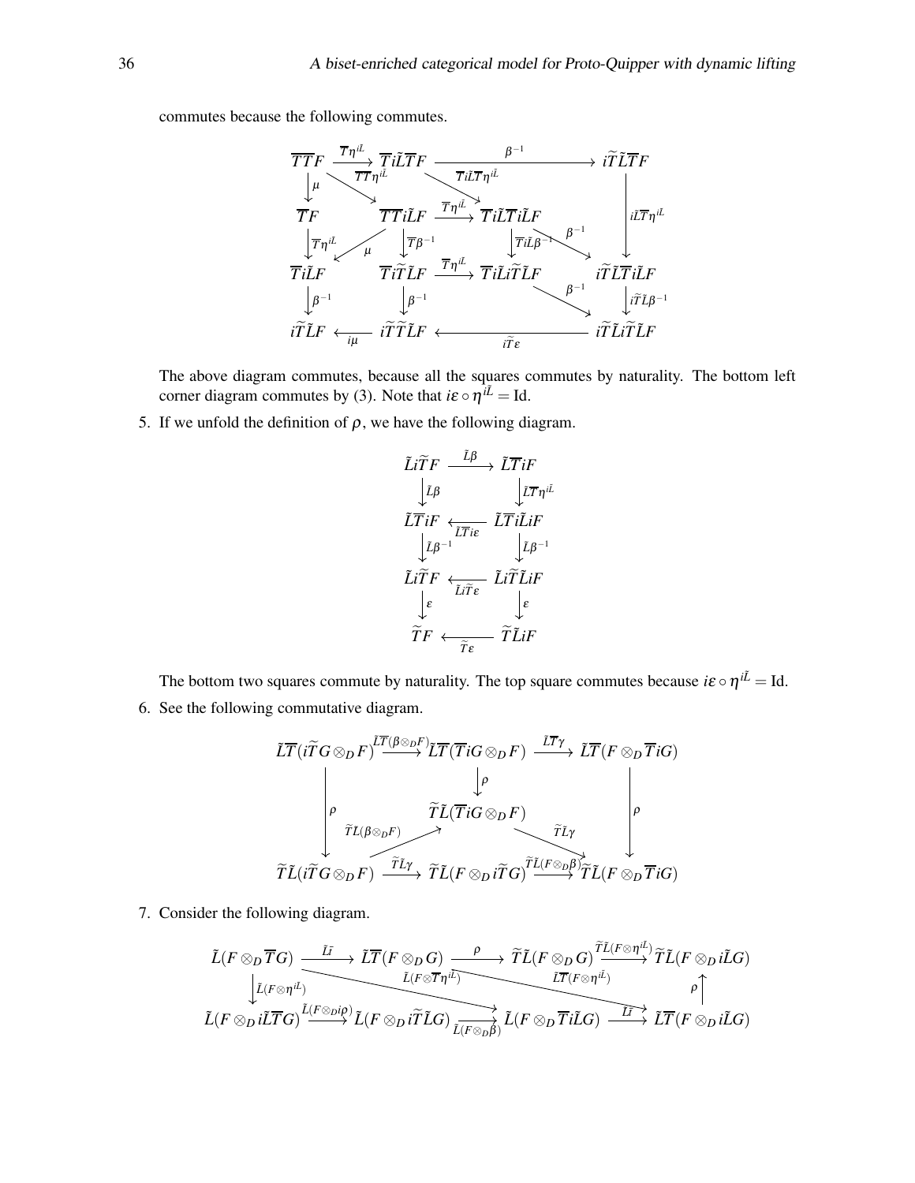commutes because the following commutes.

$$
\begin{array}{ccccccc}
\overline{T}\overline{T}F & \xrightarrow{\overline{T}\eta^{i\tilde{L}}} & \overline{T}i\tilde{L}\overline{T}F & & \xrightarrow{\beta^{-1}} & & i\widetilde{T}\tilde{L}\overline{T}F \\
\downarrow \mu & \searrow^{\overline{T}\overline{T}\eta^{i\tilde{L}}} & & \searrow^{\overline{T}i\tilde{L}\overline{T}\eta^{i\tilde{L}}} & & & \downarrow i\tilde{L}\overline{T}\eta^{i\tilde{L}} \\
\overline{T}F & & \overline{T}\overline{T}i\tilde{L}F & \xrightarrow{\overline{T}\eta^{i\tilde{L}}} & \overline{T}i\tilde{L}\overline{T}i\tilde{L}F & \xrightarrow{\beta^{-1}} & i\widetilde{T}\tilde{L}\overline{T}i\tilde{L}F \\
\downarrow \overline{T}\eta^{i\tilde{L}} & \swarrow^{\mu} & \downarrow \overline{T}\beta^{-1} & & \downarrow \overline{T}i\tilde{L}\beta^{-1} & & \downarrow i\widetilde{T}\tilde{L}\beta^{-1} \\
\overline{T}i\tilde{L}F & & \overline{T}i\widetilde{T}\tilde{L}F & \xrightarrow{\overline{T}\eta^{i\tilde{L}}} & \overline{T}i\tilde{L}i\widetilde{T}\tilde{L}F & \xrightarrow{\beta^{-1}} & i\widetilde{T}\tilde{L}i\widetilde{T}\tilde{L}F \\
\downarrow \beta^{-1} & & \downarrow \beta^{-1} & & & & \\
i\widetilde{T}\tilde{L}F & \xleftarrow{i\mu} & i\widetilde{T}\widetilde{T}\tilde{L}F & & \xleftarrow{i\widetilde{T}\varepsilon} & & i\widetilde{T}\tilde{L}i\widetilde{T}\tilde{L}F
\end{array}
$$

The above diagram commutes, because all the squares commutes by naturality. The bottom left corner diagram commutes by (3). Note that $i\varepsilon \circ \eta^{i\tilde{L}} = \mathrm{Id}$.

5. If we unfold the definition of $\rho$, we have the following diagram.

$$
\begin{array}{ccc}
\tilde{L}i\widetilde{T}F & \xrightarrow{\tilde{L}\beta} & \tilde{L}\overline{T}iF \\
\downarrow \tilde{L}\beta & & \downarrow \tilde{L}\overline{T}\eta^{i\tilde{L}} \\
\tilde{L}\overline{T}iF & \xleftarrow{\tilde{L}\overline{T}i\varepsilon} & \tilde{L}\overline{T}i\tilde{L}iF \\
\downarrow \tilde{L}\beta^{-1} & & \downarrow \tilde{L}\beta^{-1} \\
\tilde{L}i\widetilde{T}F & \xleftarrow{\tilde{L}i\widetilde{T}\varepsilon} & \tilde{L}i\widetilde{T}\tilde{L}iF \\
\downarrow \varepsilon & & \downarrow \varepsilon \\
\widetilde{T}F & \xleftarrow{\widetilde{T}\varepsilon} & \widetilde{T}\tilde{L}iF
\end{array}
$$

The bottom two squares commute by naturality. The top square commutes because $i\varepsilon \circ \eta^{i\tilde{L}} = \mathrm{Id}$.

6. See the following commutative diagram.

$$
\begin{array}{ccccc}
\tilde{L}\overline{T}(i\widetilde{T}G \otimes_D F) & \xrightarrow{\tilde{L}\overline{T}(\beta \otimes_D F)} & \tilde{L}\overline{T}(\overline{T}iG \otimes_D F) & \xrightarrow{\tilde{L}\overline{T}\gamma} & \tilde{L}\overline{T}(F \otimes_D \overline{T}iG) \\
\downarrow \rho & & \downarrow \rho & & \downarrow \rho \\
& \nearrow^{\widetilde{T}\tilde{L}(\beta \otimes_D F)} & \widetilde{T}\tilde{L}(\overline{T}iG \otimes_D F) & \searrow^{\widetilde{T}\tilde{L}\gamma} & \\
\widetilde{T}\tilde{L}(i\widetilde{T}G \otimes_D F) & \xrightarrow{\widetilde{T}\tilde{L}\gamma} & \widetilde{T}\tilde{L}(F \otimes_D i\widetilde{T}G) & \xrightarrow{\widetilde{T}\tilde{L}(F \otimes_D \beta)} & \widetilde{T}\tilde{L}(F \otimes_D \overline{T}iG)
\end{array}
$$

7. Consider the following diagram.

$$
\begin{array}{ccccccc}
\tilde{L}(F \otimes_D \overline{T}G) & \xrightarrow{\tilde{L}\tilde{\iota}} & \tilde{L}\overline{T}(F \otimes_D G) & \xrightarrow{\rho} & \widetilde{T}\tilde{L}(F \otimes_D G) & \xrightarrow{\widetilde{T}\tilde{L}(F \otimes \eta^{i\tilde{L}})} & \widetilde{T}\tilde{L}(F \otimes_D i\tilde{L}G) \\
\downarrow \tilde{L}(F \otimes \eta^{i\tilde{L}}) & \searrow^{\tilde{L}(F \otimes \overline{T}\eta^{i\tilde{L}})} & & \searrow^{\tilde{L}\overline{T}(F \otimes \eta^{i\tilde{L}})} & & & \uparrow \rho \\
\tilde{L}(F \otimes_D i\tilde{L}\overline{T}G) & \xrightarrow{\tilde{L}(F \otimes_D i\rho)} & \tilde{L}(F \otimes_D i\widetilde{T}\tilde{L}G) & \xrightarrow{\tilde{L}(F \otimes_D \beta)} & \tilde{L}(F \otimes_D \overline{T}i\tilde{L}G) & \xrightarrow{\tilde{L}\tilde{\iota}} & \tilde{L}\overline{T}(F \otimes_D i\tilde{L}G)
\end{array}
$$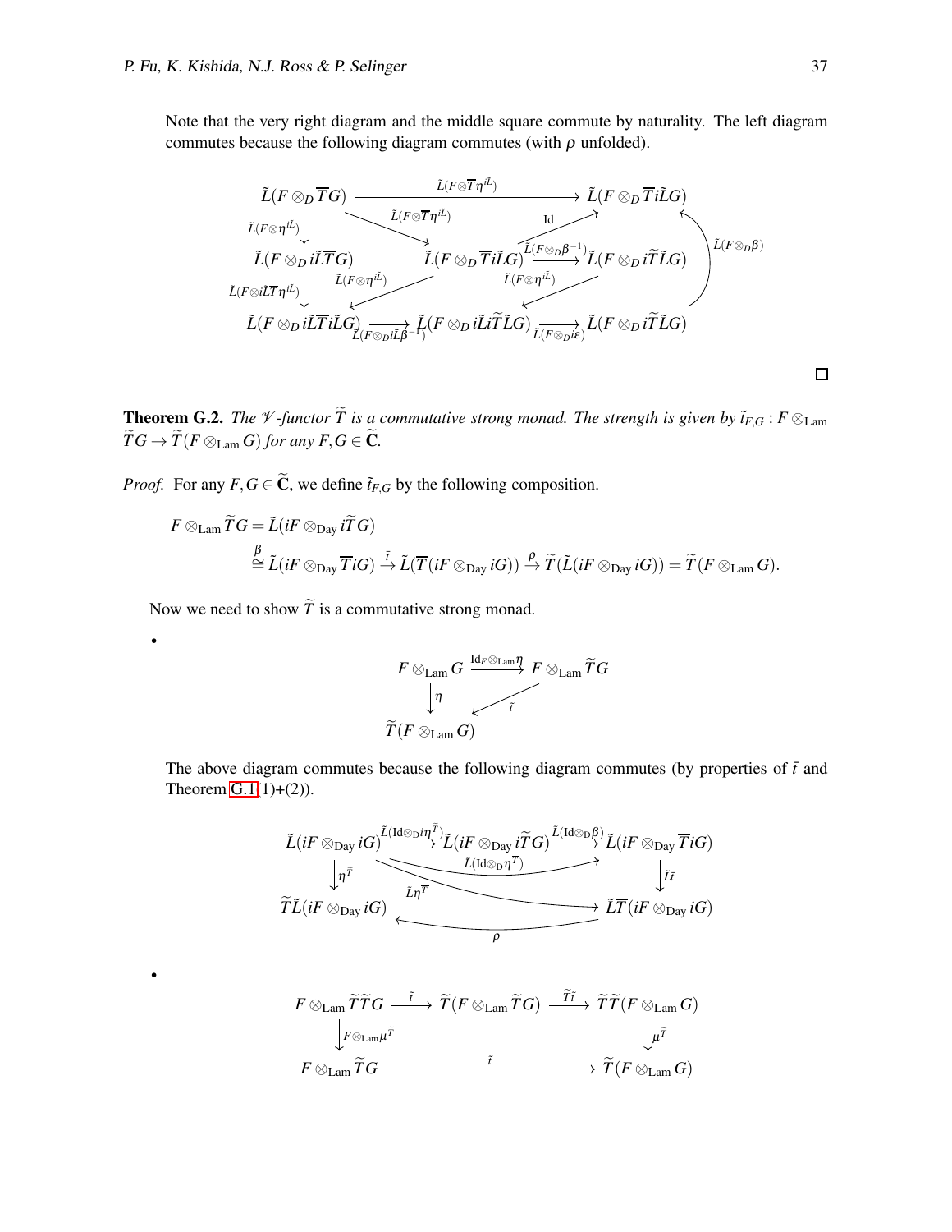Note that the very right diagram and the middle square commute by naturality. The left diagram commutes because the following diagram commutes (with $\rho$ unfolded).

$$
\begin{array}{ccccc}
\tilde{L}(F \otimes_D \overline{T}G) & & \xrightarrow{\tilde{L}(F\otimes\overline{T}\eta^{i\tilde{L}})} & & \tilde{L}(F \otimes_D \overline{T}i\tilde{L}G) \\
\downarrow{\scriptstyle \tilde{L}(F\otimes\eta^{i\tilde{L}})} & \searrow{\scriptstyle \tilde{L}(F\otimes\overline{T}\eta^{i\tilde{L}})} & & \nearrow{\scriptstyle \mathrm{Id}} & \uparrow{\scriptstyle \tilde{L}(F\otimes_D\beta)} \\
\tilde{L}(F \otimes_D i\tilde{L}\overline{T}G) & & \tilde{L}(F \otimes_D \overline{T}i\tilde{L}G) & \xrightarrow{\tilde{L}(F\otimes_D\beta^{-1})} & \tilde{L}(F \otimes_D i\widetilde{T}\tilde{L}G) \\
\downarrow{\scriptstyle \tilde{L}(F\otimes i\tilde{L}\overline{T}\eta^{i\tilde{L}})} & \swarrow{\scriptstyle \tilde{L}(F\otimes\eta^{i\tilde{L}})} & & \swarrow{\scriptstyle \tilde{L}(F\otimes\eta^{i\tilde{L}})} & \\
\tilde{L}(F \otimes_D i\tilde{L}\overline{T}i\tilde{L}G) & \xrightarrow{\tilde{L}(F\otimes_D i\tilde{L}\beta^{-1})} & \tilde{L}(F \otimes_D i\tilde{L}i\widetilde{T}\tilde{L}G) & \xrightarrow{\tilde{L}(F\otimes_D i\varepsilon)} & \tilde{L}(F \otimes_D i\widetilde{T}\tilde{L}G)
\end{array}
$$

□

**Theorem G.2.** *The $\mathscr{V}$-functor $\widetilde{T}$ is a commutative strong monad. The strength is given by $\tilde{t}_{F,G} : F \otimes_{\mathrm{Lam}} \widetilde{T}G \to \widetilde{T}(F \otimes_{\mathrm{Lam}} G)$ for any $F, G \in \widetilde{\mathbf{C}}$.*

*Proof.* For any $F, G \in \widetilde{\mathbf{C}}$, we define $\tilde{t}_{F,G}$ by the following composition.

$$
\begin{aligned}
F \otimes_{\mathrm{Lam}} \widetilde{T}G &= \tilde{L}(iF \otimes_{\mathrm{Day}} i\widetilde{T}G) \\
&\overset{\beta}{\cong} \tilde{L}(iF \otimes_{\mathrm{Day}} \overline{T}iG) \xrightarrow{\bar{t}} \tilde{L}(\overline{T}(iF \otimes_{\mathrm{Day}} iG)) \xrightarrow{\rho} \widetilde{T}(\tilde{L}(iF \otimes_{\mathrm{Day}} iG)) = \widetilde{T}(F \otimes_{\mathrm{Lam}} G).
\end{aligned}
$$

Now we need to show $\widetilde{T}$ is a commutative strong monad.

- $$
\begin{array}{ccc}
F \otimes_{\mathrm{Lam}} G & \xrightarrow{\mathrm{Id}_F \otimes_{\mathrm{Lam}} \eta} & F \otimes_{\mathrm{Lam}} \widetilde{T}G \\
\downarrow{\scriptstyle \eta} & \swarrow{\scriptstyle \tilde{t}} & \\
\widetilde{T}(F \otimes_{\mathrm{Lam}} G) & &
\end{array}
$$

  The above diagram commutes because the following diagram commutes (by properties of $\bar{t}$ and Theorem G.1(1)+(2)).

  $$
\begin{array}{ccccc}
\tilde{L}(iF \otimes_{\mathrm{Day}} iG) & \xrightarrow{\tilde{L}(\mathrm{Id}\otimes_D i\eta^{\widetilde{T}})} & \tilde{L}(iF \otimes_{\mathrm{Day}} i\widetilde{T}G) & \xrightarrow{\tilde{L}(\mathrm{Id}\otimes_D \beta)} & \tilde{L}(iF \otimes_{\mathrm{Day}} \overline{T}iG) \\
& & \xrightarrow{\tilde{L}(\mathrm{Id}\otimes_D \eta^{\overline{T}})} & & \\
\downarrow{\scriptstyle \eta^{\widetilde{T}}} & & \xrightarrow{\tilde{L}\eta^{\overline{T}}} & & \downarrow{\scriptstyle \tilde{L}\bar{t}} \\
\widetilde{T}\tilde{L}(iF \otimes_{\mathrm{Day}} iG) & & \xleftarrow{\rho} & & \tilde{L}\overline{T}(iF \otimes_{\mathrm{Day}} iG)
\end{array}
$$

- $$
\begin{array}{ccccc}
F \otimes_{\mathrm{Lam}} \widetilde{T}\widetilde{T}G & \xrightarrow{\tilde{t}} & \widetilde{T}(F \otimes_{\mathrm{Lam}} \widetilde{T}G) & \xrightarrow{\widetilde{T}\tilde{t}} & \widetilde{T}\widetilde{T}(F \otimes_{\mathrm{Lam}} G) \\
\downarrow{\scriptstyle F\otimes_{\mathrm{Lam}}\mu^{\widetilde{T}}} & & & & \downarrow{\scriptstyle \mu^{\widetilde{T}}} \\
F \otimes_{\mathrm{Lam}} \widetilde{T}G & & \xrightarrow{\tilde{t}} & & \widetilde{T}(F \otimes_{\mathrm{Lam}} G)
\end{array}
$$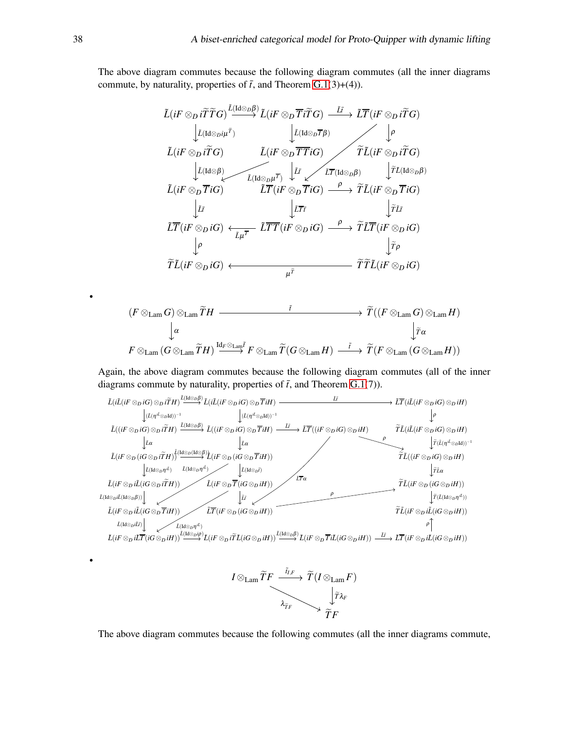The above diagram commutes because the following diagram commutes (all the inner diagrams commute, by naturality, properties of $\bar{t}$, and Theorem G.1(3)+(4)).

$$
\begin{array}{ccccc}
\tilde{L}(iF \otimes_D i\widetilde{T}\widetilde{T}G) & \xrightarrow{\tilde{L}(\mathrm{Id}\otimes_D\beta)} & \tilde{L}(iF \otimes_D \overline{T}i\widetilde{T}G) & \xrightarrow{\tilde{L}\bar{t}} & \tilde{L}\overline{T}(iF \otimes_D i\widetilde{T}G) \\
\downarrow{\scriptstyle \tilde{L}(\mathrm{Id}\otimes_D i\mu^{\widetilde{T}})} & & \downarrow{\scriptstyle \tilde{L}(\mathrm{Id}\otimes_D\overline{T}\beta)} & & \downarrow{\scriptstyle \rho} \\
\tilde{L}(iF \otimes_D i\widetilde{T}G) & & \tilde{L}(iF \otimes_D \overline{T}\overline{T}iG) & & \widetilde{T}\tilde{L}(iF \otimes_D i\widetilde{T}G) \\
\downarrow{\scriptstyle \tilde{L}(\mathrm{Id}\otimes\beta)} & & \downarrow{\scriptstyle \tilde{L}\bar{t}} & & \downarrow{\scriptstyle \widetilde{T}\tilde{L}(\mathrm{Id}\otimes_D\beta)} \\
\tilde{L}(iF \otimes_D \overline{T}iG) & & \tilde{L}\overline{T}(iF \otimes_D \overline{T}iG) & \xrightarrow{\rho} & \widetilde{T}\tilde{L}(iF \otimes_D \overline{T}iG) \\
\downarrow{\scriptstyle \tilde{L}\bar{t}} & & \downarrow{\scriptstyle \tilde{L}\overline{T}\bar{t}} & & \downarrow{\scriptstyle \widetilde{T}\tilde{L}\bar{t}} \\
\tilde{L}\overline{T}(iF \otimes_D iG) & \xleftarrow{\tilde{L}\mu^{\overline{T}}} & \tilde{L}\overline{T}\overline{T}(iF \otimes_D iG) & \xrightarrow{\rho} & \widetilde{T}\tilde{L}\overline{T}(iF \otimes_D iG) \\
\downarrow{\scriptstyle \rho} & & & & \downarrow{\scriptstyle \widetilde{T}\rho} \\
\widetilde{T}\tilde{L}(iF \otimes_D iG) & & \xleftarrow{\mu^{\widetilde{T}}} & & \widetilde{T}\widetilde{T}\tilde{L}(iF \otimes_D iG)
\end{array}
$$

(with diagonal arrows $\tilde{L}(\mathrm{Id}\otimes_D\mu^{\overline{T}})$ and $\tilde{L}\overline{T}(\mathrm{Id}\otimes_D\beta)$)

- 

$$
\begin{array}{ccccc}
(F \otimes_{\mathrm{Lam}} G) \otimes_{\mathrm{Lam}} \widetilde{T}H & & \xrightarrow{\tilde{t}} & & \widetilde{T}((F \otimes_{\mathrm{Lam}} G) \otimes_{\mathrm{Lam}} H) \\
\downarrow{\scriptstyle \alpha} & & & & \downarrow{\scriptstyle \widetilde{T}\alpha} \\
F \otimes_{\mathrm{Lam}} (G \otimes_{\mathrm{Lam}} \widetilde{T}H) & \xrightarrow{\mathrm{Id}_F \otimes_{\mathrm{Lam}} \tilde{t}} & F \otimes_{\mathrm{Lam}} \widetilde{T}(G \otimes_{\mathrm{Lam}} H) & \xrightarrow{\tilde{t}} & \widetilde{T}(F \otimes_{\mathrm{Lam}} (G \otimes_{\mathrm{Lam}} H))
\end{array}
$$

Again, the above diagram commutes because the following diagram commutes (all of the inner diagrams commute by naturality, properties of $\bar{t}$, and Theorem G.1(7)).

$$
\begin{array}{cccc}
\tilde{L}(i\tilde{L}(iF \otimes_D iG) \otimes_D i\widetilde{T}H) \xrightarrow{\tilde{L}(\mathrm{Id}\otimes_D\beta)} & \tilde{L}(i\tilde{L}(iF \otimes_D iG) \otimes_D \overline{T}iH) & \xrightarrow{\tilde{L}\bar{t}} & \tilde{L}\overline{T}(i\tilde{L}(iF \otimes_D iG) \otimes_D iH) \\
\downarrow{\scriptstyle (\tilde{L}(\eta^{i\tilde{L}}\otimes_D\mathrm{Id}))^{-1}} & \downarrow{\scriptstyle (\tilde{L}(\eta^{i\tilde{L}}\otimes_D\mathrm{Id}))^{-1}} & & \downarrow{\scriptstyle \rho} \\
\tilde{L}((iF \otimes_D iG) \otimes_D i\widetilde{T}H) \xrightarrow{\tilde{L}(\mathrm{Id}\otimes\beta)} & \tilde{L}((iF \otimes_D iG) \otimes_D \overline{T}iH) \xrightarrow{\tilde{L}\bar{t}} & \tilde{L}\overline{T}((iF \otimes_D iG) \otimes_D iH) & \widetilde{T}\tilde{L}(i\tilde{L}(iF \otimes_D iG) \otimes_D iH) \\
\downarrow{\scriptstyle \tilde{L}\alpha} & \downarrow{\scriptstyle \tilde{L}\alpha} & & \downarrow{\scriptstyle \widetilde{T}(\tilde{L}(\eta^{i\tilde{L}}\otimes_D\mathrm{Id}))^{-1}} \\
\tilde{L}(iF \otimes_D (iG \otimes_D i\widetilde{T}H)) \xrightarrow{\tilde{L}(\mathrm{Id}\otimes_D(\mathrm{Id}\otimes\beta))} & \tilde{L}(iF \otimes_D (iG \otimes_D \overline{T}iH)) & & \widetilde{T}\tilde{L}((iF \otimes_D iG) \otimes_D iH) \\
\downarrow{\scriptstyle \tilde{L}(\mathrm{Id}\otimes_D\eta^{i\tilde{L}})} & \downarrow{\scriptstyle \tilde{L}(\mathrm{Id}\otimes_D\bar{t})} & & \downarrow{\scriptstyle \widetilde{T}\tilde{L}\alpha} \\
\tilde{L}(iF \otimes_D i\tilde{L}(iG \otimes_D i\widetilde{T}H)) & \tilde{L}(iF \otimes_D \overline{T}(iG \otimes_D iH)) & & \widetilde{T}\tilde{L}(iF \otimes_D (iG \otimes_D iH)) \\
\downarrow{\scriptstyle \tilde{L}(\mathrm{Id}\otimes_D i\tilde{L}(\mathrm{Id}\otimes_D\beta))} & \downarrow{\scriptstyle \tilde{L}\bar{t}} & & \downarrow{\scriptstyle \widetilde{T}(\tilde{L}(\mathrm{Id}\otimes_D\eta^{i\tilde{L}}))} \\
\tilde{L}(iF \otimes_D i\tilde{L}(iG \otimes_D \overline{T}iH)) & \tilde{L}\overline{T}(iF \otimes_D (iG \otimes_D iH)) & & \widetilde{T}\tilde{L}(iF \otimes_D i\tilde{L}(iG \otimes_D iH)) \\
\downarrow{\scriptstyle \tilde{L}(\mathrm{Id}\otimes_D i\tilde{L}\bar{t})} & & & \uparrow{\scriptstyle \rho} \\
\tilde{L}(iF \otimes_D i\tilde{L}\overline{T}(iG \otimes_D iH)) \xrightarrow{\tilde{L}(\mathrm{Id}\otimes_D i\rho)} & \tilde{L}(iF \otimes_D i\widetilde{T}\tilde{L}(iG \otimes_D iH)) \xrightarrow{\tilde{L}(\mathrm{Id}\otimes_D\beta)} & \tilde{L}(iF \otimes_D \overline{T}i\tilde{L}(iG \otimes_D iH)) \xrightarrow{\tilde{L}\bar{t}} & \tilde{L}\overline{T}(iF \otimes_D i\tilde{L}(iG \otimes_D iH))
\end{array}
$$

(with diagonal arrows $\tilde{L}(\mathrm{Id}\otimes_D\eta^{i\tilde{L}})$, $\tilde{L}\overline{T}\alpha$, and $\rho$)

- 

$$
\begin{array}{ccc}
I \otimes_{\mathrm{Lam}} \widetilde{T}F & \xrightarrow{\tilde{t}_{I,F}} & \widetilde{T}(I \otimes_{\mathrm{Lam}} F) \\
& \searrow{\scriptstyle \lambda_{\widetilde{T}F}} & \downarrow{\scriptstyle \widetilde{T}\lambda_F} \\
& & \widetilde{T}F
\end{array}
$$

The above diagram commutes because the following commutes (all the inner diagrams commute,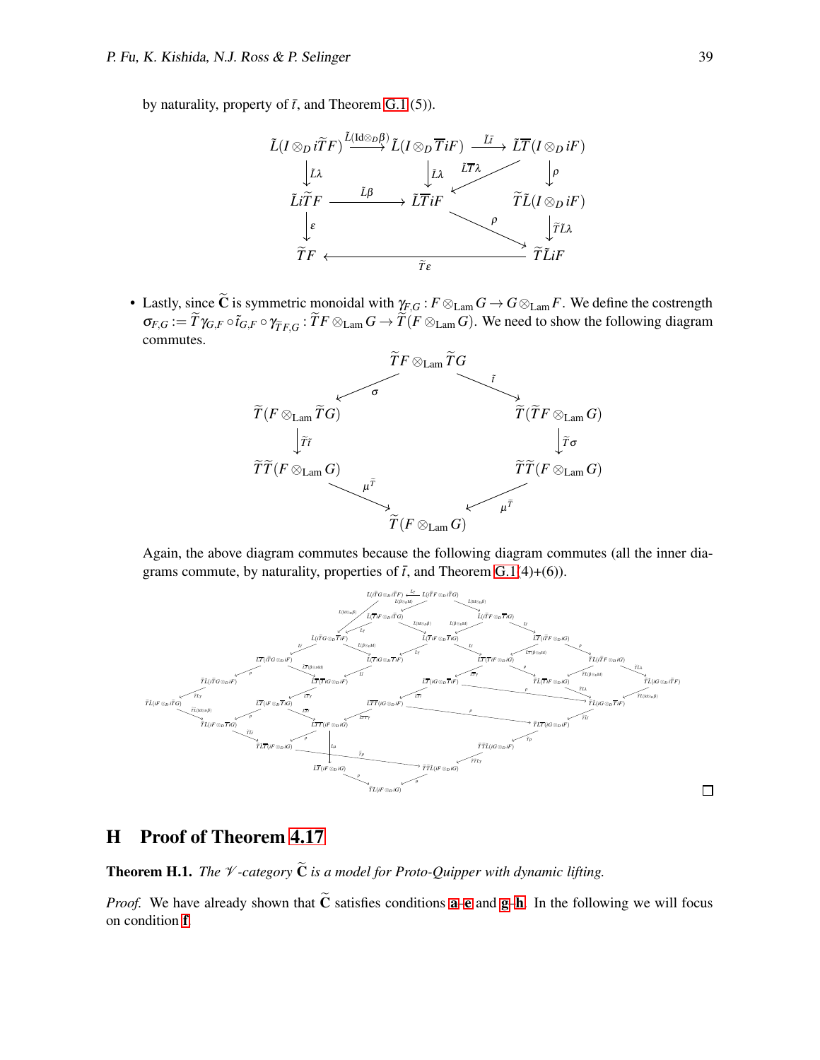by naturality, property of $\tilde{t}$, and Theorem G.1 (5)).

$$
\begin{array}{ccccc}
\tilde{L}(I \otimes_D i\widetilde{T}F) & \xrightarrow{\tilde{L}(\mathrm{Id} \otimes_D \beta)} & \tilde{L}(I \otimes_D \overline{T}iF) & \xrightarrow{\tilde{L}\tilde{t}} & \tilde{L}\overline{T}(I \otimes_D iF) \\
\downarrow \tilde{L}\lambda & & \downarrow \tilde{L}\lambda & \swarrow \tilde{L}\overline{T}\lambda & \downarrow \rho \\
\tilde{L}i\widetilde{T}F & \xrightarrow{\tilde{L}\beta} & \tilde{L}\overline{T}iF & & \widetilde{T}\tilde{L}(I \otimes_D iF) \\
\downarrow \varepsilon & & & \searrow \rho & \downarrow \widetilde{T}\tilde{L}\lambda \\
\widetilde{T}F & & \xleftarrow{\widetilde{T}\varepsilon} & & \widetilde{T}\tilde{L}iF
\end{array}
$$

- Lastly, since $\widetilde{\mathbf{C}}$ is symmetric monoidal with $\gamma_{F,G} : F \otimes_{\mathrm{Lam}} G \to G \otimes_{\mathrm{Lam}} F$. We define the costrength $\sigma_{F,G} := \widetilde{T}\gamma_{G,F} \circ \tilde{t}_{G,F} \circ \gamma_{\widetilde{T}F,G} : \widetilde{T}F \otimes_{\mathrm{Lam}} G \to \widetilde{T}(F \otimes_{\mathrm{Lam}} G)$. We need to show the following diagram commutes.

$$
\begin{array}{ccc}
 & \widetilde{T}F \otimes_{\mathrm{Lam}} \widetilde{T}G & \\
\swarrow \sigma & & \searrow \tilde{t} \\
\widetilde{T}(F \otimes_{\mathrm{Lam}} \widetilde{T}G) & & \widetilde{T}(\widetilde{T}F \otimes_{\mathrm{Lam}} G) \\
\downarrow \widetilde{T}\tilde{t} & & \downarrow \widetilde{T}\sigma \\
\widetilde{T}\widetilde{T}(F \otimes_{\mathrm{Lam}} G) & & \widetilde{T}\widetilde{T}(F \otimes_{\mathrm{Lam}} G) \\
\searrow \mu^{\widetilde{T}} & & \swarrow \mu^{\widetilde{T}} \\
 & \widetilde{T}(F \otimes_{\mathrm{Lam}} G) &
\end{array}
$$

Again, the above diagram commutes because the following diagram commutes (all the inner diagrams commute, by naturality, properties of $\tilde{t}$, and Theorem G.1(4)+(6)).

□

## H Proof of Theorem 4.17

**Theorem H.1.** *The $\mathscr{V}$-category $\widetilde{\mathbf{C}}$ is a model for Proto-Quipper with dynamic lifting.*

*Proof.* We have already shown that $\widetilde{\mathbf{C}}$ satisfies conditions a–e and g–h. In the following we will focus on condition f.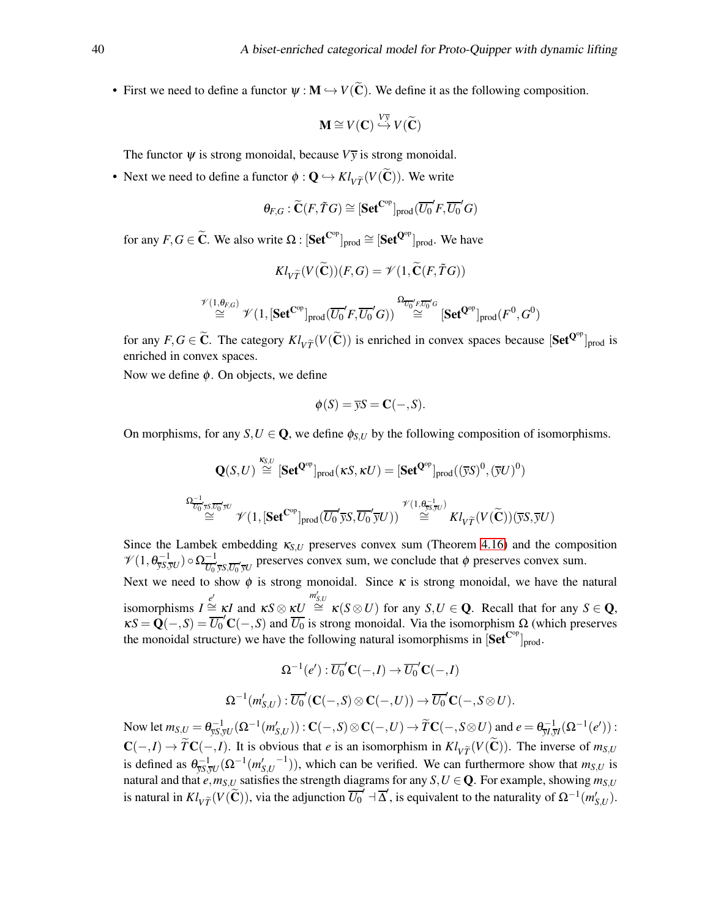- First we need to define a functor $\psi : \mathbf{M} \hookrightarrow V(\widetilde{\mathbf{C}})$. We define it as the following composition.

$$\mathbf{M} \cong V(\mathbf{C}) \overset{V\overline{y}}{\hookrightarrow} V(\widetilde{\mathbf{C}})$$

The functor $\psi$ is strong monoidal, because $V\overline{y}$ is strong monoidal.

- Next we need to define a functor $\phi : \mathbf{Q} \hookrightarrow Kl_{V\widetilde{T}}(V(\widetilde{\mathbf{C}}))$. We write

$$\theta_{F,G} : \widetilde{\mathbf{C}}(F, \tilde{T}G) \cong [\mathbf{Set}^{\mathbf{C}^{\mathrm{op}}}]_{\mathrm{prod}}(\overline{U_0}'F, \overline{U_0}'G)$$

for any $F, G \in \widetilde{\mathbf{C}}$. We also write $\Omega : [\mathbf{Set}^{\mathbf{C}^{\mathrm{op}}}]_{\mathrm{prod}} \cong [\mathbf{Set}^{\mathbf{Q}^{\mathrm{op}}}]_{\mathrm{prod}}$. We have

$$Kl_{V\widetilde{T}}(V(\widetilde{\mathbf{C}}))(F,G) = \mathscr{V}(1, \widetilde{\mathbf{C}}(F, \tilde{T}G))$$

$$\overset{\mathscr{V}(1,\theta_{F,G})}{\cong} \mathscr{V}(1, [\mathbf{Set}^{\mathbf{C}^{\mathrm{op}}}]_{\mathrm{prod}}(\overline{U_0}'F, \overline{U_0}'G)) \overset{\Omega_{\overline{U_0}'F, \overline{U_0}'G}}{\cong} [\mathbf{Set}^{\mathbf{Q}^{\mathrm{op}}}]_{\mathrm{prod}}(F^0, G^0)$$

for any $F, G \in \widetilde{\mathbf{C}}$. The category $Kl_{V\widetilde{T}}(V(\widetilde{\mathbf{C}}))$ is enriched in convex spaces because $[\mathbf{Set}^{\mathbf{Q}^{\mathrm{op}}}]_{\mathrm{prod}}$ is enriched in convex spaces.

Now we define $\phi$. On objects, we define

$$\phi(S) = \overline{y}S = \mathbf{C}(-,S).$$

On morphisms, for any $S, U \in \mathbf{Q}$, we define $\phi_{S,U}$ by the following composition of isomorphisms.

$$\mathbf{Q}(S,U) \overset{\kappa_{S,U}}{\cong} [\mathbf{Set}^{\mathbf{Q}^{\mathrm{op}}}]_{\mathrm{prod}}(\kappa S, \kappa U) = [\mathbf{Set}^{\mathbf{Q}^{\mathrm{op}}}]_{\mathrm{prod}}((\overline{y}S)^0, (\overline{y}U)^0)$$

$$\overset{\Omega^{-1}_{\overline{U_0}'\overline{y}S, \overline{U_0}'\overline{y}U}}{\cong} \mathscr{V}(1, [\mathbf{Set}^{\mathbf{C}^{\mathrm{op}}}]_{\mathrm{prod}}(\overline{U_0}'\overline{y}S, \overline{U_0}'\overline{y}U)) \overset{\mathscr{V}(1,\theta^{-1}_{\overline{y}S,\overline{y}U})}{\cong} Kl_{V\widetilde{T}}(V(\widetilde{\mathbf{C}}))(\overline{y}S, \overline{y}U)$$

Since the Lambek embedding $\kappa_{S,U}$ preserves convex sum (Theorem 4.16) and the composition $\mathscr{V}(1, \theta^{-1}_{\overline{y}S,\overline{y}U}) \circ \Omega^{-1}_{\overline{U_0}'\overline{y}S, \overline{U_0}'\overline{y}U}$ preserves convex sum, we conclude that $\phi$ preserves convex sum.

Next we need to show $\phi$ is strong monoidal. Since $\kappa$ is strong monoidal, we have the natural isomorphisms $I \overset{e'}{\cong} \kappa I$ and $\kappa S \otimes \kappa U \overset{m'_{S,U}}{\cong} \kappa(S \otimes U)$ for any $S, U \in \mathbf{Q}$. Recall that for any $S \in \mathbf{Q}$, $\kappa S = \mathbf{Q}(-,S) = \overline{U_0}'\mathbf{C}(-,S)$ and $\overline{U_0}$ is strong monoidal. Via the isomorphism $\Omega$ (which preserves the monoidal structure) we have the following natural isomorphisms in $[\mathbf{Set}^{\mathbf{C}^{\mathrm{op}}}]_{\mathrm{prod}}$.

$$\Omega^{-1}(e') : \overline{U_0}'\mathbf{C}(-,I) \to \overline{U_0}'\mathbf{C}(-,I)$$

$$\Omega^{-1}(m'_{S,U}) : \overline{U_0}'(\mathbf{C}(-,S) \otimes \mathbf{C}(-,U)) \to \overline{U_0}'\mathbf{C}(-,S \otimes U).$$

Now let $m_{S,U} = \theta^{-1}_{\overline{y}S,\overline{y}U}(\Omega^{-1}(m'_{S,U})) : \mathbf{C}(-,S) \otimes \mathbf{C}(-,U) \to \widetilde{T}\mathbf{C}(-,S \otimes U)$ and $e = \theta^{-1}_{\overline{y}I,\overline{y}I}(\Omega^{-1}(e')) : \mathbf{C}(-,I) \to \widetilde{T}\mathbf{C}(-,I)$. It is obvious that $e$ is an isomorphism in $Kl_{V\widetilde{T}}(V(\widetilde{\mathbf{C}}))$. The inverse of $m_{S,U}$ is defined as $\theta^{-1}_{\overline{y}S,\overline{y}U}(\Omega^{-1}({m'_{S,U}}^{-1}))$, which can be verified. We can furthermore show that $m_{S,U}$ is natural and that $e, m_{S,U}$ satisfies the strength diagrams for any $S, U \in \mathbf{Q}$. For example, showing $m_{S,U}$ is natural in $Kl_{V\widetilde{T}}(V(\widetilde{\mathbf{C}}))$, via the adjunction $\overline{U_0}' \dashv \overline{\Delta}'$, is equivalent to the naturality of $\Omega^{-1}(m'_{S,U})$.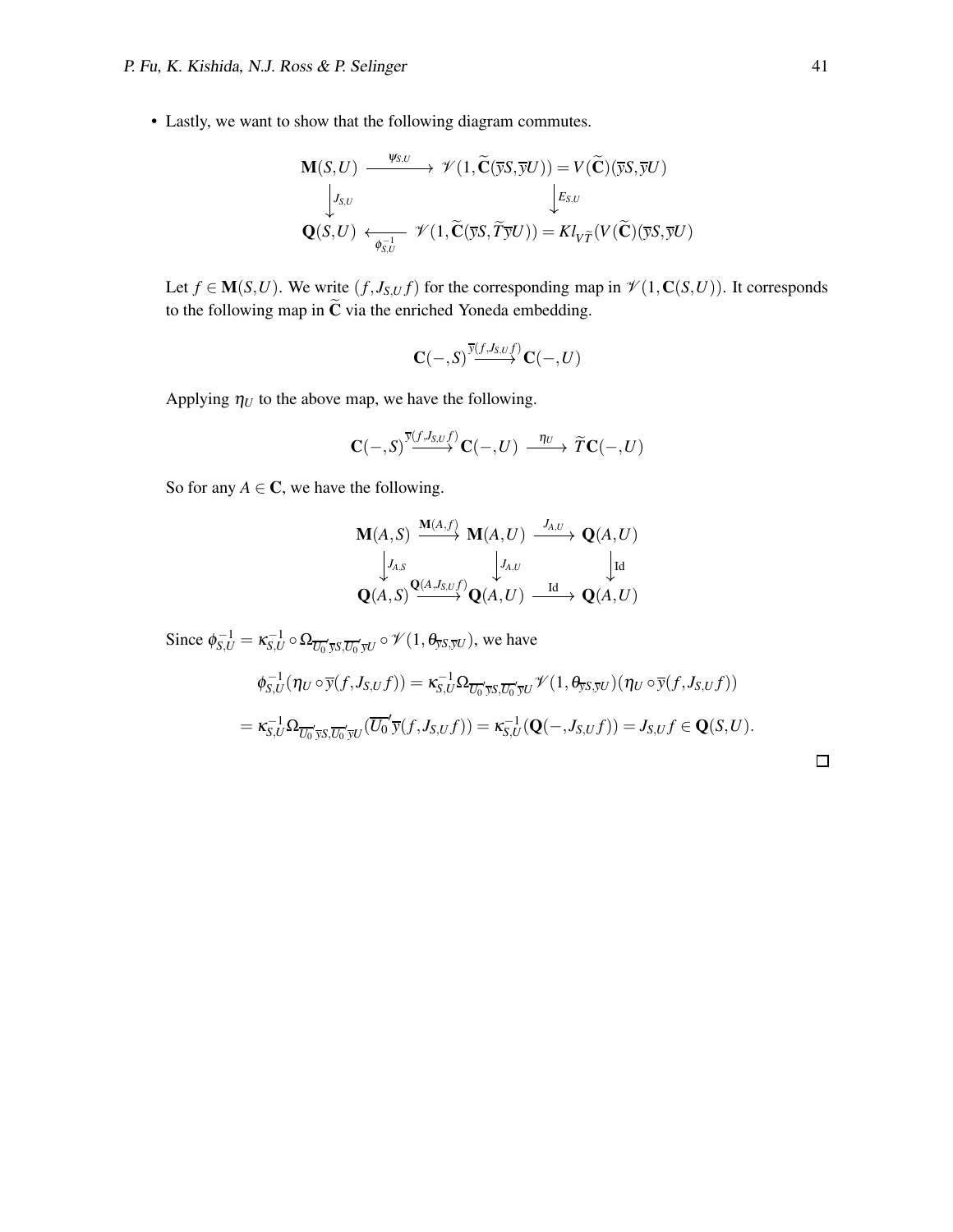- Lastly, we want to show that the following diagram commutes.

$$
\begin{array}{ccc}
\mathbf{M}(S,U) & \xrightarrow{\psi_{S,U}} & \mathscr{V}(1, \widetilde{\mathbf{C}}(\overline{y}S, \overline{y}U)) = V(\widetilde{\mathbf{C}})(\overline{y}S, \overline{y}U) \\
\Big\downarrow J_{S,U} & & \Big\downarrow E_{S,U} \\
\mathbf{Q}(S,U) & \xleftarrow[\phi^{-1}_{S,U}]{} & \mathscr{V}(1, \widetilde{\mathbf{C}}(\overline{y}S, \widetilde{T}\overline{y}U)) = Kl_{V\widetilde{T}}(V(\widetilde{\mathbf{C}})(\overline{y}S, \overline{y}U)
\end{array}
$$

Let $f \in \mathbf{M}(S,U)$. We write $(f, J_{S,U} f)$ for the corresponding map in $\mathscr{V}(1, \mathbf{C}(S,U))$. It corresponds to the following map in $\widetilde{\mathbf{C}}$ via the enriched Yoneda embedding.

$$
\mathbf{C}(-,S) \xrightarrow{\overline{y}(f, J_{S,U} f)} \mathbf{C}(-,U)
$$

Applying $\eta_U$ to the above map, we have the following.

$$
\mathbf{C}(-,S) \xrightarrow{\overline{y}(f, J_{S,U} f)} \mathbf{C}(-,U) \xrightarrow{\eta_U} \widetilde{T}\mathbf{C}(-,U)
$$

So for any $A \in \mathbf{C}$, we have the following.

$$
\begin{array}{ccccc}
\mathbf{M}(A,S) & \xrightarrow{\mathbf{M}(A,f)} & \mathbf{M}(A,U) & \xrightarrow{J_{A,U}} & \mathbf{Q}(A,U) \\
\Big\downarrow J_{A,S} & & \Big\downarrow J_{A,U} & & \Big\downarrow \mathrm{Id} \\
\mathbf{Q}(A,S) & \xrightarrow{\mathbf{Q}(A, J_{S,U} f)} & \mathbf{Q}(A,U) & \xrightarrow{\mathrm{Id}} & \mathbf{Q}(A,U)
\end{array}
$$

Since $\phi^{-1}_{S,U} = \kappa^{-1}_{S,U} \circ \Omega_{\overline{U_0}'\overline{y}S, \overline{U_0}'\overline{y}U} \circ \mathscr{V}(1, \theta_{\overline{y}S, \overline{y}U})$, we have

$$
\phi^{-1}_{S,U}(\eta_U \circ \overline{y}(f, J_{S,U} f)) = \kappa^{-1}_{S,U} \Omega_{\overline{U_0}'\overline{y}S, \overline{U_0}'\overline{y}U} \mathscr{V}(1, \theta_{\overline{y}S, \overline{y}U})(\eta_U \circ \overline{y}(f, J_{S,U} f))
$$

$$
= \kappa^{-1}_{S,U} \Omega_{\overline{U_0}'\overline{y}S, \overline{U_0}'\overline{y}U}(\overline{U_0}'\overline{y}(f, J_{S,U} f)) = \kappa^{-1}_{S,U}(\mathbf{Q}(-, J_{S,U} f)) = J_{S,U} f \in \mathbf{Q}(S,U).
$$

□